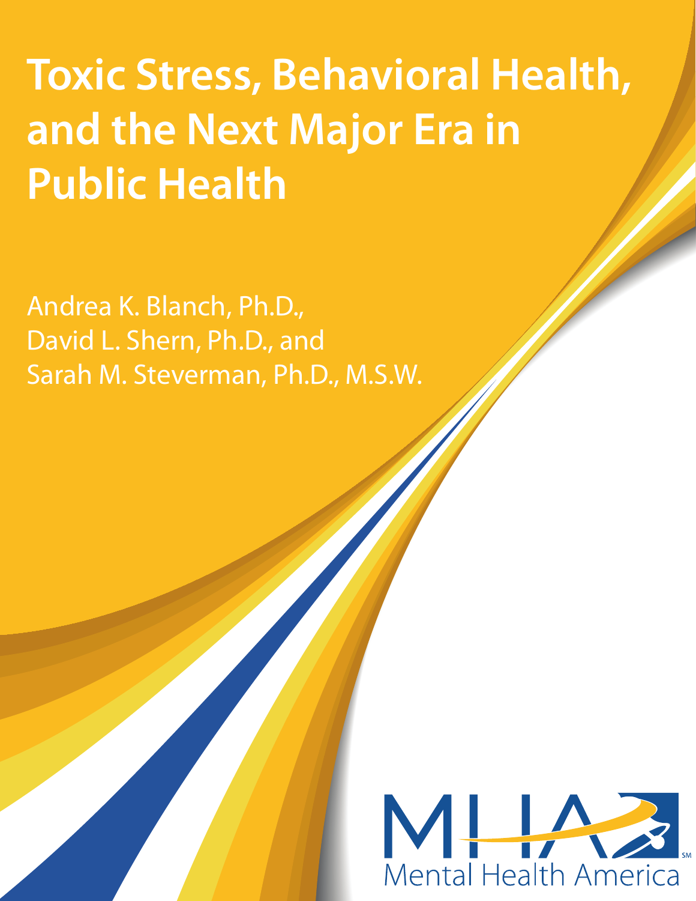# Toxic Stress, Behavioral Health, and the Next Major Era in Public Health

Andrea K. Blanch, Ph.D.,
David L. Shern, Ph.D., and
Sarah M. Steverman, Ph.D., M.S.W.

Mental Health America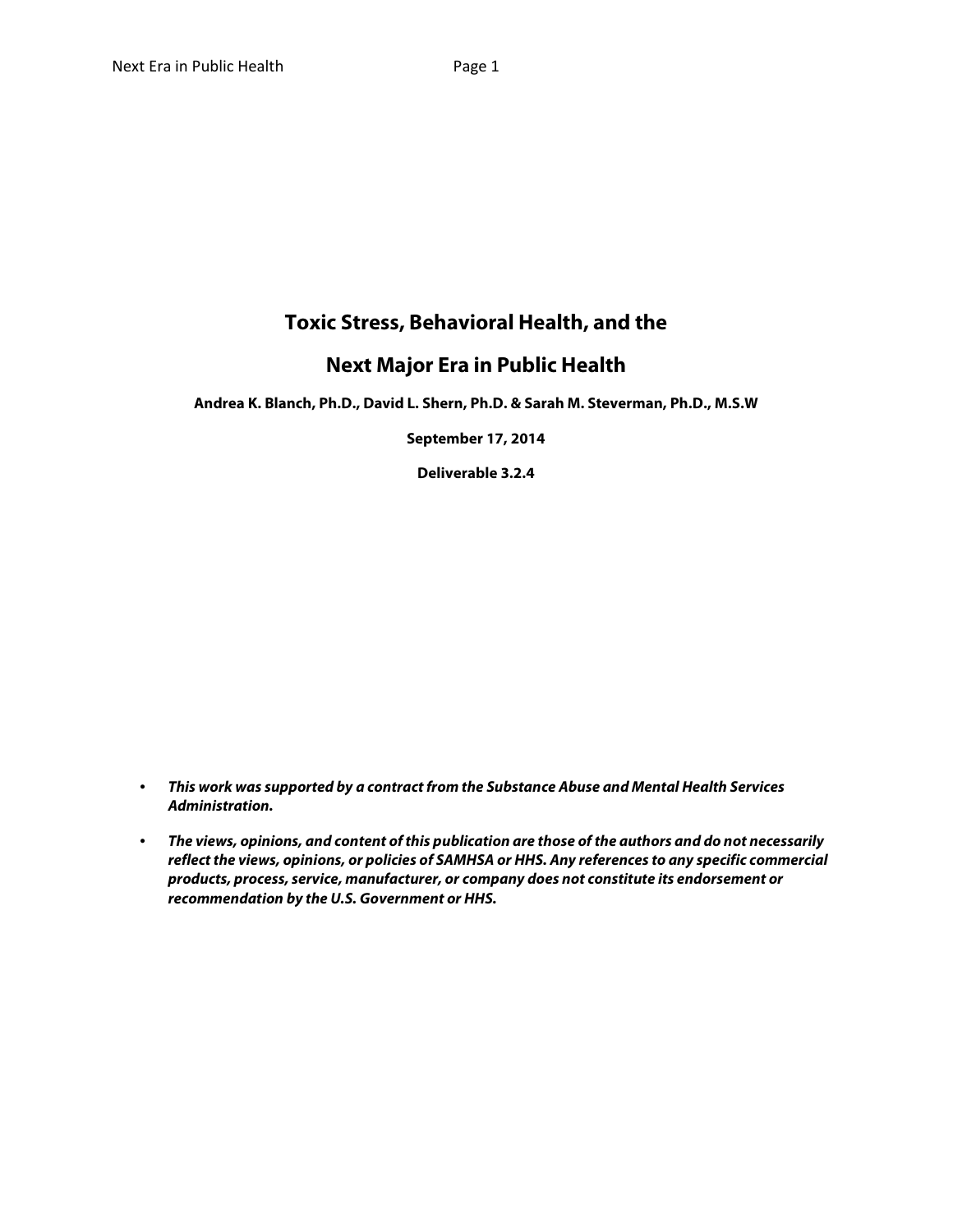# Toxic Stress, Behavioral Health, and the

# Next Major Era in Public Health

**Andrea K. Blanch, Ph.D., David L. Shern, Ph.D. & Sarah M. Steverman, Ph.D., M.S.W**

**September 17, 2014**

**Deliverable 3.2.4**

- ***This work was supported by a contract from the Substance Abuse and Mental Health Services Administration.***
- ***The views, opinions, and content of this publication are those of the authors and do not necessarily reflect the views, opinions, or policies of SAMHSA or HHS. Any references to any specific commercial products, process, service, manufacturer, or company does not constitute its endorsement or recommendation by the U.S. Government or HHS.***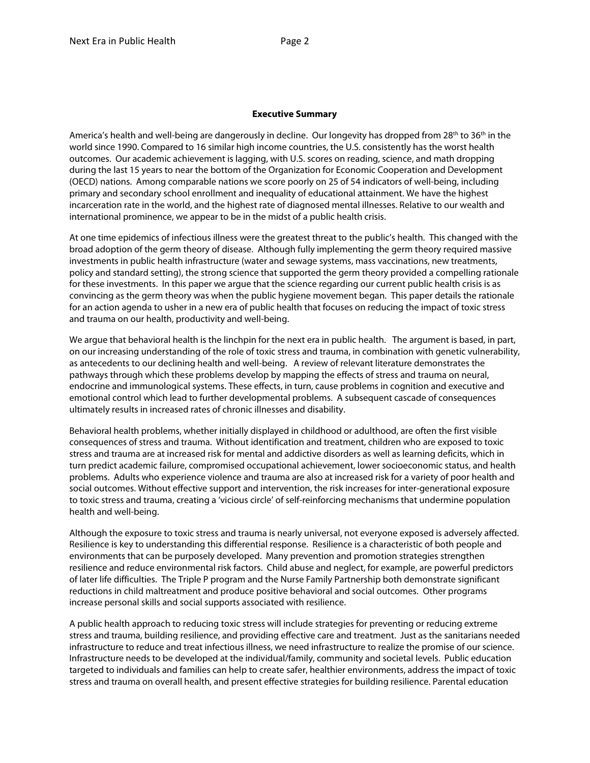**Executive Summary**

America's health and well-being are dangerously in decline. Our longevity has dropped from 28th to 36th in the world since 1990. Compared to 16 similar high income countries, the U.S. consistently has the worst health outcomes. Our academic achievement is lagging, with U.S. scores on reading, science, and math dropping during the last 15 years to near the bottom of the Organization for Economic Cooperation and Development (OECD) nations. Among comparable nations we score poorly on 25 of 54 indicators of well-being, including primary and secondary school enrollment and inequality of educational attainment. We have the highest incarceration rate in the world, and the highest rate of diagnosed mental illnesses. Relative to our wealth and international prominence, we appear to be in the midst of a public health crisis.

At one time epidemics of infectious illness were the greatest threat to the public's health. This changed with the broad adoption of the germ theory of disease. Although fully implementing the germ theory required massive investments in public health infrastructure (water and sewage systems, mass vaccinations, new treatments, policy and standard setting), the strong science that supported the germ theory provided a compelling rationale for these investments. In this paper we argue that the science regarding our current public health crisis is as convincing as the germ theory was when the public hygiene movement began. This paper details the rationale for an action agenda to usher in a new era of public health that focuses on reducing the impact of toxic stress and trauma on our health, productivity and well-being.

We argue that behavioral health is the linchpin for the next era in public health. The argument is based, in part, on our increasing understanding of the role of toxic stress and trauma, in combination with genetic vulnerability, as antecedents to our declining health and well-being. A review of relevant literature demonstrates the pathways through which these problems develop by mapping the effects of stress and trauma on neural, endocrine and immunological systems. These effects, in turn, cause problems in cognition and executive and emotional control which lead to further developmental problems. A subsequent cascade of consequences ultimately results in increased rates of chronic illnesses and disability.

Behavioral health problems, whether initially displayed in childhood or adulthood, are often the first visible consequences of stress and trauma. Without identification and treatment, children who are exposed to toxic stress and trauma are at increased risk for mental and addictive disorders as well as learning deficits, which in turn predict academic failure, compromised occupational achievement, lower socioeconomic status, and health problems. Adults who experience violence and trauma are also at increased risk for a variety of poor health and social outcomes. Without effective support and intervention, the risk increases for inter-generational exposure to toxic stress and trauma, creating a 'vicious circle' of self-reinforcing mechanisms that undermine population health and well-being.

Although the exposure to toxic stress and trauma is nearly universal, not everyone exposed is adversely affected. Resilience is key to understanding this differential response. Resilience is a characteristic of both people and environments that can be purposely developed. Many prevention and promotion strategies strengthen resilience and reduce environmental risk factors. Child abuse and neglect, for example, are powerful predictors of later life difficulties. The Triple P program and the Nurse Family Partnership both demonstrate significant reductions in child maltreatment and produce positive behavioral and social outcomes. Other programs increase personal skills and social supports associated with resilience.

A public health approach to reducing toxic stress will include strategies for preventing or reducing extreme stress and trauma, building resilience, and providing effective care and treatment. Just as the sanitarians needed infrastructure to reduce and treat infectious illness, we need infrastructure to realize the promise of our science. Infrastructure needs to be developed at the individual/family, community and societal levels. Public education targeted to individuals and families can help to create safer, healthier environments, address the impact of toxic stress and trauma on overall health, and present effective strategies for building resilience. Parental education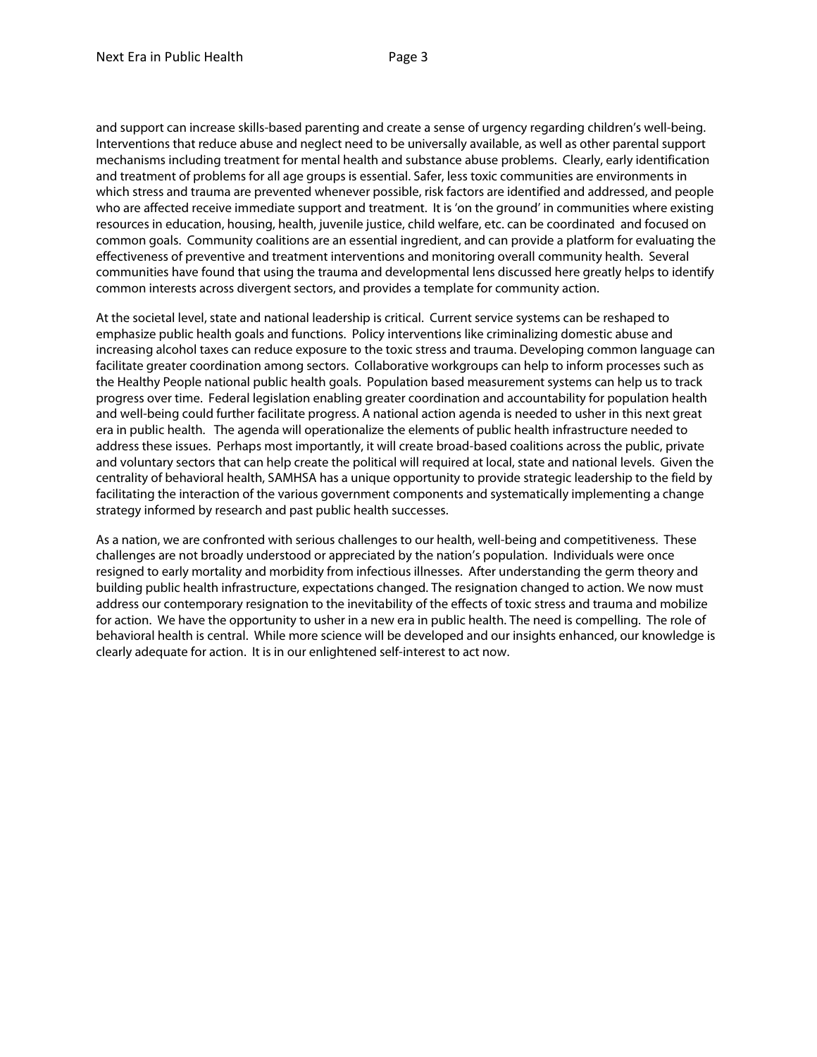and support can increase skills-based parenting and create a sense of urgency regarding children's well-being. Interventions that reduce abuse and neglect need to be universally available, as well as other parental support mechanisms including treatment for mental health and substance abuse problems. Clearly, early identification and treatment of problems for all age groups is essential. Safer, less toxic communities are environments in which stress and trauma are prevented whenever possible, risk factors are identified and addressed, and people who are affected receive immediate support and treatment. It is 'on the ground' in communities where existing resources in education, housing, health, juvenile justice, child welfare, etc. can be coordinated and focused on common goals. Community coalitions are an essential ingredient, and can provide a platform for evaluating the effectiveness of preventive and treatment interventions and monitoring overall community health. Several communities have found that using the trauma and developmental lens discussed here greatly helps to identify common interests across divergent sectors, and provides a template for community action.

At the societal level, state and national leadership is critical. Current service systems can be reshaped to emphasize public health goals and functions. Policy interventions like criminalizing domestic abuse and increasing alcohol taxes can reduce exposure to the toxic stress and trauma. Developing common language can facilitate greater coordination among sectors. Collaborative workgroups can help to inform processes such as the Healthy People national public health goals. Population based measurement systems can help us to track progress over time. Federal legislation enabling greater coordination and accountability for population health and well-being could further facilitate progress. A national action agenda is needed to usher in this next great era in public health. The agenda will operationalize the elements of public health infrastructure needed to address these issues. Perhaps most importantly, it will create broad-based coalitions across the public, private and voluntary sectors that can help create the political will required at local, state and national levels. Given the centrality of behavioral health, SAMHSA has a unique opportunity to provide strategic leadership to the field by facilitating the interaction of the various government components and systematically implementing a change strategy informed by research and past public health successes.

As a nation, we are confronted with serious challenges to our health, well-being and competitiveness. These challenges are not broadly understood or appreciated by the nation's population. Individuals were once resigned to early mortality and morbidity from infectious illnesses. After understanding the germ theory and building public health infrastructure, expectations changed. The resignation changed to action. We now must address our contemporary resignation to the inevitability of the effects of toxic stress and trauma and mobilize for action. We have the opportunity to usher in a new era in public health. The need is compelling. The role of behavioral health is central. While more science will be developed and our insights enhanced, our knowledge is clearly adequate for action. It is in our enlightened self-interest to act now.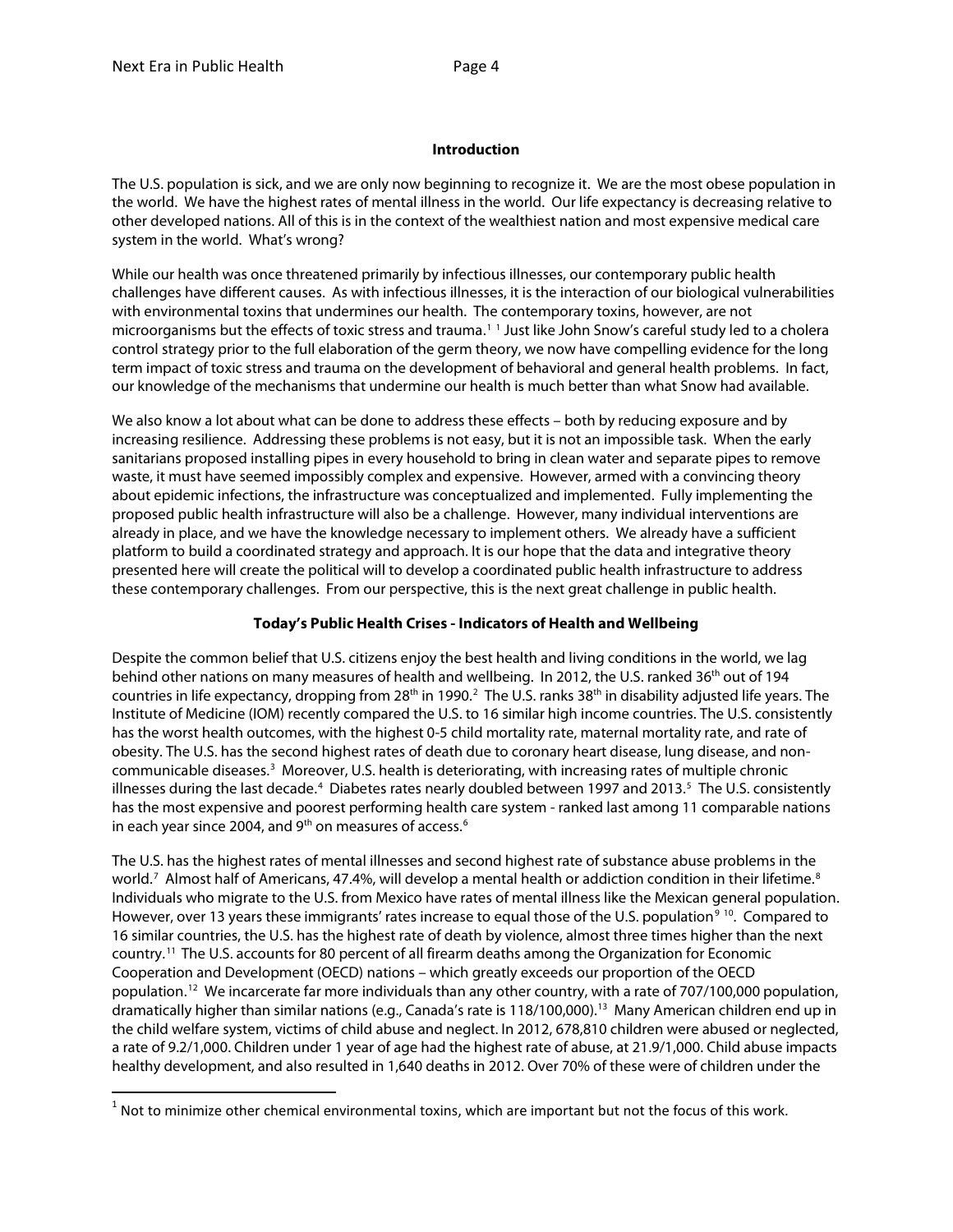## Introduction

The U.S. population is sick, and we are only now beginning to recognize it. We are the most obese population in the world. We have the highest rates of mental illness in the world. Our life expectancy is decreasing relative to other developed nations. All of this is in the context of the wealthiest nation and most expensive medical care system in the world. What's wrong?

While our health was once threatened primarily by infectious illnesses, our contemporary public health challenges have different causes. As with infectious illnesses, it is the interaction of our biological vulnerabilities with environmental toxins that undermines our health. The contemporary toxins, however, are not microorganisms but the effects of toxic stress and trauma.[1] [1] Just like John Snow's careful study led to a cholera control strategy prior to the full elaboration of the germ theory, we now have compelling evidence for the long term impact of toxic stress and trauma on the development of behavioral and general health problems. In fact, our knowledge of the mechanisms that undermine our health is much better than what Snow had available.

We also know a lot about what can be done to address these effects – both by reducing exposure and by increasing resilience. Addressing these problems is not easy, but it is not an impossible task. When the early sanitarians proposed installing pipes in every household to bring in clean water and separate pipes to remove waste, it must have seemed impossibly complex and expensive. However, armed with a convincing theory about epidemic infections, the infrastructure was conceptualized and implemented. Fully implementing the proposed public health infrastructure will also be a challenge. However, many individual interventions are already in place, and we have the knowledge necessary to implement others. We already have a sufficient platform to build a coordinated strategy and approach. It is our hope that the data and integrative theory presented here will create the political will to develop a coordinated public health infrastructure to address these contemporary challenges. From our perspective, this is the next great challenge in public health.

## Today's Public Health Crises - Indicators of Health and Wellbeing

Despite the common belief that U.S. citizens enjoy the best health and living conditions in the world, we lag behind other nations on many measures of health and wellbeing. In 2012, the U.S. ranked 36th out of 194 countries in life expectancy, dropping from 28th in 1990.[2] The U.S. ranks 38th in disability adjusted life years. The Institute of Medicine (IOM) recently compared the U.S. to 16 similar high income countries. The U.S. consistently has the worst health outcomes, with the highest 0-5 child mortality rate, maternal mortality rate, and rate of obesity. The U.S. has the second highest rates of death due to coronary heart disease, lung disease, and non-communicable diseases.[3] Moreover, U.S. health is deteriorating, with increasing rates of multiple chronic illnesses during the last decade.[4] Diabetes rates nearly doubled between 1997 and 2013.[5] The U.S. consistently has the most expensive and poorest performing health care system - ranked last among 11 comparable nations in each year since 2004, and 9th on measures of access.[6]

The U.S. has the highest rates of mental illnesses and second highest rate of substance abuse problems in the world.[7] Almost half of Americans, 47.4%, will develop a mental health or addiction condition in their lifetime.[8] Individuals who migrate to the U.S. from Mexico have rates of mental illness like the Mexican general population. However, over 13 years these immigrants' rates increase to equal those of the U.S. population[9] [10]. Compared to 16 similar countries, the U.S. has the highest rate of death by violence, almost three times higher than the next country.[11] The U.S. accounts for 80 percent of all firearm deaths among the Organization for Economic Cooperation and Development (OECD) nations – which greatly exceeds our proportion of the OECD population.[12] We incarcerate far more individuals than any other country, with a rate of 707/100,000 population, dramatically higher than similar nations (e.g., Canada's rate is 118/100,000).[13] Many American children end up in the child welfare system, victims of child abuse and neglect. In 2012, 678,810 children were abused or neglected, a rate of 9.2/1,000. Children under 1 year of age had the highest rate of abuse, at 21.9/1,000. Child abuse impacts healthy development, and also resulted in 1,640 deaths in 2012. Over 70% of these were of children under the

[1] Not to minimize other chemical environmental toxins, which are important but not the focus of this work.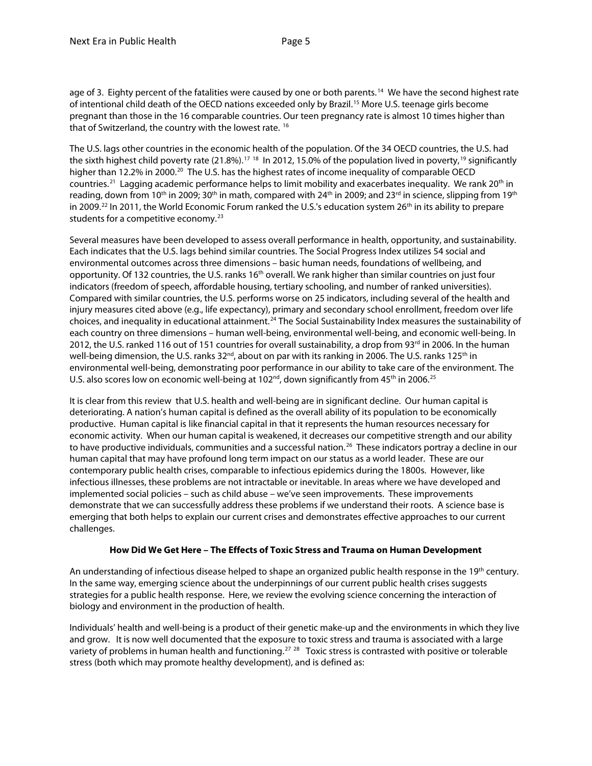age of 3. Eighty percent of the fatalities were caused by one or both parents.[14] We have the second highest rate of intentional child death of the OECD nations exceeded only by Brazil.[15] More U.S. teenage girls become pregnant than those in the 16 comparable countries. Our teen pregnancy rate is almost 10 times higher than that of Switzerland, the country with the lowest rate. [16]

The U.S. lags other countries in the economic health of the population. Of the 34 OECD countries, the U.S. had the sixth highest child poverty rate (21.8%).[17, 18] In 2012, 15.0% of the population lived in poverty,[19] significantly higher than 12.2% in 2000.[20] The U.S. has the highest rates of income inequality of comparable OECD countries.[21] Lagging academic performance helps to limit mobility and exacerbates inequality. We rank 20th in reading, down from 10th in 2009; 30th in math, compared with 24th in 2009; and 23rd in science, slipping from 19th in 2009.[22] In 2011, the World Economic Forum ranked the U.S.'s education system 26th in its ability to prepare students for a competitive economy.[23]

Several measures have been developed to assess overall performance in health, opportunity, and sustainability. Each indicates that the U.S. lags behind similar countries. The Social Progress Index utilizes 54 social and environmental outcomes across three dimensions – basic human needs, foundations of wellbeing, and opportunity. Of 132 countries, the U.S. ranks 16th overall. We rank higher than similar countries on just four indicators (freedom of speech, affordable housing, tertiary schooling, and number of ranked universities). Compared with similar countries, the U.S. performs worse on 25 indicators, including several of the health and injury measures cited above (e.g., life expectancy), primary and secondary school enrollment, freedom over life choices, and inequality in educational attainment.[24] The Social Sustainability Index measures the sustainability of each country on three dimensions – human well-being, environmental well-being, and economic well-being. In 2012, the U.S. ranked 116 out of 151 countries for overall sustainability, a drop from 93rd in 2006. In the human well-being dimension, the U.S. ranks 32nd, about on par with its ranking in 2006. The U.S. ranks 125th in environmental well-being, demonstrating poor performance in our ability to take care of the environment. The U.S. also scores low on economic well-being at 102nd, down significantly from 45th in 2006.[25]

It is clear from this review that U.S. health and well-being are in significant decline. Our human capital is deteriorating. A nation's human capital is defined as the overall ability of its population to be economically productive. Human capital is like financial capital in that it represents the human resources necessary for economic activity. When our human capital is weakened, it decreases our competitive strength and our ability to have productive individuals, communities and a successful nation.[26] These indicators portray a decline in our human capital that may have profound long term impact on our status as a world leader. These are our contemporary public health crises, comparable to infectious epidemics during the 1800s. However, like infectious illnesses, these problems are not intractable or inevitable. In areas where we have developed and implemented social policies – such as child abuse – we've seen improvements. These improvements demonstrate that we can successfully address these problems if we understand their roots. A science base is emerging that both helps to explain our current crises and demonstrates effective approaches to our current challenges.

## How Did We Get Here – The Effects of Toxic Stress and Trauma on Human Development

An understanding of infectious disease helped to shape an organized public health response in the 19th century. In the same way, emerging science about the underpinnings of our current public health crises suggests strategies for a public health response. Here, we review the evolving science concerning the interaction of biology and environment in the production of health.

Individuals' health and well-being is a product of their genetic make-up and the environments in which they live and grow. It is now well documented that the exposure to toxic stress and trauma is associated with a large variety of problems in human health and functioning.[27, 28] Toxic stress is contrasted with positive or tolerable stress (both which may promote healthy development), and is defined as: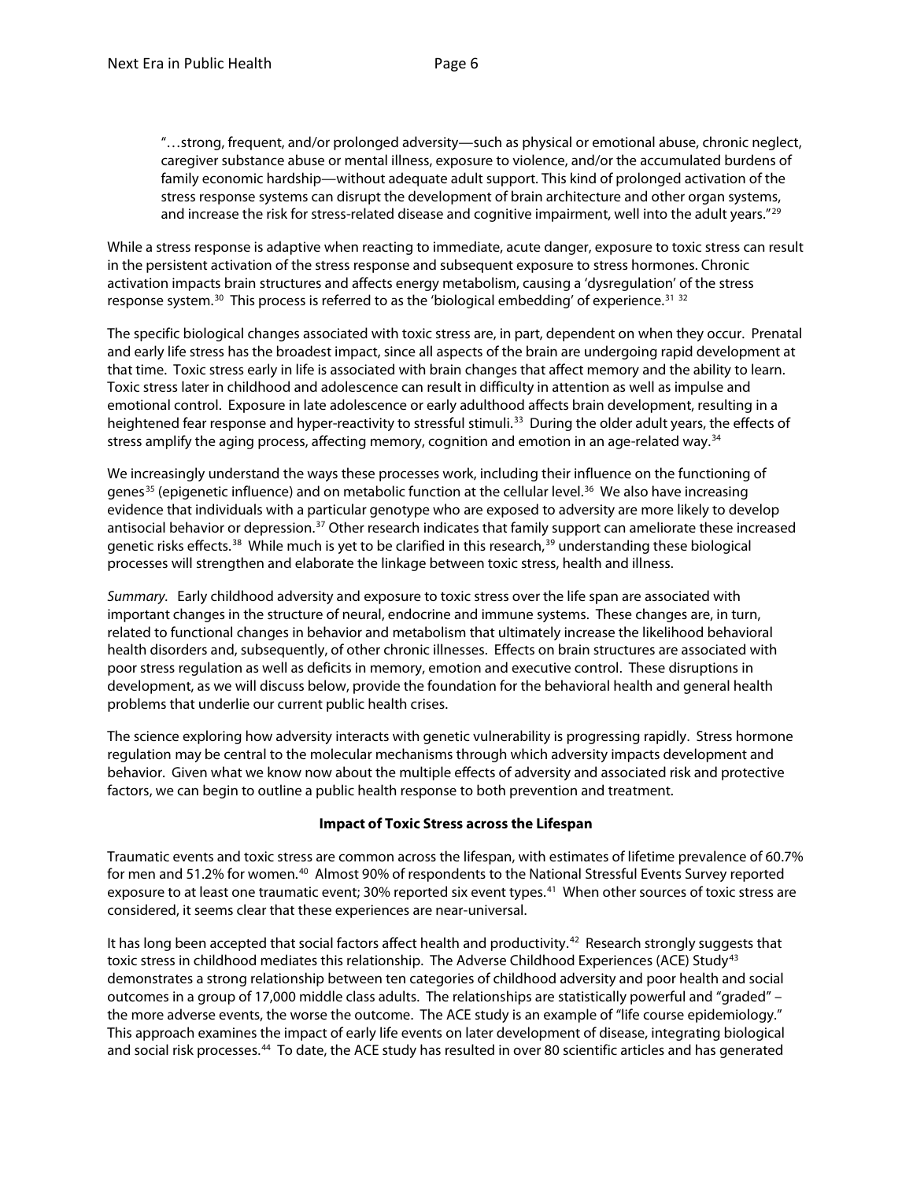> "…strong, frequent, and/or prolonged adversity—such as physical or emotional abuse, chronic neglect, caregiver substance abuse or mental illness, exposure to violence, and/or the accumulated burdens of family economic hardship—without adequate adult support. This kind of prolonged activation of the stress response systems can disrupt the development of brain architecture and other organ systems, and increase the risk for stress-related disease and cognitive impairment, well into the adult years."[29]

While a stress response is adaptive when reacting to immediate, acute danger, exposure to toxic stress can result in the persistent activation of the stress response and subsequent exposure to stress hormones. Chronic activation impacts brain structures and affects energy metabolism, causing a 'dysregulation' of the stress response system.[30] This process is referred to as the 'biological embedding' of experience.[31 32]

The specific biological changes associated with toxic stress are, in part, dependent on when they occur. Prenatal and early life stress has the broadest impact, since all aspects of the brain are undergoing rapid development at that time. Toxic stress early in life is associated with brain changes that affect memory and the ability to learn. Toxic stress later in childhood and adolescence can result in difficulty in attention as well as impulse and emotional control. Exposure in late adolescence or early adulthood affects brain development, resulting in a heightened fear response and hyper-reactivity to stressful stimuli.[33] During the older adult years, the effects of stress amplify the aging process, affecting memory, cognition and emotion in an age-related way.[34]

We increasingly understand the ways these processes work, including their influence on the functioning of genes[35] (epigenetic influence) and on metabolic function at the cellular level.[36] We also have increasing evidence that individuals with a particular genotype who are exposed to adversity are more likely to develop antisocial behavior or depression.[37] Other research indicates that family support can ameliorate these increased genetic risks effects.[38] While much is yet to be clarified in this research,[39] understanding these biological processes will strengthen and elaborate the linkage between toxic stress, health and illness.

*Summary.* Early childhood adversity and exposure to toxic stress over the life span are associated with important changes in the structure of neural, endocrine and immune systems. These changes are, in turn, related to functional changes in behavior and metabolism that ultimately increase the likelihood behavioral health disorders and, subsequently, of other chronic illnesses. Effects on brain structures are associated with poor stress regulation as well as deficits in memory, emotion and executive control. These disruptions in development, as we will discuss below, provide the foundation for the behavioral health and general health problems that underlie our current public health crises.

The science exploring how adversity interacts with genetic vulnerability is progressing rapidly. Stress hormone regulation may be central to the molecular mechanisms through which adversity impacts development and behavior. Given what we know now about the multiple effects of adversity and associated risk and protective factors, we can begin to outline a public health response to both prevention and treatment.

## Impact of Toxic Stress across the Lifespan

Traumatic events and toxic stress are common across the lifespan, with estimates of lifetime prevalence of 60.7% for men and 51.2% for women.[40] Almost 90% of respondents to the National Stressful Events Survey reported exposure to at least one traumatic event; 30% reported six event types.[41] When other sources of toxic stress are considered, it seems clear that these experiences are near-universal.

It has long been accepted that social factors affect health and productivity.[42] Research strongly suggests that toxic stress in childhood mediates this relationship. The Adverse Childhood Experiences (ACE) Study[43] demonstrates a strong relationship between ten categories of childhood adversity and poor health and social outcomes in a group of 17,000 middle class adults. The relationships are statistically powerful and "graded" – the more adverse events, the worse the outcome. The ACE study is an example of "life course epidemiology." This approach examines the impact of early life events on later development of disease, integrating biological and social risk processes.[44] To date, the ACE study has resulted in over 80 scientific articles and has generated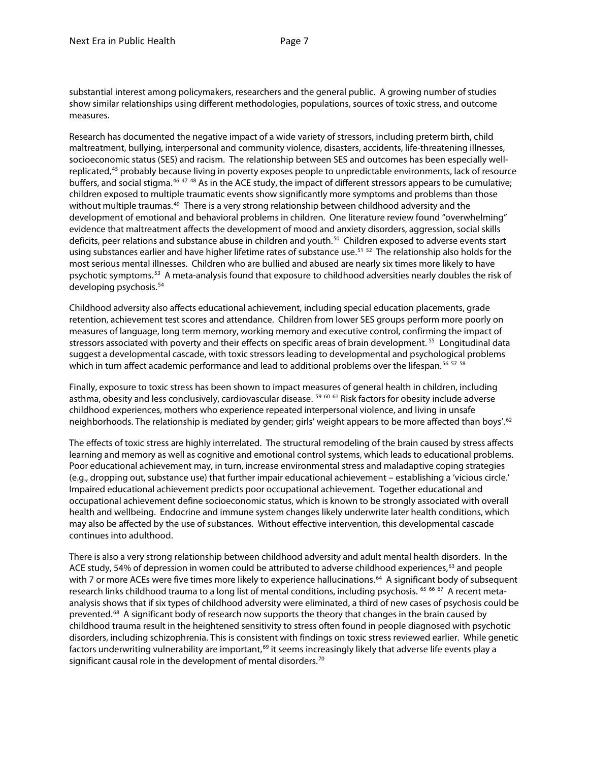substantial interest among policymakers, researchers and the general public. A growing number of studies show similar relationships using different methodologies, populations, sources of toxic stress, and outcome measures.

Research has documented the negative impact of a wide variety of stressors, including preterm birth, child maltreatment, bullying, interpersonal and community violence, disasters, accidents, life-threatening illnesses, socioeconomic status (SES) and racism. The relationship between SES and outcomes has been especially well-replicated,[45] probably because living in poverty exposes people to unpredictable environments, lack of resource buffers, and social stigma.[46 47 48] As in the ACE study, the impact of different stressors appears to be cumulative; children exposed to multiple traumatic events show significantly more symptoms and problems than those without multiple traumas.[49] There is a very strong relationship between childhood adversity and the development of emotional and behavioral problems in children. One literature review found "overwhelming" evidence that maltreatment affects the development of mood and anxiety disorders, aggression, social skills deficits, peer relations and substance abuse in children and youth.[50] Children exposed to adverse events start using substances earlier and have higher lifetime rates of substance use.[51 52] The relationship also holds for the most serious mental illnesses. Children who are bullied and abused are nearly six times more likely to have psychotic symptoms.[53] A meta-analysis found that exposure to childhood adversities nearly doubles the risk of developing psychosis.[54]

Childhood adversity also affects educational achievement, including special education placements, grade retention, achievement test scores and attendance. Children from lower SES groups perform more poorly on measures of language, long term memory, working memory and executive control, confirming the impact of stressors associated with poverty and their effects on specific areas of brain development.[55] Longitudinal data suggest a developmental cascade, with toxic stressors leading to developmental and psychological problems which in turn affect academic performance and lead to additional problems over the lifespan.[56 57 58]

Finally, exposure to toxic stress has been shown to impact measures of general health in children, including asthma, obesity and less conclusively, cardiovascular disease.[59 60 61] Risk factors for obesity include adverse childhood experiences, mothers who experience repeated interpersonal violence, and living in unsafe neighborhoods. The relationship is mediated by gender; girls' weight appears to be more affected than boys'.[62]

The effects of toxic stress are highly interrelated. The structural remodeling of the brain caused by stress affects learning and memory as well as cognitive and emotional control systems, which leads to educational problems. Poor educational achievement may, in turn, increase environmental stress and maladaptive coping strategies (e.g., dropping out, substance use) that further impair educational achievement – establishing a 'vicious circle.' Impaired educational achievement predicts poor occupational achievement. Together educational and occupational achievement define socioeconomic status, which is known to be strongly associated with overall health and wellbeing. Endocrine and immune system changes likely underwrite later health conditions, which may also be affected by the use of substances. Without effective intervention, this developmental cascade continues into adulthood.

There is also a very strong relationship between childhood adversity and adult mental health disorders. In the ACE study, 54% of depression in women could be attributed to adverse childhood experiences,[63] and people with 7 or more ACEs were five times more likely to experience hallucinations.[64] A significant body of subsequent research links childhood trauma to a long list of mental conditions, including psychosis.[65 66 67] A recent meta-analysis shows that if six types of childhood adversity were eliminated, a third of new cases of psychosis could be prevented.[68] A significant body of research now supports the theory that changes in the brain caused by childhood trauma result in the heightened sensitivity to stress often found in people diagnosed with psychotic disorders, including schizophrenia. This is consistent with findings on toxic stress reviewed earlier. While genetic factors underwriting vulnerability are important,[69] it seems increasingly likely that adverse life events play a significant causal role in the development of mental disorders.[70]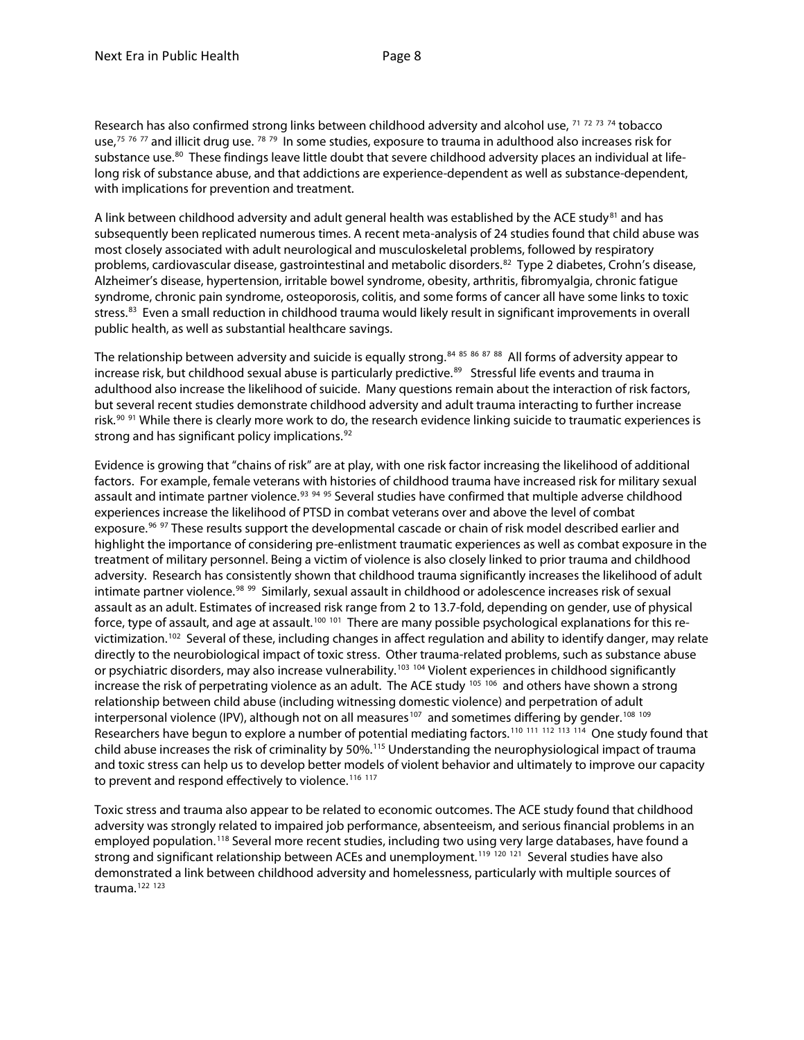Research has also confirmed strong links between childhood adversity and alcohol use, [71 72 73 74] tobacco use,[75 76 77] and illicit drug use. [78 79] In some studies, exposure to trauma in adulthood also increases risk for substance use.[80] These findings leave little doubt that severe childhood adversity places an individual at life-long risk of substance abuse, and that addictions are experience-dependent as well as substance-dependent, with implications for prevention and treatment.

A link between childhood adversity and adult general health was established by the ACE study[81] and has subsequently been replicated numerous times. A recent meta-analysis of 24 studies found that child abuse was most closely associated with adult neurological and musculoskeletal problems, followed by respiratory problems, cardiovascular disease, gastrointestinal and metabolic disorders.[82] Type 2 diabetes, Crohn's disease, Alzheimer's disease, hypertension, irritable bowel syndrome, obesity, arthritis, fibromyalgia, chronic fatigue syndrome, chronic pain syndrome, osteoporosis, colitis, and some forms of cancer all have some links to toxic stress.[83] Even a small reduction in childhood trauma would likely result in significant improvements in overall public health, as well as substantial healthcare savings.

The relationship between adversity and suicide is equally strong.[84 85 86 87 88] All forms of adversity appear to increase risk, but childhood sexual abuse is particularly predictive.[89] Stressful life events and trauma in adulthood also increase the likelihood of suicide. Many questions remain about the interaction of risk factors, but several recent studies demonstrate childhood adversity and adult trauma interacting to further increase risk.[90 91] While there is clearly more work to do, the research evidence linking suicide to traumatic experiences is strong and has significant policy implications.[92]

Evidence is growing that "chains of risk" are at play, with one risk factor increasing the likelihood of additional factors. For example, female veterans with histories of childhood trauma have increased risk for military sexual assault and intimate partner violence.[93 94 95] Several studies have confirmed that multiple adverse childhood experiences increase the likelihood of PTSD in combat veterans over and above the level of combat exposure.[96 97] These results support the developmental cascade or chain of risk model described earlier and highlight the importance of considering pre-enlistment traumatic experiences as well as combat exposure in the treatment of military personnel. Being a victim of violence is also closely linked to prior trauma and childhood adversity. Research has consistently shown that childhood trauma significantly increases the likelihood of adult intimate partner violence.[98 99] Similarly, sexual assault in childhood or adolescence increases risk of sexual assault as an adult. Estimates of increased risk range from 2 to 13.7-fold, depending on gender, use of physical force, type of assault, and age at assault.[100 101] There are many possible psychological explanations for this re-victimization.[102] Several of these, including changes in affect regulation and ability to identify danger, may relate directly to the neurobiological impact of toxic stress. Other trauma-related problems, such as substance abuse or psychiatric disorders, may also increase vulnerability.[103 104] Violent experiences in childhood significantly increase the risk of perpetrating violence as an adult. The ACE study [105 106] and others have shown a strong relationship between child abuse (including witnessing domestic violence) and perpetration of adult interpersonal violence (IPV), although not on all measures[107] and sometimes differing by gender.[108 109] Researchers have begun to explore a number of potential mediating factors.[110 111 112 113 114] One study found that child abuse increases the risk of criminality by 50%.[115] Understanding the neurophysiological impact of trauma and toxic stress can help us to develop better models of violent behavior and ultimately to improve our capacity to prevent and respond effectively to violence.[116 117]

Toxic stress and trauma also appear to be related to economic outcomes. The ACE study found that childhood adversity was strongly related to impaired job performance, absenteeism, and serious financial problems in an employed population.[118] Several more recent studies, including two using very large databases, have found a strong and significant relationship between ACEs and unemployment.[119 120 121] Several studies have also demonstrated a link between childhood adversity and homelessness, particularly with multiple sources of trauma.[122 123]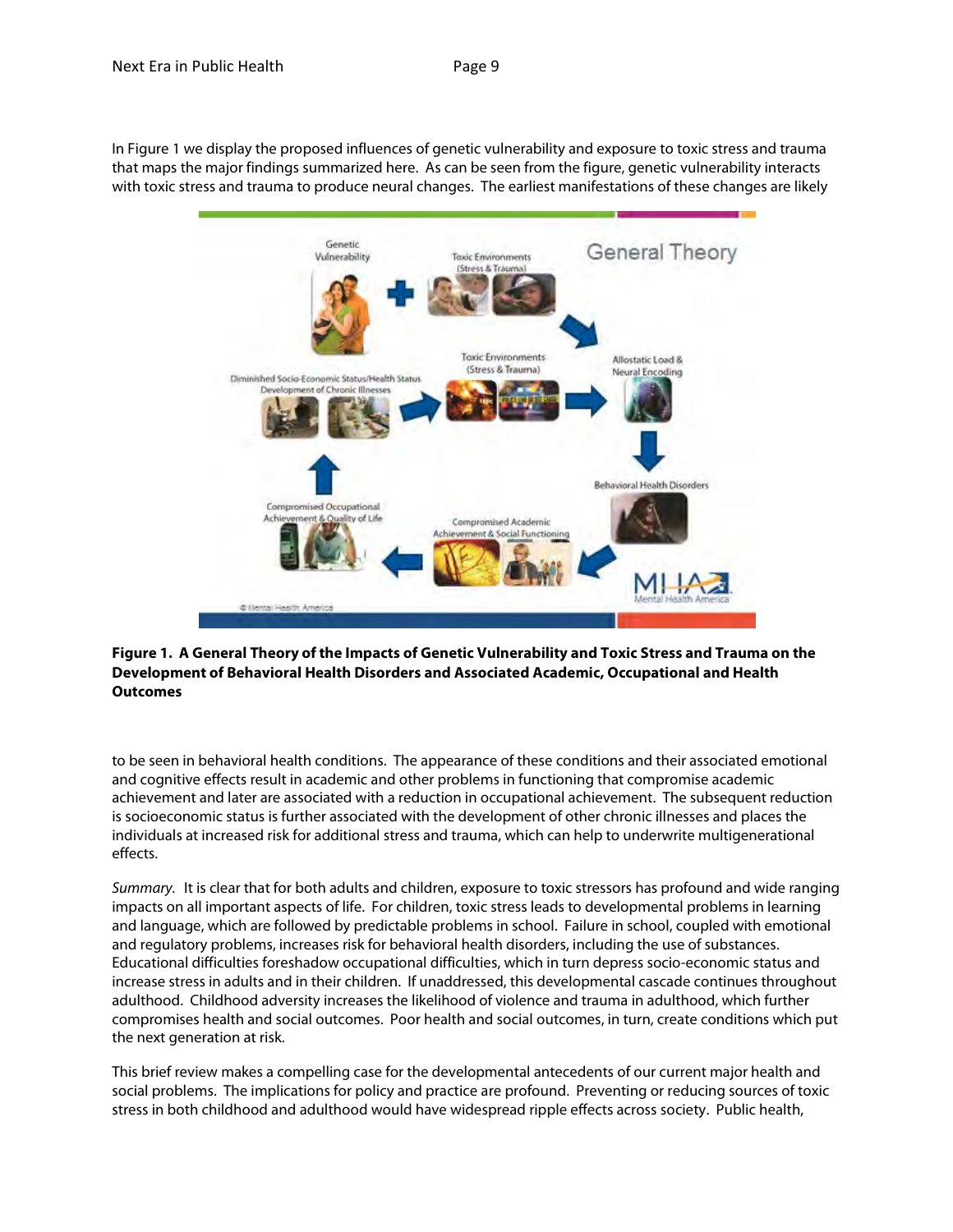In Figure 1 we display the proposed influences of genetic vulnerability and exposure to toxic stress and trauma that maps the major findings summarized here. As can be seen from the figure, genetic vulnerability interacts with toxic stress and trauma to produce neural changes. The earliest manifestations of these changes are likely

**Figure 1. A General Theory of the Impacts of Genetic Vulnerability and Toxic Stress and Trauma on the Development of Behavioral Health Disorders and Associated Academic, Occupational and Health Outcomes**

to be seen in behavioral health conditions. The appearance of these conditions and their associated emotional and cognitive effects result in academic and other problems in functioning that compromise academic achievement and later are associated with a reduction in occupational achievement. The subsequent reduction is socioeconomic status is further associated with the development of other chronic illnesses and places the individuals at increased risk for additional stress and trauma, which can help to underwrite multigenerational effects.

*Summary.* It is clear that for both adults and children, exposure to toxic stressors has profound and wide ranging impacts on all important aspects of life. For children, toxic stress leads to developmental problems in learning and language, which are followed by predictable problems in school. Failure in school, coupled with emotional and regulatory problems, increases risk for behavioral health disorders, including the use of substances. Educational difficulties foreshadow occupational difficulties, which in turn depress socio-economic status and increase stress in adults and in their children. If unaddressed, this developmental cascade continues throughout adulthood. Childhood adversity increases the likelihood of violence and trauma in adulthood, which further compromises health and social outcomes. Poor health and social outcomes, in turn, create conditions which put the next generation at risk.

This brief review makes a compelling case for the developmental antecedents of our current major health and social problems. The implications for policy and practice are profound. Preventing or reducing sources of toxic stress in both childhood and adulthood would have widespread ripple effects across society. Public health,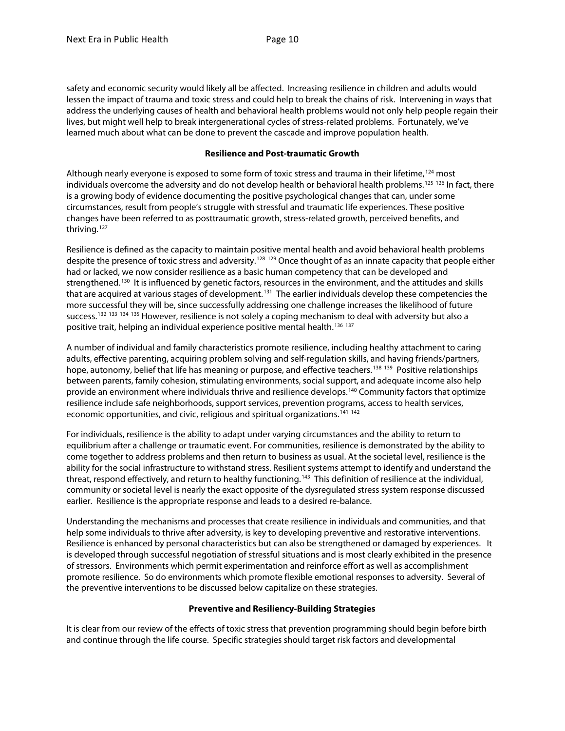safety and economic security would likely all be affected. Increasing resilience in children and adults would lessen the impact of trauma and toxic stress and could help to break the chains of risk. Intervening in ways that address the underlying causes of health and behavioral health problems would not only help people regain their lives, but might well help to break intergenerational cycles of stress-related problems. Fortunately, we've learned much about what can be done to prevent the cascade and improve population health.

## Resilience and Post-traumatic Growth

Although nearly everyone is exposed to some form of toxic stress and trauma in their lifetime,[124] most individuals overcome the adversity and do not develop health or behavioral health problems.[125] [126] In fact, there is a growing body of evidence documenting the positive psychological changes that can, under some circumstances, result from people's struggle with stressful and traumatic life experiences. These positive changes have been referred to as posttraumatic growth, stress-related growth, perceived benefits, and thriving.[127]

Resilience is defined as the capacity to maintain positive mental health and avoid behavioral health problems despite the presence of toxic stress and adversity.[128] [129] Once thought of as an innate capacity that people either had or lacked, we now consider resilience as a basic human competency that can be developed and strengthened.[130] It is influenced by genetic factors, resources in the environment, and the attitudes and skills that are acquired at various stages of development.[131] The earlier individuals develop these competencies the more successful they will be, since successfully addressing one challenge increases the likelihood of future success.[132] [133] [134] [135] However, resilience is not solely a coping mechanism to deal with adversity but also a positive trait, helping an individual experience positive mental health.[136] [137]

A number of individual and family characteristics promote resilience, including healthy attachment to caring adults, effective parenting, acquiring problem solving and self-regulation skills, and having friends/partners, hope, autonomy, belief that life has meaning or purpose, and effective teachers.[138] [139] Positive relationships between parents, family cohesion, stimulating environments, social support, and adequate income also help provide an environment where individuals thrive and resilience develops.[140] Community factors that optimize resilience include safe neighborhoods, support services, prevention programs, access to health services, economic opportunities, and civic, religious and spiritual organizations.[141] [142]

For individuals, resilience is the ability to adapt under varying circumstances and the ability to return to equilibrium after a challenge or traumatic event. For communities, resilience is demonstrated by the ability to come together to address problems and then return to business as usual. At the societal level, resilience is the ability for the social infrastructure to withstand stress. Resilient systems attempt to identify and understand the threat, respond effectively, and return to healthy functioning.[143] This definition of resilience at the individual, community or societal level is nearly the exact opposite of the dysregulated stress system response discussed earlier. Resilience is the appropriate response and leads to a desired re-balance.

Understanding the mechanisms and processes that create resilience in individuals and communities, and that help some individuals to thrive after adversity, is key to developing preventive and restorative interventions. Resilience is enhanced by personal characteristics but can also be strengthened or damaged by experiences. It is developed through successful negotiation of stressful situations and is most clearly exhibited in the presence of stressors. Environments which permit experimentation and reinforce effort as well as accomplishment promote resilience. So do environments which promote flexible emotional responses to adversity. Several of the preventive interventions to be discussed below capitalize on these strategies.

## Preventive and Resiliency-Building Strategies

It is clear from our review of the effects of toxic stress that prevention programming should begin before birth and continue through the life course. Specific strategies should target risk factors and developmental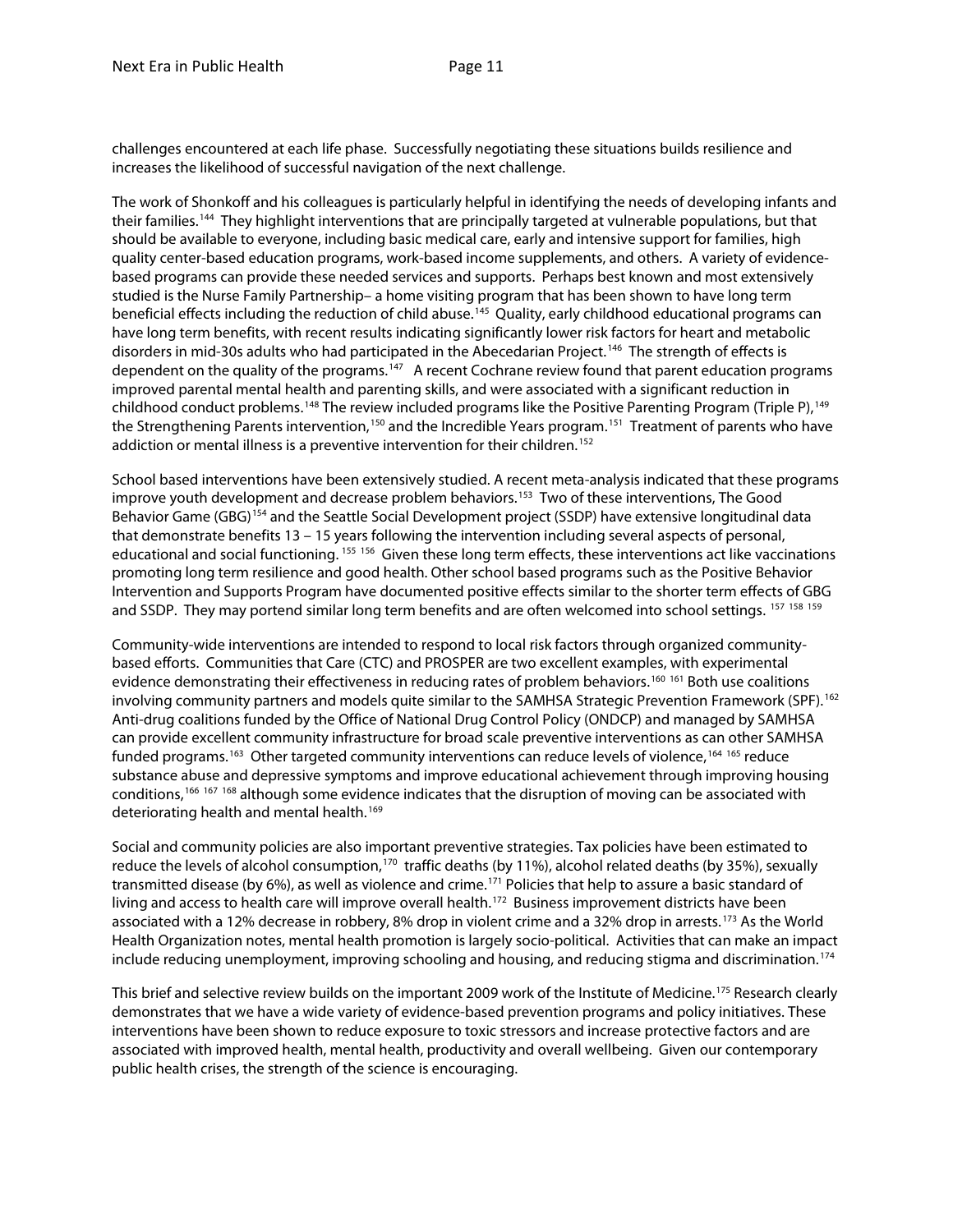challenges encountered at each life phase. Successfully negotiating these situations builds resilience and increases the likelihood of successful navigation of the next challenge.

The work of Shonkoff and his colleagues is particularly helpful in identifying the needs of developing infants and their families.[144] They highlight interventions that are principally targeted at vulnerable populations, but that should be available to everyone, including basic medical care, early and intensive support for families, high quality center-based education programs, work-based income supplements, and others. A variety of evidence-based programs can provide these needed services and supports. Perhaps best known and most extensively studied is the Nurse Family Partnership– a home visiting program that has been shown to have long term beneficial effects including the reduction of child abuse.[145] Quality, early childhood educational programs can have long term benefits, with recent results indicating significantly lower risk factors for heart and metabolic disorders in mid-30s adults who had participated in the Abecedarian Project.[146] The strength of effects is dependent on the quality of the programs.[147] A recent Cochrane review found that parent education programs improved parental mental health and parenting skills, and were associated with a significant reduction in childhood conduct problems.[148] The review included programs like the Positive Parenting Program (Triple P),[149] the Strengthening Parents intervention,[150] and the Incredible Years program.[151] Treatment of parents who have addiction or mental illness is a preventive intervention for their children.[152]

School based interventions have been extensively studied. A recent meta-analysis indicated that these programs improve youth development and decrease problem behaviors.[153] Two of these interventions, The Good Behavior Game (GBG)[154] and the Seattle Social Development project (SSDP) have extensive longitudinal data that demonstrate benefits 13 – 15 years following the intervention including several aspects of personal, educational and social functioning.[155] [156] Given these long term effects, these interventions act like vaccinations promoting long term resilience and good health. Other school based programs such as the Positive Behavior Intervention and Supports Program have documented positive effects similar to the shorter term effects of GBG and SSDP. They may portend similar long term benefits and are often welcomed into school settings.[157] [158] [159]

Community-wide interventions are intended to respond to local risk factors through organized community-based efforts. Communities that Care (CTC) and PROSPER are two excellent examples, with experimental evidence demonstrating their effectiveness in reducing rates of problem behaviors.[160] [161] Both use coalitions involving community partners and models quite similar to the SAMHSA Strategic Prevention Framework (SPF).[162] Anti-drug coalitions funded by the Office of National Drug Control Policy (ONDCP) and managed by SAMHSA can provide excellent community infrastructure for broad scale preventive interventions as can other SAMHSA funded programs.[163] Other targeted community interventions can reduce levels of violence,[164] [165] reduce substance abuse and depressive symptoms and improve educational achievement through improving housing conditions,[166] [167] [168] although some evidence indicates that the disruption of moving can be associated with deteriorating health and mental health.[169]

Social and community policies are also important preventive strategies. Tax policies have been estimated to reduce the levels of alcohol consumption,[170] traffic deaths (by 11%), alcohol related deaths (by 35%), sexually transmitted disease (by 6%), as well as violence and crime.[171] Policies that help to assure a basic standard of living and access to health care will improve overall health.[172] Business improvement districts have been associated with a 12% decrease in robbery, 8% drop in violent crime and a 32% drop in arrests.[173] As the World Health Organization notes, mental health promotion is largely socio-political. Activities that can make an impact include reducing unemployment, improving schooling and housing, and reducing stigma and discrimination.[174]

This brief and selective review builds on the important 2009 work of the Institute of Medicine.[175] Research clearly demonstrates that we have a wide variety of evidence-based prevention programs and policy initiatives. These interventions have been shown to reduce exposure to toxic stressors and increase protective factors and are associated with improved health, mental health, productivity and overall wellbeing. Given our contemporary public health crises, the strength of the science is encouraging.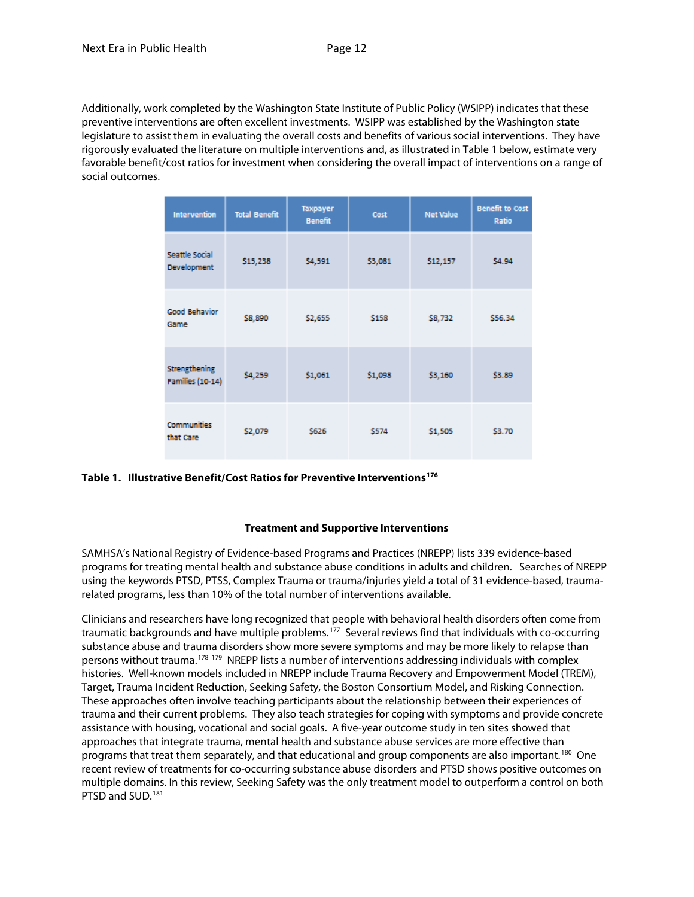Additionally, work completed by the Washington State Institute of Public Policy (WSIPP) indicates that these preventive interventions are often excellent investments. WSIPP was established by the Washington state legislature to assist them in evaluating the overall costs and benefits of various social interventions. They have rigorously evaluated the literature on multiple interventions and, as illustrated in Table 1 below, estimate very favorable benefit/cost ratios for investment when considering the overall impact of interventions on a range of social outcomes.

| Intervention | Total Benefit | Taxpayer Benefit | Cost | Net Value | Benefit to Cost Ratio |
|---|---|---|---|---|---|
| Seattle Social Development | $15,238 | $4,591 | $3,081 | $12,157 | $4.94 |
| Good Behavior Game | $8,890 | $2,655 | $158 | $8,732 | $56.34 |
| Strengthening Families (10-14) | $4,259 | $1,061 | $1,098 | $3,160 | $3.89 |
| Communities that Care | $2,079 | $626 | $574 | $1,505 | $3.70 |

**Table 1. Illustrative Benefit/Cost Ratios for Preventive Interventions**[176]

**Treatment and Supportive Interventions**

SAMHSA's National Registry of Evidence-based Programs and Practices (NREPP) lists 339 evidence-based programs for treating mental health and substance abuse conditions in adults and children. Searches of NREPP using the keywords PTSD, PTSS, Complex Trauma or trauma/injuries yield a total of 31 evidence-based, trauma-related programs, less than 10% of the total number of interventions available.

Clinicians and researchers have long recognized that people with behavioral health disorders often come from traumatic backgrounds and have multiple problems.[177] Several reviews find that individuals with co-occurring substance abuse and trauma disorders show more severe symptoms and may be more likely to relapse than persons without trauma.[178] [179] NREPP lists a number of interventions addressing individuals with complex histories. Well-known models included in NREPP include Trauma Recovery and Empowerment Model (TREM), Target, Trauma Incident Reduction, Seeking Safety, the Boston Consortium Model, and Risking Connection. These approaches often involve teaching participants about the relationship between their experiences of trauma and their current problems. They also teach strategies for coping with symptoms and provide concrete assistance with housing, vocational and social goals. A five-year outcome study in ten sites showed that approaches that integrate trauma, mental health and substance abuse services are more effective than programs that treat them separately, and that educational and group components are also important.[180] One recent review of treatments for co-occurring substance abuse disorders and PTSD shows positive outcomes on multiple domains. In this review, Seeking Safety was the only treatment model to outperform a control on both PTSD and SUD.[181]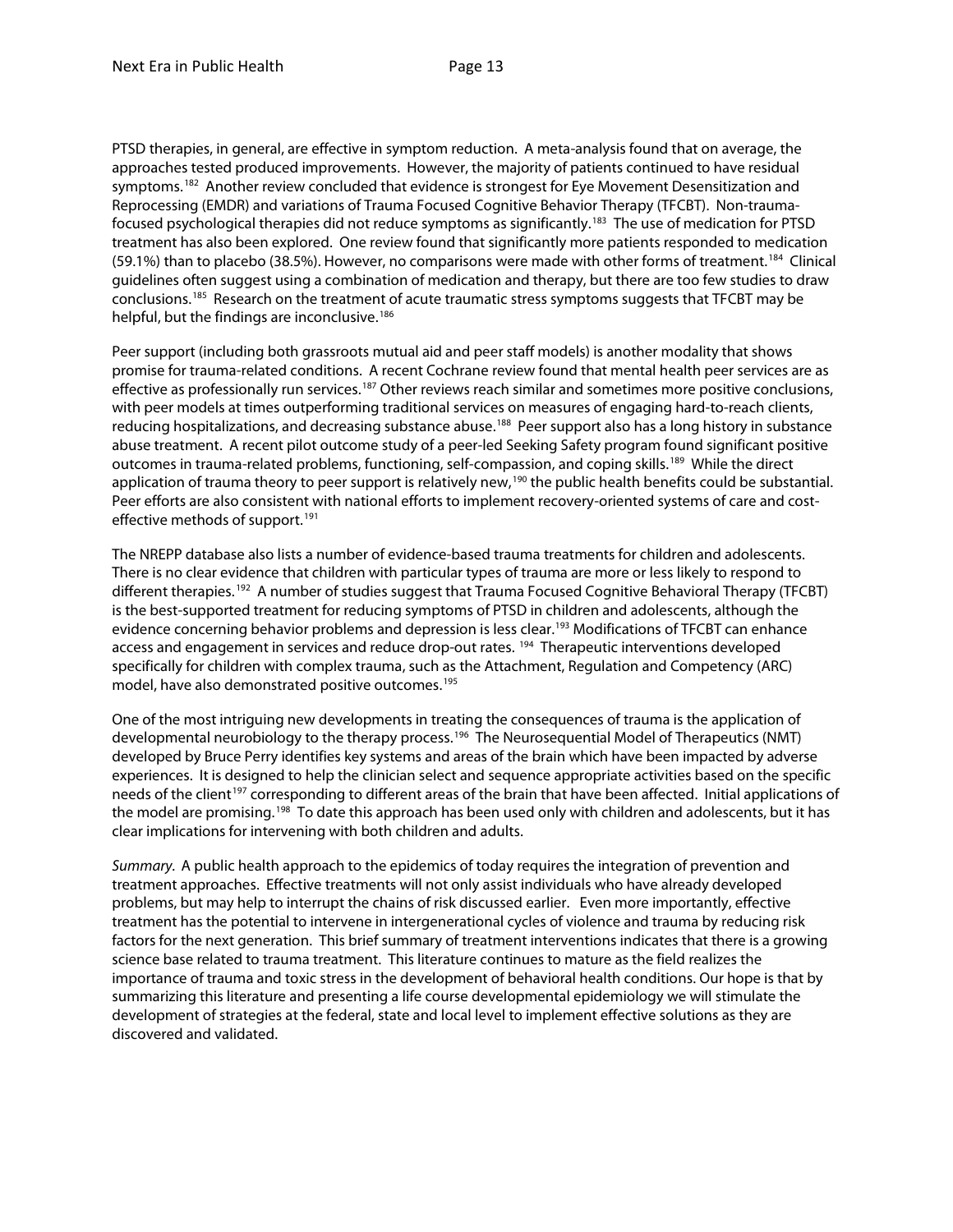PTSD therapies, in general, are effective in symptom reduction. A meta-analysis found that on average, the approaches tested produced improvements. However, the majority of patients continued to have residual symptoms.[182] Another review concluded that evidence is strongest for Eye Movement Desensitization and Reprocessing (EMDR) and variations of Trauma Focused Cognitive Behavior Therapy (TFCBT). Non-trauma-focused psychological therapies did not reduce symptoms as significantly.[183] The use of medication for PTSD treatment has also been explored. One review found that significantly more patients responded to medication (59.1%) than to placebo (38.5%). However, no comparisons were made with other forms of treatment.[184] Clinical guidelines often suggest using a combination of medication and therapy, but there are too few studies to draw conclusions.[185] Research on the treatment of acute traumatic stress symptoms suggests that TFCBT may be helpful, but the findings are inconclusive.[186]

Peer support (including both grassroots mutual aid and peer staff models) is another modality that shows promise for trauma-related conditions. A recent Cochrane review found that mental health peer services are as effective as professionally run services.[187] Other reviews reach similar and sometimes more positive conclusions, with peer models at times outperforming traditional services on measures of engaging hard-to-reach clients, reducing hospitalizations, and decreasing substance abuse.[188] Peer support also has a long history in substance abuse treatment. A recent pilot outcome study of a peer-led Seeking Safety program found significant positive outcomes in trauma-related problems, functioning, self-compassion, and coping skills.[189] While the direct application of trauma theory to peer support is relatively new,[190] the public health benefits could be substantial. Peer efforts are also consistent with national efforts to implement recovery-oriented systems of care and cost-effective methods of support.[191]

The NREPP database also lists a number of evidence-based trauma treatments for children and adolescents. There is no clear evidence that children with particular types of trauma are more or less likely to respond to different therapies.[192] A number of studies suggest that Trauma Focused Cognitive Behavioral Therapy (TFCBT) is the best-supported treatment for reducing symptoms of PTSD in children and adolescents, although the evidence concerning behavior problems and depression is less clear.[193] Modifications of TFCBT can enhance access and engagement in services and reduce drop-out rates.[194] Therapeutic interventions developed specifically for children with complex trauma, such as the Attachment, Regulation and Competency (ARC) model, have also demonstrated positive outcomes.[195]

One of the most intriguing new developments in treating the consequences of trauma is the application of developmental neurobiology to the therapy process.[196] The Neurosequential Model of Therapeutics (NMT) developed by Bruce Perry identifies key systems and areas of the brain which have been impacted by adverse experiences. It is designed to help the clinician select and sequence appropriate activities based on the specific needs of the client[197] corresponding to different areas of the brain that have been affected. Initial applications of the model are promising.[198] To date this approach has been used only with children and adolescents, but it has clear implications for intervening with both children and adults.

*Summary*. A public health approach to the epidemics of today requires the integration of prevention and treatment approaches. Effective treatments will not only assist individuals who have already developed problems, but may help to interrupt the chains of risk discussed earlier. Even more importantly, effective treatment has the potential to intervene in intergenerational cycles of violence and trauma by reducing risk factors for the next generation. This brief summary of treatment interventions indicates that there is a growing science base related to trauma treatment. This literature continues to mature as the field realizes the importance of trauma and toxic stress in the development of behavioral health conditions. Our hope is that by summarizing this literature and presenting a life course developmental epidemiology we will stimulate the development of strategies at the federal, state and local level to implement effective solutions as they are discovered and validated.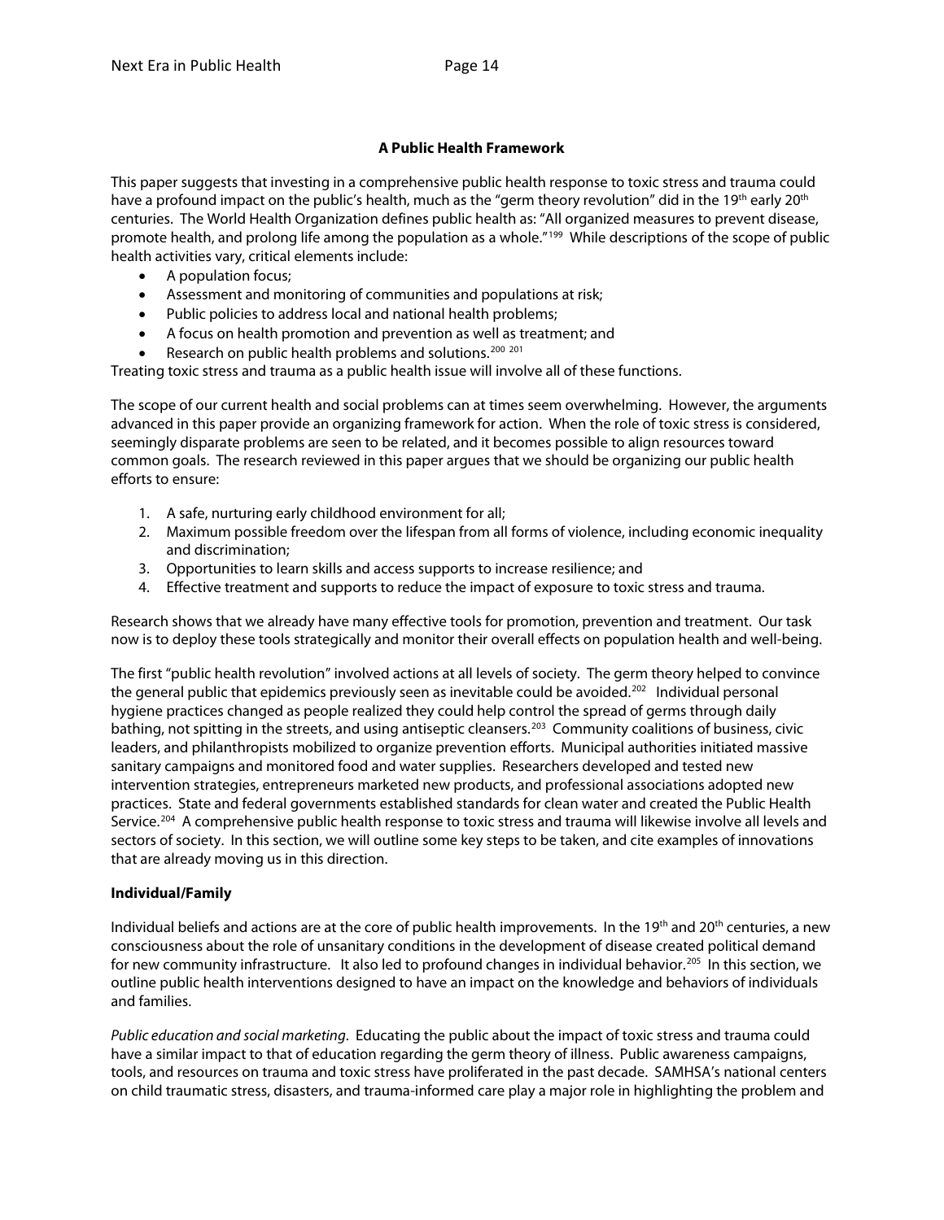**A Public Health Framework**

This paper suggests that investing in a comprehensive public health response to toxic stress and trauma could have a profound impact on the public's health, much as the "germ theory revolution" did in the 19th early 20th centuries. The World Health Organization defines public health as: "All organized measures to prevent disease, promote health, and prolong life among the population as a whole."[199] While descriptions of the scope of public health activities vary, critical elements include:

- A population focus;
- Assessment and monitoring of communities and populations at risk;
- Public policies to address local and national health problems;
- A focus on health promotion and prevention as well as treatment; and
- Research on public health problems and solutions.[200 201]

Treating toxic stress and trauma as a public health issue will involve all of these functions.

The scope of our current health and social problems can at times seem overwhelming. However, the arguments advanced in this paper provide an organizing framework for action. When the role of toxic stress is considered, seemingly disparate problems are seen to be related, and it becomes possible to align resources toward common goals. The research reviewed in this paper argues that we should be organizing our public health efforts to ensure:

1. A safe, nurturing early childhood environment for all;
2. Maximum possible freedom over the lifespan from all forms of violence, including economic inequality and discrimination;
3. Opportunities to learn skills and access supports to increase resilience; and
4. Effective treatment and supports to reduce the impact of exposure to toxic stress and trauma.

Research shows that we already have many effective tools for promotion, prevention and treatment. Our task now is to deploy these tools strategically and monitor their overall effects on population health and well-being.

The first "public health revolution" involved actions at all levels of society. The germ theory helped to convince the general public that epidemics previously seen as inevitable could be avoided.[202] Individual personal hygiene practices changed as people realized they could help control the spread of germs through daily bathing, not spitting in the streets, and using antiseptic cleansers.[203] Community coalitions of business, civic leaders, and philanthropists mobilized to organize prevention efforts. Municipal authorities initiated massive sanitary campaigns and monitored food and water supplies. Researchers developed and tested new intervention strategies, entrepreneurs marketed new products, and professional associations adopted new practices. State and federal governments established standards for clean water and created the Public Health Service.[204] A comprehensive public health response to toxic stress and trauma will likewise involve all levels and sectors of society. In this section, we will outline some key steps to be taken, and cite examples of innovations that are already moving us in this direction.

**Individual/Family**

Individual beliefs and actions are at the core of public health improvements. In the 19th and 20th centuries, a new consciousness about the role of unsanitary conditions in the development of disease created political demand for new community infrastructure. It also led to profound changes in individual behavior.[205] In this section, we outline public health interventions designed to have an impact on the knowledge and behaviors of individuals and families.

*Public education and social marketing*. Educating the public about the impact of toxic stress and trauma could have a similar impact to that of education regarding the germ theory of illness. Public awareness campaigns, tools, and resources on trauma and toxic stress have proliferated in the past decade. SAMHSA's national centers on child traumatic stress, disasters, and trauma-informed care play a major role in highlighting the problem and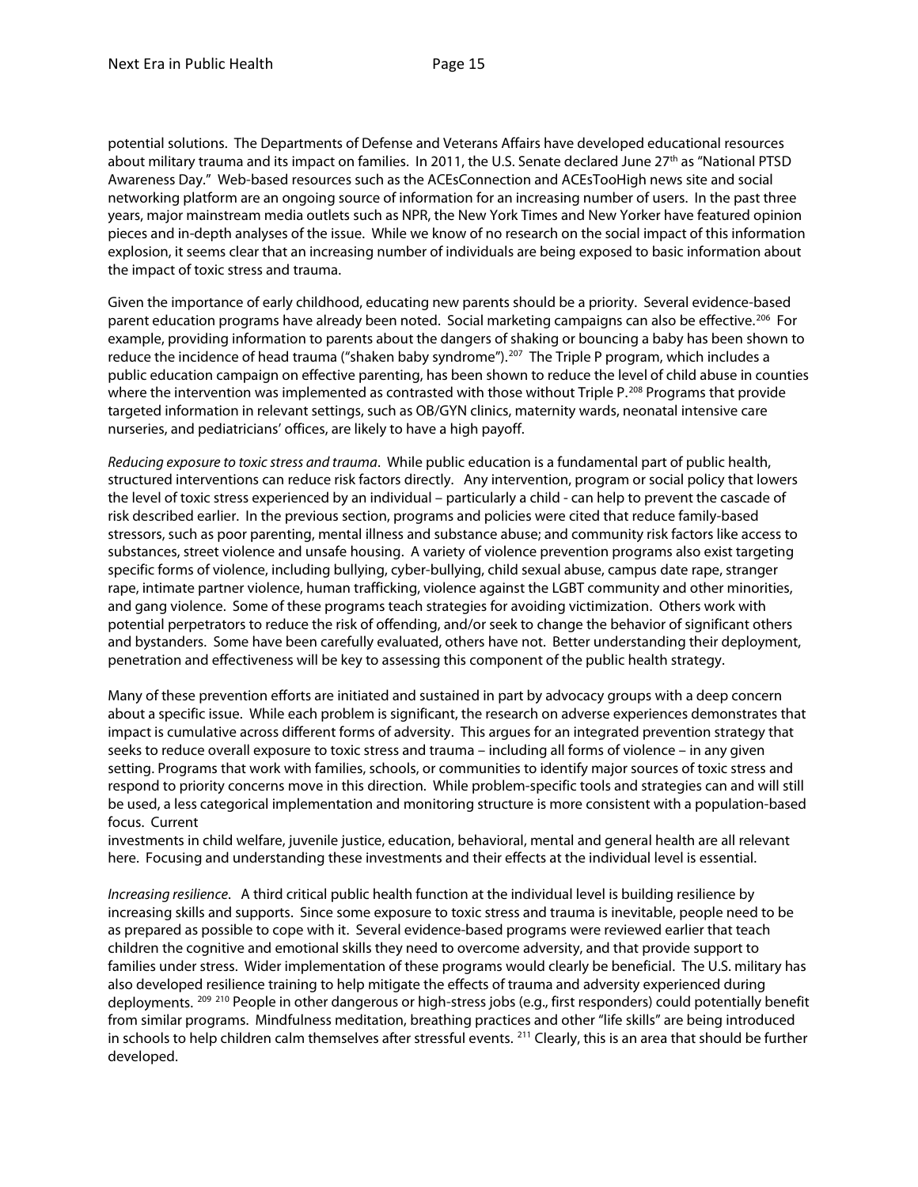potential solutions. The Departments of Defense and Veterans Affairs have developed educational resources about military trauma and its impact on families. In 2011, the U.S. Senate declared June 27th as "National PTSD Awareness Day." Web-based resources such as the ACEsConnection and ACEsTooHigh news site and social networking platform are an ongoing source of information for an increasing number of users. In the past three years, major mainstream media outlets such as NPR, the New York Times and New Yorker have featured opinion pieces and in-depth analyses of the issue. While we know of no research on the social impact of this information explosion, it seems clear that an increasing number of individuals are being exposed to basic information about the impact of toxic stress and trauma.

Given the importance of early childhood, educating new parents should be a priority. Several evidence-based parent education programs have already been noted. Social marketing campaigns can also be effective.[206] For example, providing information to parents about the dangers of shaking or bouncing a baby has been shown to reduce the incidence of head trauma ("shaken baby syndrome").[207] The Triple P program, which includes a public education campaign on effective parenting, has been shown to reduce the level of child abuse in counties where the intervention was implemented as contrasted with those without Triple P.[208] Programs that provide targeted information in relevant settings, such as OB/GYN clinics, maternity wards, neonatal intensive care nurseries, and pediatricians' offices, are likely to have a high payoff.

*Reducing exposure to toxic stress and trauma*. While public education is a fundamental part of public health, structured interventions can reduce risk factors directly. Any intervention, program or social policy that lowers the level of toxic stress experienced by an individual – particularly a child - can help to prevent the cascade of risk described earlier. In the previous section, programs and policies were cited that reduce family-based stressors, such as poor parenting, mental illness and substance abuse; and community risk factors like access to substances, street violence and unsafe housing. A variety of violence prevention programs also exist targeting specific forms of violence, including bullying, cyber-bullying, child sexual abuse, campus date rape, stranger rape, intimate partner violence, human trafficking, violence against the LGBT community and other minorities, and gang violence. Some of these programs teach strategies for avoiding victimization. Others work with potential perpetrators to reduce the risk of offending, and/or seek to change the behavior of significant others and bystanders. Some have been carefully evaluated, others have not. Better understanding their deployment, penetration and effectiveness will be key to assessing this component of the public health strategy.

Many of these prevention efforts are initiated and sustained in part by advocacy groups with a deep concern about a specific issue. While each problem is significant, the research on adverse experiences demonstrates that impact is cumulative across different forms of adversity. This argues for an integrated prevention strategy that seeks to reduce overall exposure to toxic stress and trauma – including all forms of violence – in any given setting. Programs that work with families, schools, or communities to identify major sources of toxic stress and respond to priority concerns move in this direction. While problem-specific tools and strategies can and will still be used, a less categorical implementation and monitoring structure is more consistent with a population-based focus. Current investments in child welfare, juvenile justice, education, behavioral, mental and general health are all relevant here. Focusing and understanding these investments and their effects at the individual level is essential.

*Increasing resilience*. A third critical public health function at the individual level is building resilience by increasing skills and supports. Since some exposure to toxic stress and trauma is inevitable, people need to be as prepared as possible to cope with it. Several evidence-based programs were reviewed earlier that teach children the cognitive and emotional skills they need to overcome adversity, and that provide support to families under stress. Wider implementation of these programs would clearly be beneficial. The U.S. military has also developed resilience training to help mitigate the effects of trauma and adversity experienced during deployments.[209][210] People in other dangerous or high-stress jobs (e.g., first responders) could potentially benefit from similar programs. Mindfulness meditation, breathing practices and other "life skills" are being introduced in schools to help children calm themselves after stressful events.[211] Clearly, this is an area that should be further developed.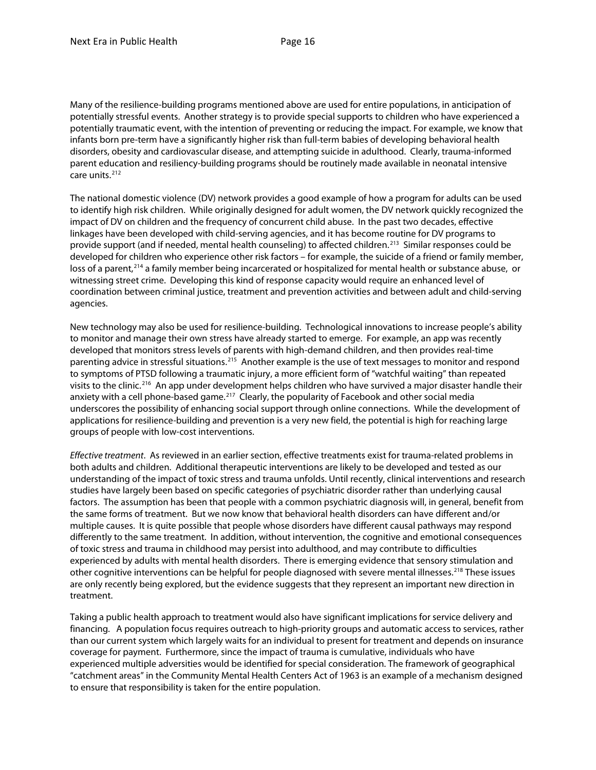Many of the resilience-building programs mentioned above are used for entire populations, in anticipation of potentially stressful events. Another strategy is to provide special supports to children who have experienced a potentially traumatic event, with the intention of preventing or reducing the impact. For example, we know that infants born pre-term have a significantly higher risk than full-term babies of developing behavioral health disorders, obesity and cardiovascular disease, and attempting suicide in adulthood. Clearly, trauma-informed parent education and resiliency-building programs should be routinely made available in neonatal intensive care units.[212]

The national domestic violence (DV) network provides a good example of how a program for adults can be used to identify high risk children. While originally designed for adult women, the DV network quickly recognized the impact of DV on children and the frequency of concurrent child abuse. In the past two decades, effective linkages have been developed with child-serving agencies, and it has become routine for DV programs to provide support (and if needed, mental health counseling) to affected children.[213] Similar responses could be developed for children who experience other risk factors – for example, the suicide of a friend or family member, loss of a parent,[214] a family member being incarcerated or hospitalized for mental health or substance abuse, or witnessing street crime. Developing this kind of response capacity would require an enhanced level of coordination between criminal justice, treatment and prevention activities and between adult and child-serving agencies.

New technology may also be used for resilience-building. Technological innovations to increase people's ability to monitor and manage their own stress have already started to emerge. For example, an app was recently developed that monitors stress levels of parents with high-demand children, and then provides real-time parenting advice in stressful situations.[215] Another example is the use of text messages to monitor and respond to symptoms of PTSD following a traumatic injury, a more efficient form of "watchful waiting" than repeated visits to the clinic.[216] An app under development helps children who have survived a major disaster handle their anxiety with a cell phone-based game.[217] Clearly, the popularity of Facebook and other social media underscores the possibility of enhancing social support through online connections. While the development of applications for resilience-building and prevention is a very new field, the potential is high for reaching large groups of people with low-cost interventions.

*Effective treatment*. As reviewed in an earlier section, effective treatments exist for trauma-related problems in both adults and children. Additional therapeutic interventions are likely to be developed and tested as our understanding of the impact of toxic stress and trauma unfolds. Until recently, clinical interventions and research studies have largely been based on specific categories of psychiatric disorder rather than underlying causal factors. The assumption has been that people with a common psychiatric diagnosis will, in general, benefit from the same forms of treatment. But we now know that behavioral health disorders can have different and/or multiple causes. It is quite possible that people whose disorders have different causal pathways may respond differently to the same treatment. In addition, without intervention, the cognitive and emotional consequences of toxic stress and trauma in childhood may persist into adulthood, and may contribute to difficulties experienced by adults with mental health disorders. There is emerging evidence that sensory stimulation and other cognitive interventions can be helpful for people diagnosed with severe mental illnesses.[218] These issues are only recently being explored, but the evidence suggests that they represent an important new direction in treatment.

Taking a public health approach to treatment would also have significant implications for service delivery and financing. A population focus requires outreach to high-priority groups and automatic access to services, rather than our current system which largely waits for an individual to present for treatment and depends on insurance coverage for payment. Furthermore, since the impact of trauma is cumulative, individuals who have experienced multiple adversities would be identified for special consideration. The framework of geographical "catchment areas" in the Community Mental Health Centers Act of 1963 is an example of a mechanism designed to ensure that responsibility is taken for the entire population.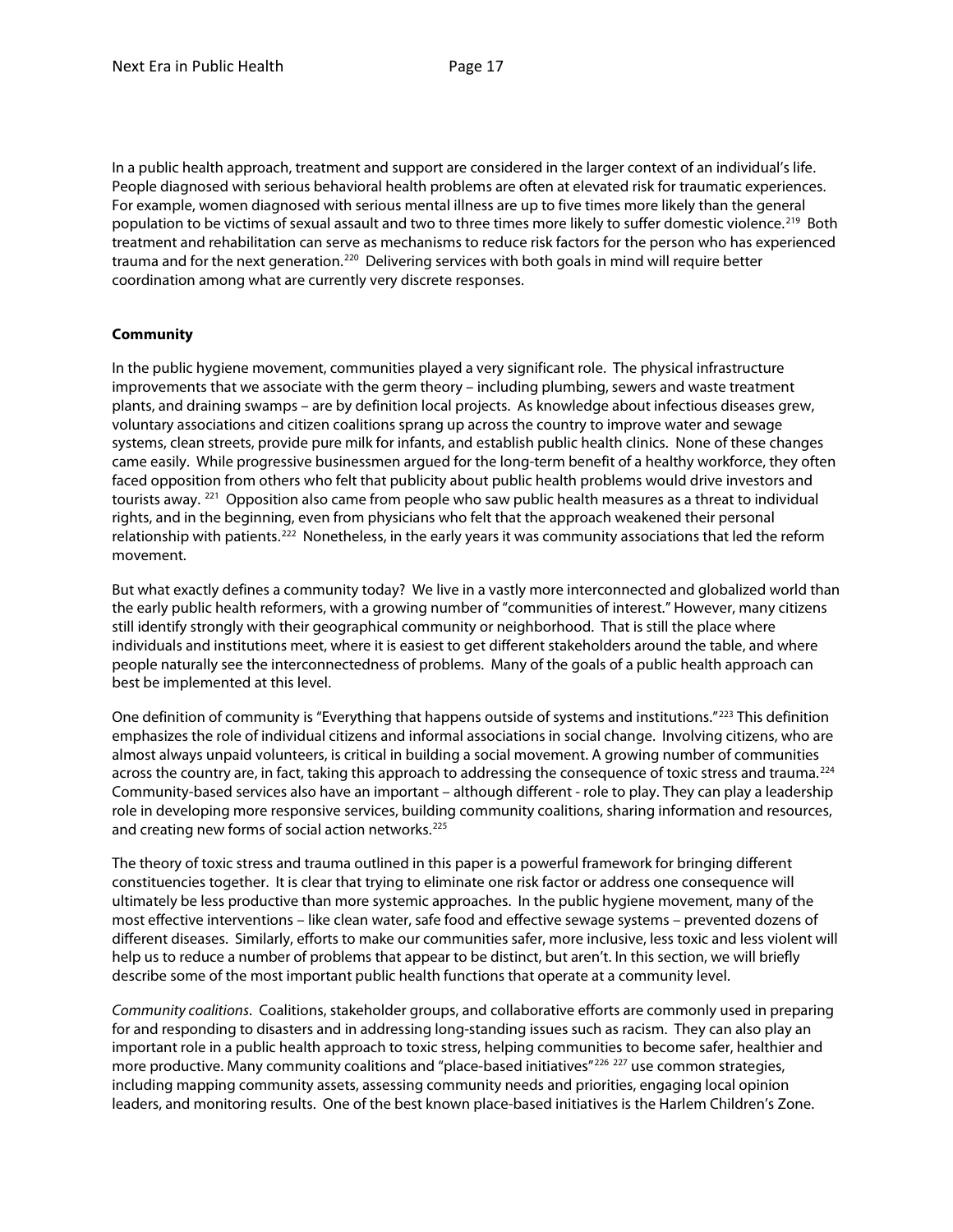In a public health approach, treatment and support are considered in the larger context of an individual's life. People diagnosed with serious behavioral health problems are often at elevated risk for traumatic experiences. For example, women diagnosed with serious mental illness are up to five times more likely than the general population to be victims of sexual assault and two to three times more likely to suffer domestic violence.[219] Both treatment and rehabilitation can serve as mechanisms to reduce risk factors for the person who has experienced trauma and for the next generation.[220] Delivering services with both goals in mind will require better coordination among what are currently very discrete responses.

**Community**

In the public hygiene movement, communities played a very significant role. The physical infrastructure improvements that we associate with the germ theory – including plumbing, sewers and waste treatment plants, and draining swamps – are by definition local projects. As knowledge about infectious diseases grew, voluntary associations and citizen coalitions sprang up across the country to improve water and sewage systems, clean streets, provide pure milk for infants, and establish public health clinics. None of these changes came easily. While progressive businessmen argued for the long-term benefit of a healthy workforce, they often faced opposition from others who felt that publicity about public health problems would drive investors and tourists away. [221] Opposition also came from people who saw public health measures as a threat to individual rights, and in the beginning, even from physicians who felt that the approach weakened their personal relationship with patients.[222] Nonetheless, in the early years it was community associations that led the reform movement.

But what exactly defines a community today? We live in a vastly more interconnected and globalized world than the early public health reformers, with a growing number of "communities of interest." However, many citizens still identify strongly with their geographical community or neighborhood. That is still the place where individuals and institutions meet, where it is easiest to get different stakeholders around the table, and where people naturally see the interconnectedness of problems. Many of the goals of a public health approach can best be implemented at this level.

One definition of community is "Everything that happens outside of systems and institutions."[223] This definition emphasizes the role of individual citizens and informal associations in social change. Involving citizens, who are almost always unpaid volunteers, is critical in building a social movement. A growing number of communities across the country are, in fact, taking this approach to addressing the consequence of toxic stress and trauma.[224] Community-based services also have an important – although different - role to play. They can play a leadership role in developing more responsive services, building community coalitions, sharing information and resources, and creating new forms of social action networks.[225]

The theory of toxic stress and trauma outlined in this paper is a powerful framework for bringing different constituencies together. It is clear that trying to eliminate one risk factor or address one consequence will ultimately be less productive than more systemic approaches. In the public hygiene movement, many of the most effective interventions – like clean water, safe food and effective sewage systems – prevented dozens of different diseases. Similarly, efforts to make our communities safer, more inclusive, less toxic and less violent will help us to reduce a number of problems that appear to be distinct, but aren't. In this section, we will briefly describe some of the most important public health functions that operate at a community level.

*Community coalitions*. Coalitions, stakeholder groups, and collaborative efforts are commonly used in preparing for and responding to disasters and in addressing long-standing issues such as racism. They can also play an important role in a public health approach to toxic stress, helping communities to become safer, healthier and more productive. Many community coalitions and "place-based initiatives"[226] [227] use common strategies, including mapping community assets, assessing community needs and priorities, engaging local opinion leaders, and monitoring results. One of the best known place-based initiatives is the Harlem Children's Zone.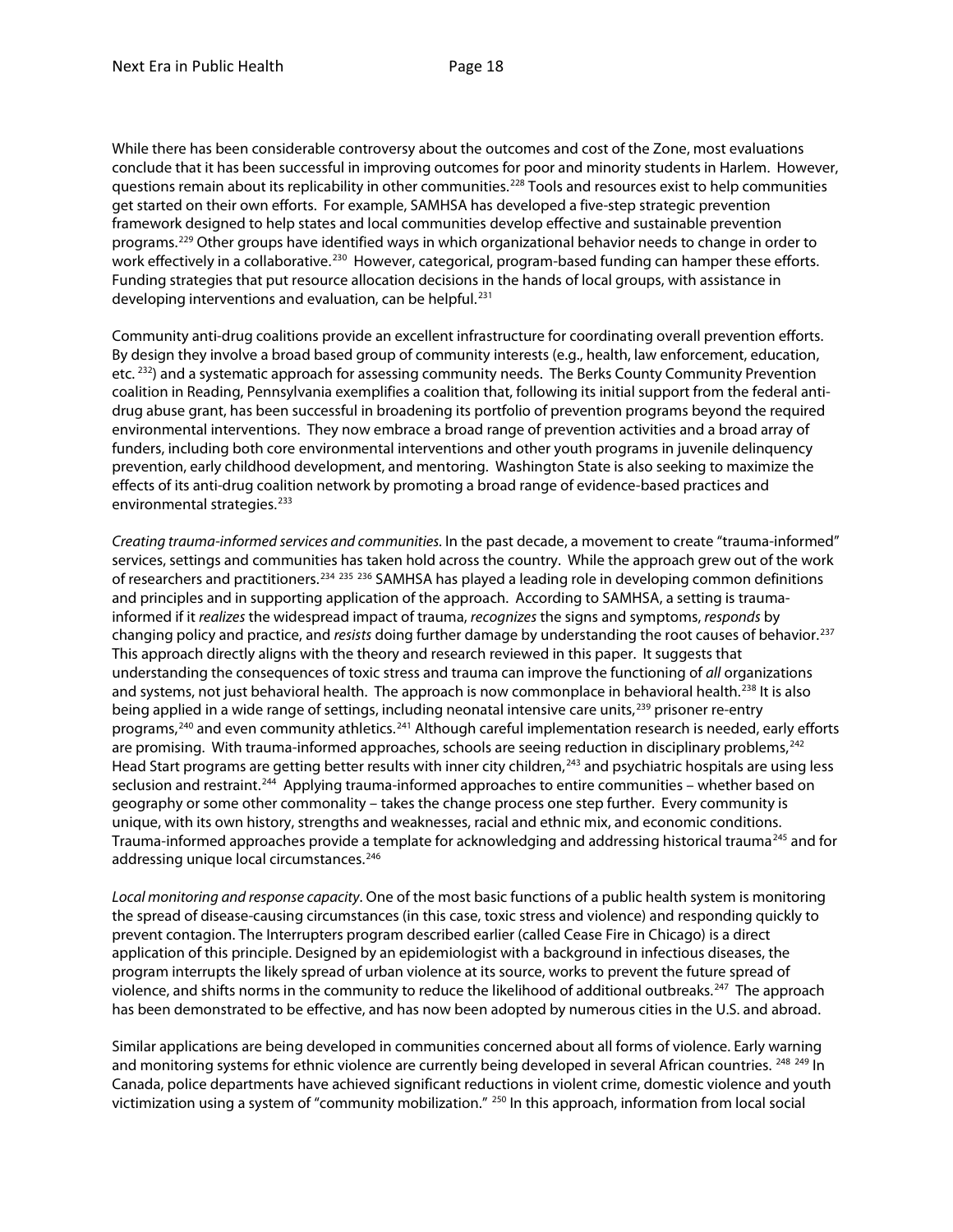While there has been considerable controversy about the outcomes and cost of the Zone, most evaluations conclude that it has been successful in improving outcomes for poor and minority students in Harlem. However, questions remain about its replicability in other communities.[228] Tools and resources exist to help communities get started on their own efforts. For example, SAMHSA has developed a five-step strategic prevention framework designed to help states and local communities develop effective and sustainable prevention programs.[229] Other groups have identified ways in which organizational behavior needs to change in order to work effectively in a collaborative.[230] However, categorical, program-based funding can hamper these efforts. Funding strategies that put resource allocation decisions in the hands of local groups, with assistance in developing interventions and evaluation, can be helpful.[231]

Community anti-drug coalitions provide an excellent infrastructure for coordinating overall prevention efforts. By design they involve a broad based group of community interests (e.g., health, law enforcement, education, etc. [232]) and a systematic approach for assessing community needs. The Berks County Community Prevention coalition in Reading, Pennsylvania exemplifies a coalition that, following its initial support from the federal anti-drug abuse grant, has been successful in broadening its portfolio of prevention programs beyond the required environmental interventions. They now embrace a broad range of prevention activities and a broad array of funders, including both core environmental interventions and other youth programs in juvenile delinquency prevention, early childhood development, and mentoring. Washington State is also seeking to maximize the effects of its anti-drug coalition network by promoting a broad range of evidence-based practices and environmental strategies.[233]

*Creating trauma-informed services and communities*. In the past decade, a movement to create "trauma-informed" services, settings and communities has taken hold across the country. While the approach grew out of the work of researchers and practitioners.[234] [235] [236] SAMHSA has played a leading role in developing common definitions and principles and in supporting application of the approach. According to SAMHSA, a setting is trauma-informed if it *realizes* the widespread impact of trauma, *recognizes* the signs and symptoms, *responds* by changing policy and practice, and *resists* doing further damage by understanding the root causes of behavior.[237] This approach directly aligns with the theory and research reviewed in this paper. It suggests that understanding the consequences of toxic stress and trauma can improve the functioning of *all* organizations and systems, not just behavioral health. The approach is now commonplace in behavioral health.[238] It is also being applied in a wide range of settings, including neonatal intensive care units,[239] prisoner re-entry programs,[240] and even community athletics.[241] Although careful implementation research is needed, early efforts are promising. With trauma-informed approaches, schools are seeing reduction in disciplinary problems,[242] Head Start programs are getting better results with inner city children,[243] and psychiatric hospitals are using less seclusion and restraint.[244] Applying trauma-informed approaches to entire communities – whether based on geography or some other commonality – takes the change process one step further. Every community is unique, with its own history, strengths and weaknesses, racial and ethnic mix, and economic conditions. Trauma-informed approaches provide a template for acknowledging and addressing historical trauma[245] and for addressing unique local circumstances.[246]

*Local monitoring and response capacity*. One of the most basic functions of a public health system is monitoring the spread of disease-causing circumstances (in this case, toxic stress and violence) and responding quickly to prevent contagion. The Interrupters program described earlier (called Cease Fire in Chicago) is a direct application of this principle. Designed by an epidemiologist with a background in infectious diseases, the program interrupts the likely spread of urban violence at its source, works to prevent the future spread of violence, and shifts norms in the community to reduce the likelihood of additional outbreaks.[247] The approach has been demonstrated to be effective, and has now been adopted by numerous cities in the U.S. and abroad.

Similar applications are being developed in communities concerned about all forms of violence. Early warning and monitoring systems for ethnic violence are currently being developed in several African countries. [248] [249] In Canada, police departments have achieved significant reductions in violent crime, domestic violence and youth victimization using a system of "community mobilization." [250] In this approach, information from local social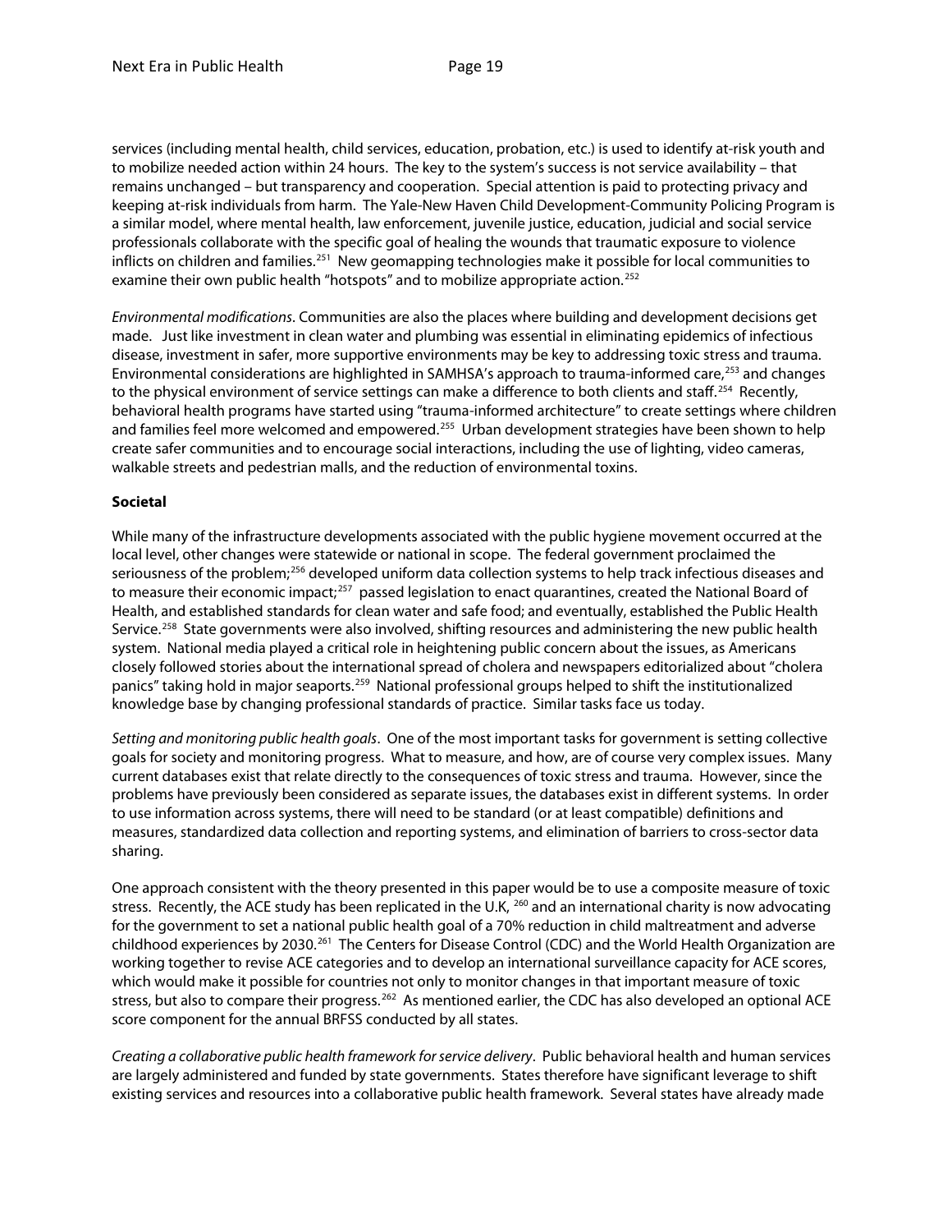services (including mental health, child services, education, probation, etc.) is used to identify at-risk youth and to mobilize needed action within 24 hours. The key to the system's success is not service availability – that remains unchanged – but transparency and cooperation. Special attention is paid to protecting privacy and keeping at-risk individuals from harm. The Yale-New Haven Child Development-Community Policing Program is a similar model, where mental health, law enforcement, juvenile justice, education, judicial and social service professionals collaborate with the specific goal of healing the wounds that traumatic exposure to violence inflicts on children and families.[251] New geomapping technologies make it possible for local communities to examine their own public health "hotspots" and to mobilize appropriate action.[252]

*Environmental modifications*. Communities are also the places where building and development decisions get made. Just like investment in clean water and plumbing was essential in eliminating epidemics of infectious disease, investment in safer, more supportive environments may be key to addressing toxic stress and trauma. Environmental considerations are highlighted in SAMHSA's approach to trauma-informed care,[253] and changes to the physical environment of service settings can make a difference to both clients and staff.[254] Recently, behavioral health programs have started using "trauma-informed architecture" to create settings where children and families feel more welcomed and empowered.[255] Urban development strategies have been shown to help create safer communities and to encourage social interactions, including the use of lighting, video cameras, walkable streets and pedestrian malls, and the reduction of environmental toxins.

**Societal**

While many of the infrastructure developments associated with the public hygiene movement occurred at the local level, other changes were statewide or national in scope. The federal government proclaimed the seriousness of the problem;[256] developed uniform data collection systems to help track infectious diseases and to measure their economic impact;[257] passed legislation to enact quarantines, created the National Board of Health, and established standards for clean water and safe food; and eventually, established the Public Health Service.[258] State governments were also involved, shifting resources and administering the new public health system. National media played a critical role in heightening public concern about the issues, as Americans closely followed stories about the international spread of cholera and newspapers editorialized about "cholera panics" taking hold in major seaports.[259] National professional groups helped to shift the institutionalized knowledge base by changing professional standards of practice. Similar tasks face us today.

*Setting and monitoring public health goals*. One of the most important tasks for government is setting collective goals for society and monitoring progress. What to measure, and how, are of course very complex issues. Many current databases exist that relate directly to the consequences of toxic stress and trauma. However, since the problems have previously been considered as separate issues, the databases exist in different systems. In order to use information across systems, there will need to be standard (or at least compatible) definitions and measures, standardized data collection and reporting systems, and elimination of barriers to cross-sector data sharing.

One approach consistent with the theory presented in this paper would be to use a composite measure of toxic stress. Recently, the ACE study has been replicated in the U.K, [260] and an international charity is now advocating for the government to set a national public health goal of a 70% reduction in child maltreatment and adverse childhood experiences by 2030.[261] The Centers for Disease Control (CDC) and the World Health Organization are working together to revise ACE categories and to develop an international surveillance capacity for ACE scores, which would make it possible for countries not only to monitor changes in that important measure of toxic stress, but also to compare their progress.[262] As mentioned earlier, the CDC has also developed an optional ACE score component for the annual BRFSS conducted by all states.

*Creating a collaborative public health framework for service delivery*. Public behavioral health and human services are largely administered and funded by state governments. States therefore have significant leverage to shift existing services and resources into a collaborative public health framework. Several states have already made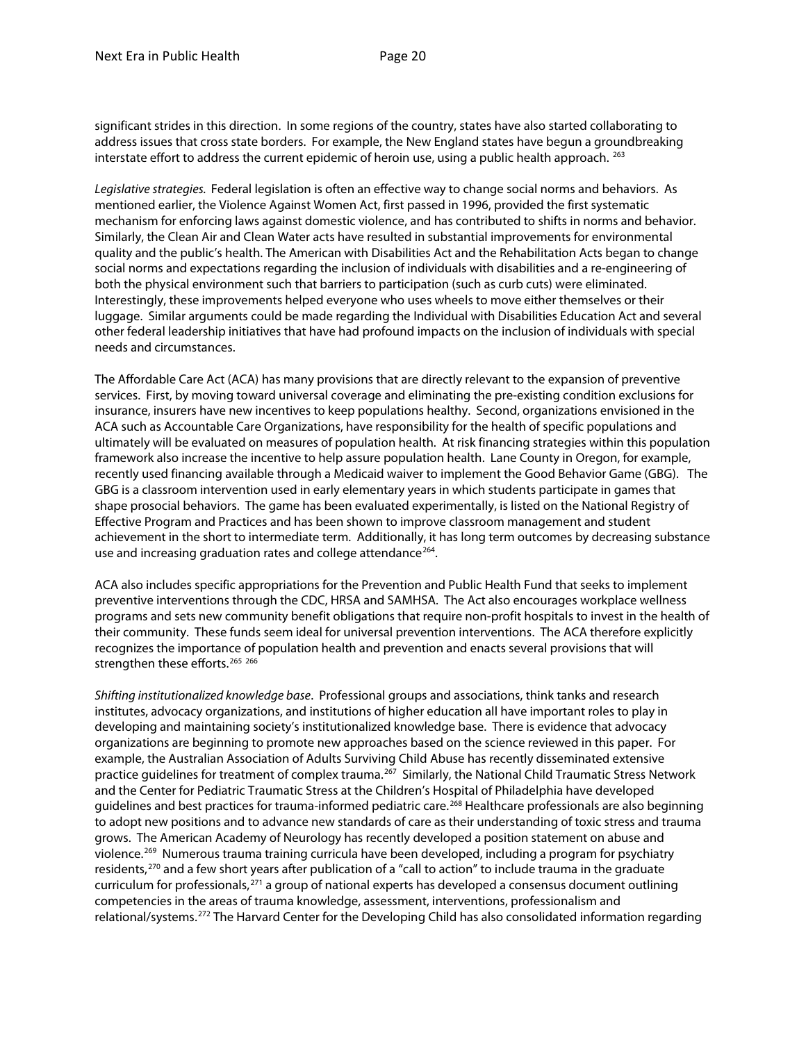significant strides in this direction. In some regions of the country, states have also started collaborating to address issues that cross state borders. For example, the New England states have begun a groundbreaking interstate effort to address the current epidemic of heroin use, using a public health approach. [263]

*Legislative strategies.* Federal legislation is often an effective way to change social norms and behaviors. As mentioned earlier, the Violence Against Women Act, first passed in 1996, provided the first systematic mechanism for enforcing laws against domestic violence, and has contributed to shifts in norms and behavior. Similarly, the Clean Air and Clean Water acts have resulted in substantial improvements for environmental quality and the public's health. The American with Disabilities Act and the Rehabilitation Acts began to change social norms and expectations regarding the inclusion of individuals with disabilities and a re-engineering of both the physical environment such that barriers to participation (such as curb cuts) were eliminated. Interestingly, these improvements helped everyone who uses wheels to move either themselves or their luggage. Similar arguments could be made regarding the Individual with Disabilities Education Act and several other federal leadership initiatives that have had profound impacts on the inclusion of individuals with special needs and circumstances.

The Affordable Care Act (ACA) has many provisions that are directly relevant to the expansion of preventive services. First, by moving toward universal coverage and eliminating the pre-existing condition exclusions for insurance, insurers have new incentives to keep populations healthy. Second, organizations envisioned in the ACA such as Accountable Care Organizations, have responsibility for the health of specific populations and ultimately will be evaluated on measures of population health. At risk financing strategies within this population framework also increase the incentive to help assure population health. Lane County in Oregon, for example, recently used financing available through a Medicaid waiver to implement the Good Behavior Game (GBG). The GBG is a classroom intervention used in early elementary years in which students participate in games that shape prosocial behaviors. The game has been evaluated experimentally, is listed on the National Registry of Effective Program and Practices and has been shown to improve classroom management and student achievement in the short to intermediate term. Additionally, it has long term outcomes by decreasing substance use and increasing graduation rates and college attendance[264].

ACA also includes specific appropriations for the Prevention and Public Health Fund that seeks to implement preventive interventions through the CDC, HRSA and SAMHSA. The Act also encourages workplace wellness programs and sets new community benefit obligations that require non-profit hospitals to invest in the health of their community. These funds seem ideal for universal prevention interventions. The ACA therefore explicitly recognizes the importance of population health and prevention and enacts several provisions that will strengthen these efforts.[265] [266]

*Shifting institutionalized knowledge base*. Professional groups and associations, think tanks and research institutes, advocacy organizations, and institutions of higher education all have important roles to play in developing and maintaining society's institutionalized knowledge base. There is evidence that advocacy organizations are beginning to promote new approaches based on the science reviewed in this paper. For example, the Australian Association of Adults Surviving Child Abuse has recently disseminated extensive practice guidelines for treatment of complex trauma.[267] Similarly, the National Child Traumatic Stress Network and the Center for Pediatric Traumatic Stress at the Children's Hospital of Philadelphia have developed guidelines and best practices for trauma-informed pediatric care.[268] Healthcare professionals are also beginning to adopt new positions and to advance new standards of care as their understanding of toxic stress and trauma grows. The American Academy of Neurology has recently developed a position statement on abuse and violence.[269] Numerous trauma training curricula have been developed, including a program for psychiatry residents,[270] and a few short years after publication of a "call to action" to include trauma in the graduate curriculum for professionals,[271] a group of national experts has developed a consensus document outlining competencies in the areas of trauma knowledge, assessment, interventions, professionalism and relational/systems.[272] The Harvard Center for the Developing Child has also consolidated information regarding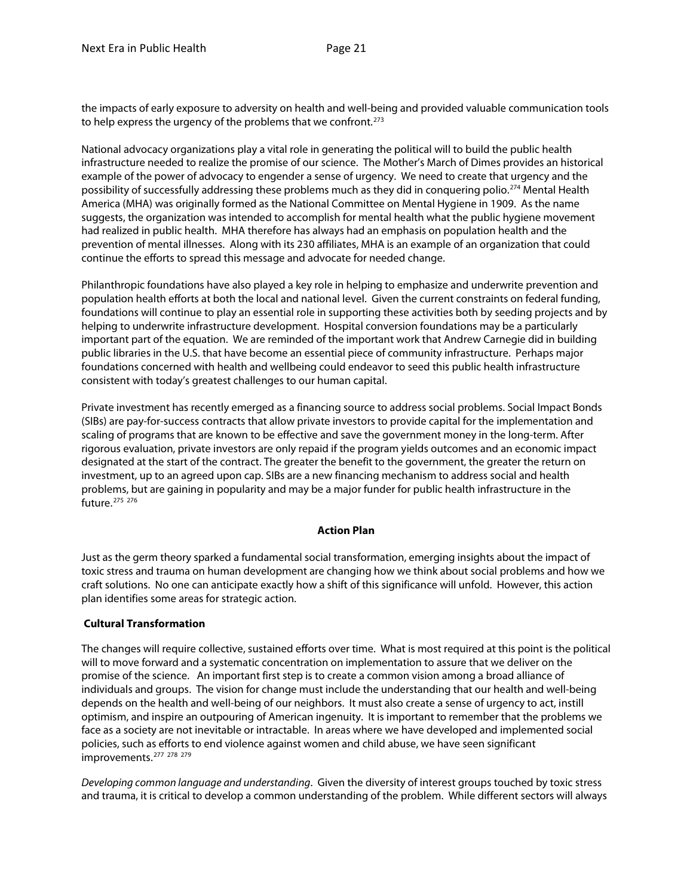the impacts of early exposure to adversity on health and well-being and provided valuable communication tools to help express the urgency of the problems that we confront.[273]

National advocacy organizations play a vital role in generating the political will to build the public health infrastructure needed to realize the promise of our science. The Mother's March of Dimes provides an historical example of the power of advocacy to engender a sense of urgency. We need to create that urgency and the possibility of successfully addressing these problems much as they did in conquering polio.[274] Mental Health America (MHA) was originally formed as the National Committee on Mental Hygiene in 1909. As the name suggests, the organization was intended to accomplish for mental health what the public hygiene movement had realized in public health. MHA therefore has always had an emphasis on population health and the prevention of mental illnesses. Along with its 230 affiliates, MHA is an example of an organization that could continue the efforts to spread this message and advocate for needed change.

Philanthropic foundations have also played a key role in helping to emphasize and underwrite prevention and population health efforts at both the local and national level. Given the current constraints on federal funding, foundations will continue to play an essential role in supporting these activities both by seeding projects and by helping to underwrite infrastructure development. Hospital conversion foundations may be a particularly important part of the equation. We are reminded of the important work that Andrew Carnegie did in building public libraries in the U.S. that have become an essential piece of community infrastructure. Perhaps major foundations concerned with health and wellbeing could endeavor to seed this public health infrastructure consistent with today's greatest challenges to our human capital.

Private investment has recently emerged as a financing source to address social problems. Social Impact Bonds (SIBs) are pay-for-success contracts that allow private investors to provide capital for the implementation and scaling of programs that are known to be effective and save the government money in the long-term. After rigorous evaluation, private investors are only repaid if the program yields outcomes and an economic impact designated at the start of the contract. The greater the benefit to the government, the greater the return on investment, up to an agreed upon cap. SIBs are a new financing mechanism to address social and health problems, but are gaining in popularity and may be a major funder for public health infrastructure in the future.[275] [276]

## Action Plan

Just as the germ theory sparked a fundamental social transformation, emerging insights about the impact of toxic stress and trauma on human development are changing how we think about social problems and how we craft solutions. No one can anticipate exactly how a shift of this significance will unfold. However, this action plan identifies some areas for strategic action.

### Cultural Transformation

The changes will require collective, sustained efforts over time. What is most required at this point is the political will to move forward and a systematic concentration on implementation to assure that we deliver on the promise of the science. An important first step is to create a common vision among a broad alliance of individuals and groups. The vision for change must include the understanding that our health and well-being depends on the health and well-being of our neighbors. It must also create a sense of urgency to act, instill optimism, and inspire an outpouring of American ingenuity. It is important to remember that the problems we face as a society are not inevitable or intractable. In areas where we have developed and implemented social policies, such as efforts to end violence against women and child abuse, we have seen significant improvements.[277] [278] [279]

*Developing common language and understanding*. Given the diversity of interest groups touched by toxic stress and trauma, it is critical to develop a common understanding of the problem. While different sectors will always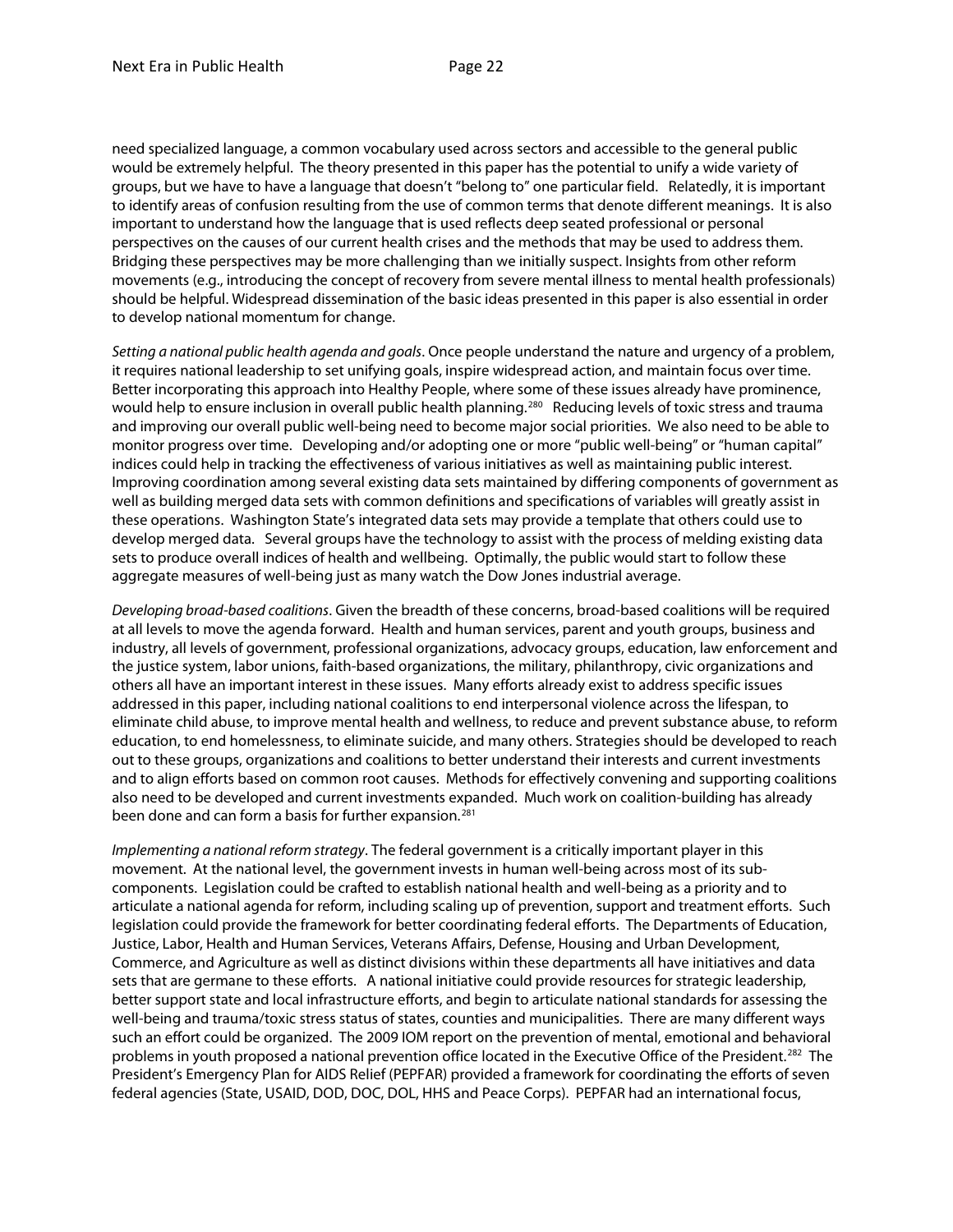need specialized language, a common vocabulary used across sectors and accessible to the general public would be extremely helpful. The theory presented in this paper has the potential to unify a wide variety of groups, but we have to have a language that doesn't "belong to" one particular field. Relatedly, it is important to identify areas of confusion resulting from the use of common terms that denote different meanings. It is also important to understand how the language that is used reflects deep seated professional or personal perspectives on the causes of our current health crises and the methods that may be used to address them. Bridging these perspectives may be more challenging than we initially suspect. Insights from other reform movements (e.g., introducing the concept of recovery from severe mental illness to mental health professionals) should be helpful. Widespread dissemination of the basic ideas presented in this paper is also essential in order to develop national momentum for change.

*Setting a national public health agenda and goals*. Once people understand the nature and urgency of a problem, it requires national leadership to set unifying goals, inspire widespread action, and maintain focus over time. Better incorporating this approach into Healthy People, where some of these issues already have prominence, would help to ensure inclusion in overall public health planning.[280] Reducing levels of toxic stress and trauma and improving our overall public well-being need to become major social priorities. We also need to be able to monitor progress over time. Developing and/or adopting one or more "public well-being" or "human capital" indices could help in tracking the effectiveness of various initiatives as well as maintaining public interest. Improving coordination among several existing data sets maintained by differing components of government as well as building merged data sets with common definitions and specifications of variables will greatly assist in these operations. Washington State's integrated data sets may provide a template that others could use to develop merged data. Several groups have the technology to assist with the process of melding existing data sets to produce overall indices of health and wellbeing. Optimally, the public would start to follow these aggregate measures of well-being just as many watch the Dow Jones industrial average.

*Developing broad-based coalitions*. Given the breadth of these concerns, broad-based coalitions will be required at all levels to move the agenda forward. Health and human services, parent and youth groups, business and industry, all levels of government, professional organizations, advocacy groups, education, law enforcement and the justice system, labor unions, faith-based organizations, the military, philanthropy, civic organizations and others all have an important interest in these issues. Many efforts already exist to address specific issues addressed in this paper, including national coalitions to end interpersonal violence across the lifespan, to eliminate child abuse, to improve mental health and wellness, to reduce and prevent substance abuse, to reform education, to end homelessness, to eliminate suicide, and many others. Strategies should be developed to reach out to these groups, organizations and coalitions to better understand their interests and current investments and to align efforts based on common root causes. Methods for effectively convening and supporting coalitions also need to be developed and current investments expanded. Much work on coalition-building has already been done and can form a basis for further expansion.[281]

*Implementing a national reform strategy*. The federal government is a critically important player in this movement. At the national level, the government invests in human well-being across most of its sub-components. Legislation could be crafted to establish national health and well-being as a priority and to articulate a national agenda for reform, including scaling up of prevention, support and treatment efforts. Such legislation could provide the framework for better coordinating federal efforts. The Departments of Education, Justice, Labor, Health and Human Services, Veterans Affairs, Defense, Housing and Urban Development, Commerce, and Agriculture as well as distinct divisions within these departments all have initiatives and data sets that are germane to these efforts. A national initiative could provide resources for strategic leadership, better support state and local infrastructure efforts, and begin to articulate national standards for assessing the well-being and trauma/toxic stress status of states, counties and municipalities. There are many different ways such an effort could be organized. The 2009 IOM report on the prevention of mental, emotional and behavioral problems in youth proposed a national prevention office located in the Executive Office of the President.[282] The President's Emergency Plan for AIDS Relief (PEPFAR) provided a framework for coordinating the efforts of seven federal agencies (State, USAID, DOD, DOC, DOL, HHS and Peace Corps). PEPFAR had an international focus,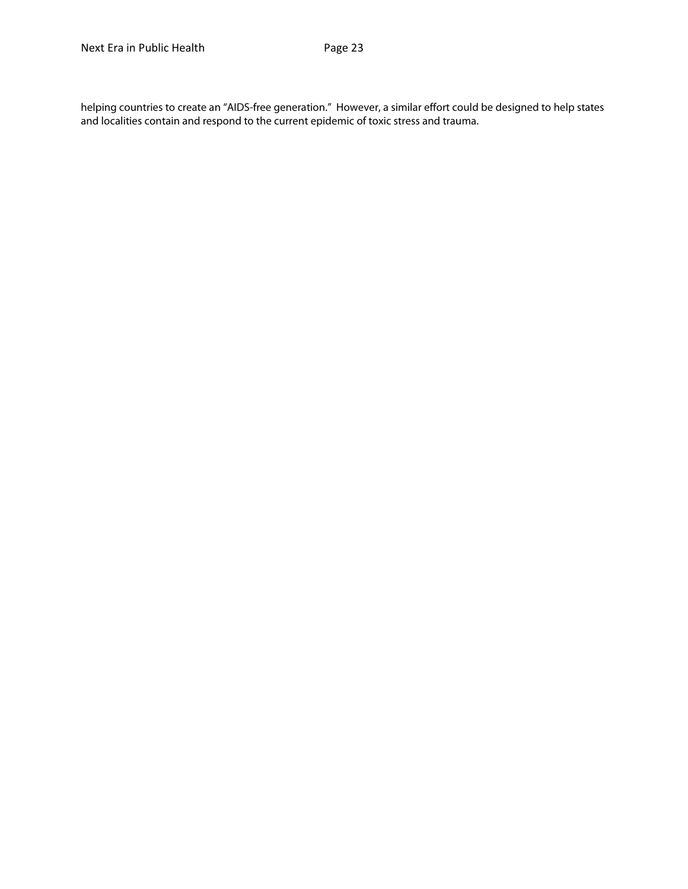helping countries to create an "AIDS-free generation." However, a similar effort could be designed to help states and localities contain and respond to the current epidemic of toxic stress and trauma.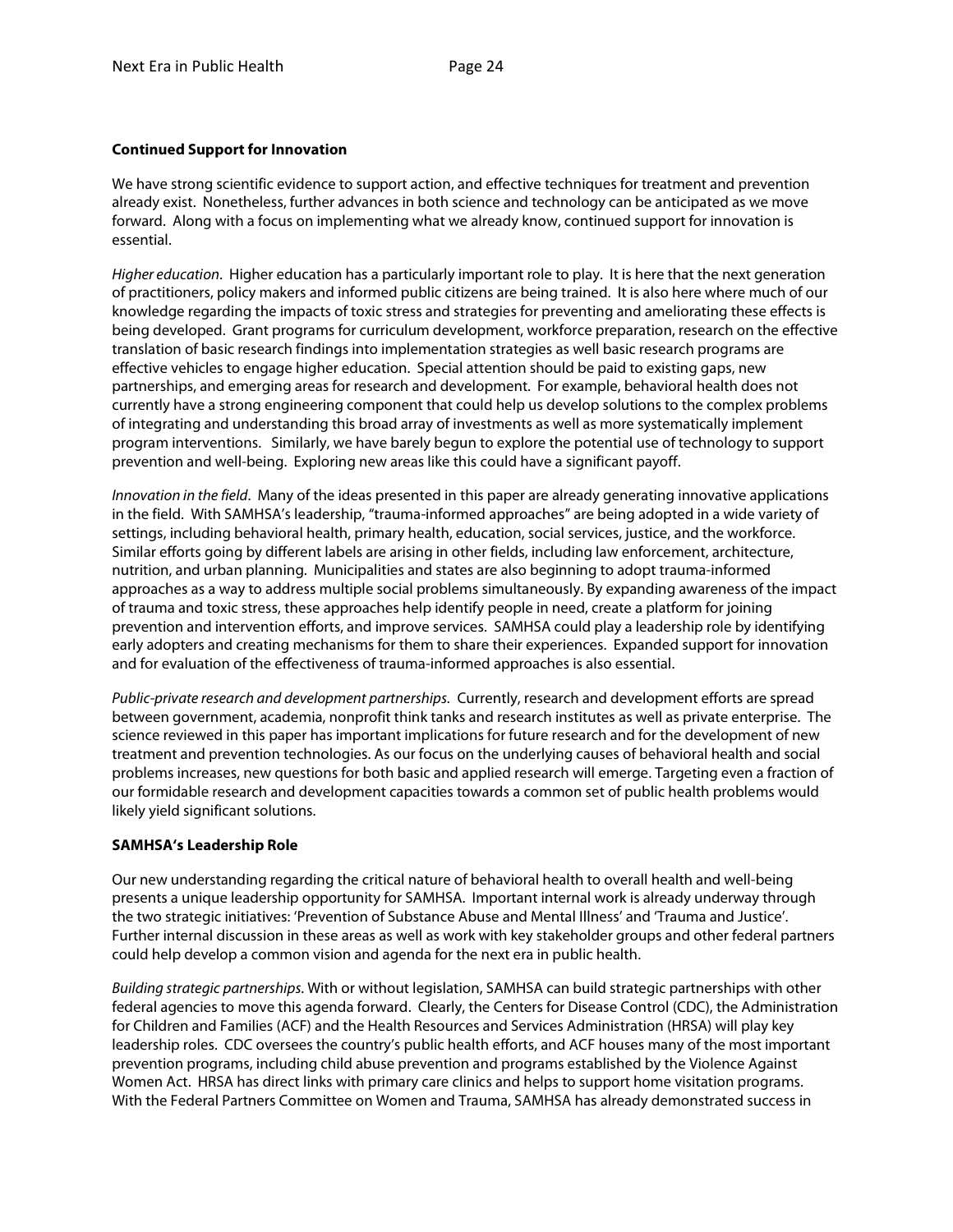**Continued Support for Innovation**

We have strong scientific evidence to support action, and effective techniques for treatment and prevention already exist. Nonetheless, further advances in both science and technology can be anticipated as we move forward. Along with a focus on implementing what we already know, continued support for innovation is essential.

*Higher education*. Higher education has a particularly important role to play. It is here that the next generation of practitioners, policy makers and informed public citizens are being trained. It is also here where much of our knowledge regarding the impacts of toxic stress and strategies for preventing and ameliorating these effects is being developed. Grant programs for curriculum development, workforce preparation, research on the effective translation of basic research findings into implementation strategies as well basic research programs are effective vehicles to engage higher education. Special attention should be paid to existing gaps, new partnerships, and emerging areas for research and development. For example, behavioral health does not currently have a strong engineering component that could help us develop solutions to the complex problems of integrating and understanding this broad array of investments as well as more systematically implement program interventions. Similarly, we have barely begun to explore the potential use of technology to support prevention and well-being. Exploring new areas like this could have a significant payoff.

*Innovation in the field*. Many of the ideas presented in this paper are already generating innovative applications in the field. With SAMHSA's leadership, "trauma-informed approaches" are being adopted in a wide variety of settings, including behavioral health, primary health, education, social services, justice, and the workforce. Similar efforts going by different labels are arising in other fields, including law enforcement, architecture, nutrition, and urban planning. Municipalities and states are also beginning to adopt trauma-informed approaches as a way to address multiple social problems simultaneously. By expanding awareness of the impact of trauma and toxic stress, these approaches help identify people in need, create a platform for joining prevention and intervention efforts, and improve services. SAMHSA could play a leadership role by identifying early adopters and creating mechanisms for them to share their experiences. Expanded support for innovation and for evaluation of the effectiveness of trauma-informed approaches is also essential.

*Public-private research and development partnerships.* Currently, research and development efforts are spread between government, academia, nonprofit think tanks and research institutes as well as private enterprise. The science reviewed in this paper has important implications for future research and for the development of new treatment and prevention technologies. As our focus on the underlying causes of behavioral health and social problems increases, new questions for both basic and applied research will emerge. Targeting even a fraction of our formidable research and development capacities towards a common set of public health problems would likely yield significant solutions.

**SAMHSA's Leadership Role**

Our new understanding regarding the critical nature of behavioral health to overall health and well-being presents a unique leadership opportunity for SAMHSA. Important internal work is already underway through the two strategic initiatives: 'Prevention of Substance Abuse and Mental Illness' and 'Trauma and Justice'. Further internal discussion in these areas as well as work with key stakeholder groups and other federal partners could help develop a common vision and agenda for the next era in public health.

*Building strategic partnerships.* With or without legislation, SAMHSA can build strategic partnerships with other federal agencies to move this agenda forward. Clearly, the Centers for Disease Control (CDC), the Administration for Children and Families (ACF) and the Health Resources and Services Administration (HRSA) will play key leadership roles. CDC oversees the country's public health efforts, and ACF houses many of the most important prevention programs, including child abuse prevention and programs established by the Violence Against Women Act. HRSA has direct links with primary care clinics and helps to support home visitation programs. With the Federal Partners Committee on Women and Trauma, SAMHSA has already demonstrated success in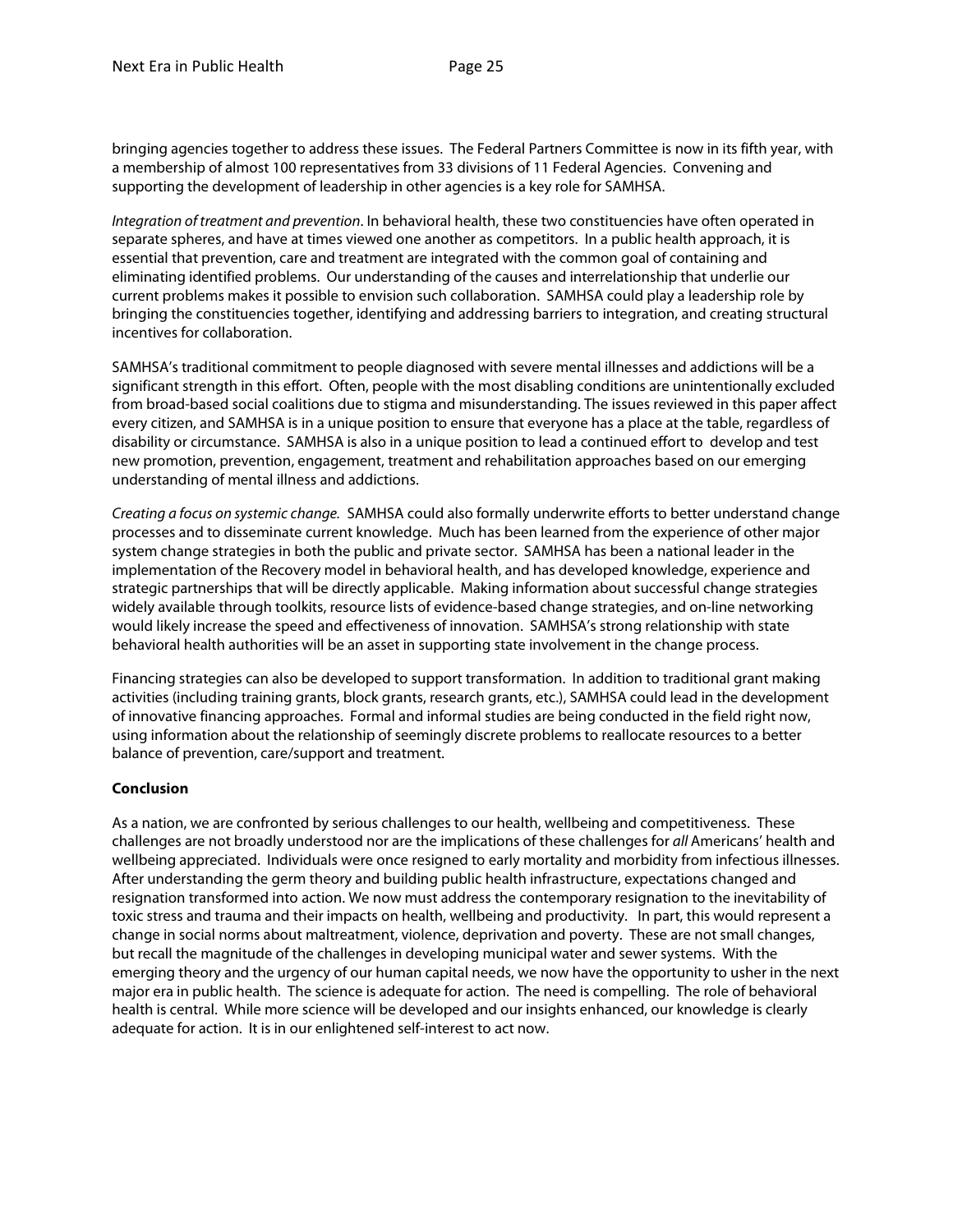bringing agencies together to address these issues. The Federal Partners Committee is now in its fifth year, with a membership of almost 100 representatives from 33 divisions of 11 Federal Agencies. Convening and supporting the development of leadership in other agencies is a key role for SAMHSA.

*Integration of treatment and prevention*. In behavioral health, these two constituencies have often operated in separate spheres, and have at times viewed one another as competitors. In a public health approach, it is essential that prevention, care and treatment are integrated with the common goal of containing and eliminating identified problems. Our understanding of the causes and interrelationship that underlie our current problems makes it possible to envision such collaboration. SAMHSA could play a leadership role by bringing the constituencies together, identifying and addressing barriers to integration, and creating structural incentives for collaboration.

SAMHSA's traditional commitment to people diagnosed with severe mental illnesses and addictions will be a significant strength in this effort. Often, people with the most disabling conditions are unintentionally excluded from broad-based social coalitions due to stigma and misunderstanding. The issues reviewed in this paper affect every citizen, and SAMHSA is in a unique position to ensure that everyone has a place at the table, regardless of disability or circumstance. SAMHSA is also in a unique position to lead a continued effort to develop and test new promotion, prevention, engagement, treatment and rehabilitation approaches based on our emerging understanding of mental illness and addictions.

*Creating a focus on systemic change.* SAMHSA could also formally underwrite efforts to better understand change processes and to disseminate current knowledge. Much has been learned from the experience of other major system change strategies in both the public and private sector. SAMHSA has been a national leader in the implementation of the Recovery model in behavioral health, and has developed knowledge, experience and strategic partnerships that will be directly applicable. Making information about successful change strategies widely available through toolkits, resource lists of evidence-based change strategies, and on-line networking would likely increase the speed and effectiveness of innovation. SAMHSA's strong relationship with state behavioral health authorities will be an asset in supporting state involvement in the change process.

Financing strategies can also be developed to support transformation. In addition to traditional grant making activities (including training grants, block grants, research grants, etc.), SAMHSA could lead in the development of innovative financing approaches. Formal and informal studies are being conducted in the field right now, using information about the relationship of seemingly discrete problems to reallocate resources to a better balance of prevention, care/support and treatment.

**Conclusion**

As a nation, we are confronted by serious challenges to our health, wellbeing and competitiveness. These challenges are not broadly understood nor are the implications of these challenges for *all* Americans' health and wellbeing appreciated. Individuals were once resigned to early mortality and morbidity from infectious illnesses. After understanding the germ theory and building public health infrastructure, expectations changed and resignation transformed into action. We now must address the contemporary resignation to the inevitability of toxic stress and trauma and their impacts on health, wellbeing and productivity. In part, this would represent a change in social norms about maltreatment, violence, deprivation and poverty. These are not small changes, but recall the magnitude of the challenges in developing municipal water and sewer systems. With the emerging theory and the urgency of our human capital needs, we now have the opportunity to usher in the next major era in public health. The science is adequate for action. The need is compelling. The role of behavioral health is central. While more science will be developed and our insights enhanced, our knowledge is clearly adequate for action. It is in our enlightened self-interest to act now.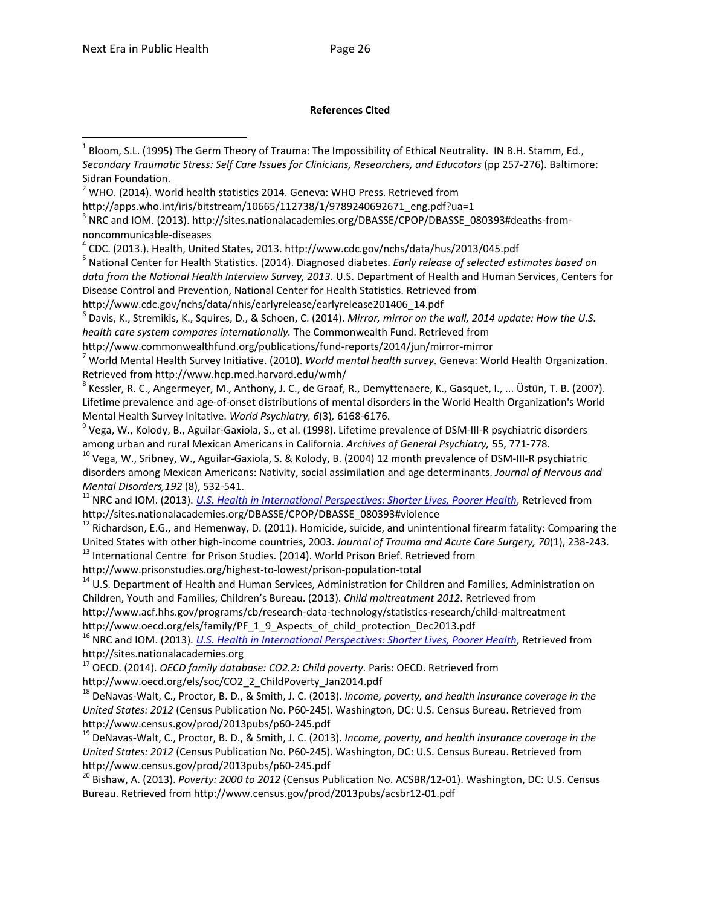**References Cited**

[1] Bloom, S.L. (1995) The Germ Theory of Trauma: The Impossibility of Ethical Neutrality. IN B.H. Stamm, Ed., *Secondary Traumatic Stress: Self Care Issues for Clinicians, Researchers, and Educators* (pp 257-276). Baltimore: Sidran Foundation.

[2] WHO. (2014). World health statistics 2014. Geneva: WHO Press. Retrieved from http://apps.who.int/iris/bitstream/10665/112738/1/9789240692671_eng.pdf?ua=1

[3] NRC and IOM. (2013). http://sites.nationalacademies.org/DBASSE/CPOP/DBASSE_080393#deaths-from-noncommunicable-diseases

[4] CDC. (2013.). Health, United States, 2013. http://www.cdc.gov/nchs/data/hus/2013/045.pdf

[5] National Center for Health Statistics. (2014). Diagnosed diabetes. *Early release of selected estimates based on data from the National Health Interview Survey, 2013.* U.S. Department of Health and Human Services, Centers for Disease Control and Prevention, National Center for Health Statistics. Retrieved from http://www.cdc.gov/nchs/data/nhis/earlyrelease/earlyrelease201406_14.pdf

[6] Davis, K., Stremikis, K., Squires, D., & Schoen, C. (2014). *Mirror, mirror on the wall, 2014 update: How the U.S. health care system compares internationally.* The Commonwealth Fund. Retrieved from http://www.commonwealthfund.org/publications/fund-reports/2014/jun/mirror-mirror

[7] World Mental Health Survey Initiative. (2010). *World mental health survey*. Geneva: World Health Organization. Retrieved from http://www.hcp.med.harvard.edu/wmh/

[8] Kessler, R. C., Angermeyer, M., Anthony, J. C., de Graaf, R., Demyttenaere, K., Gasquet, I., ... Üstün, T. B. (2007). Lifetime prevalence and age-of-onset distributions of mental disorders in the World Health Organization's World Mental Health Survey Initative. *World Psychiatry, 6*(3)*,* 6168-6176.

[9] Vega, W., Kolody, B., Aguilar-Gaxiola, S., et al. (1998). Lifetime prevalence of DSM-III-R psychiatric disorders among urban and rural Mexican Americans in California. *Archives of General Psychiatry,* 55, 771-778.

[10] Vega, W., Sribney, W., Aguilar-Gaxiola, S. & Kolody, B. (2004) 12 month prevalence of DSM-III-R psychiatric disorders among Mexican Americans: Nativity, social assimilation and age determinants. *Journal of Nervous and Mental Disorders,192* (8), 532-541.

[11] NRC and IOM. (2013). *U.S. Health in International Perspectives: Shorter Lives, Poorer Health*, Retrieved from http://sites.nationalacademies.org/DBASSE/CPOP/DBASSE_080393#violence

[12] Richardson, E.G., and Hemenway, D. (2011). Homicide, suicide, and unintentional firearm fatality: Comparing the United States with other high-income countries, 2003. *Journal of Trauma and Acute Care Surgery, 70*(1), 238-243.

[13] International Centre for Prison Studies. (2014). World Prison Brief. Retrieved from http://www.prisonstudies.org/highest-to-lowest/prison-population-total

[14] U.S. Department of Health and Human Services, Administration for Children and Families, Administration on Children, Youth and Families, Children's Bureau. (2013). *Child maltreatment 2012*. Retrieved from http://www.acf.hhs.gov/programs/cb/research-data-technology/statistics-research/child-maltreatment http://www.oecd.org/els/family/PF_1_9_Aspects_of_child_protection_Dec2013.pdf

[16] NRC and IOM. (2013). *U.S. Health in International Perspectives: Shorter Lives, Poorer Health*, Retrieved from http://sites.nationalacademies.org

[17] OECD. (2014). *OECD family database: CO2.2: Child poverty*. Paris: OECD. Retrieved from http://www.oecd.org/els/soc/CO2_2_ChildPoverty_Jan2014.pdf

[18] DeNavas-Walt, C., Proctor, B. D., & Smith, J. C. (2013). *Income, poverty, and health insurance coverage in the United States: 2012* (Census Publication No. P60-245). Washington, DC: U.S. Census Bureau. Retrieved from http://www.census.gov/prod/2013pubs/p60-245.pdf

[19] DeNavas-Walt, C., Proctor, B. D., & Smith, J. C. (2013). *Income, poverty, and health insurance coverage in the United States: 2012* (Census Publication No. P60-245). Washington, DC: U.S. Census Bureau. Retrieved from http://www.census.gov/prod/2013pubs/p60-245.pdf

[20] Bishaw, A. (2013). *Poverty: 2000 to 2012* (Census Publication No. ACSBR/12-01). Washington, DC: U.S. Census Bureau. Retrieved from http://www.census.gov/prod/2013pubs/acsbr12-01.pdf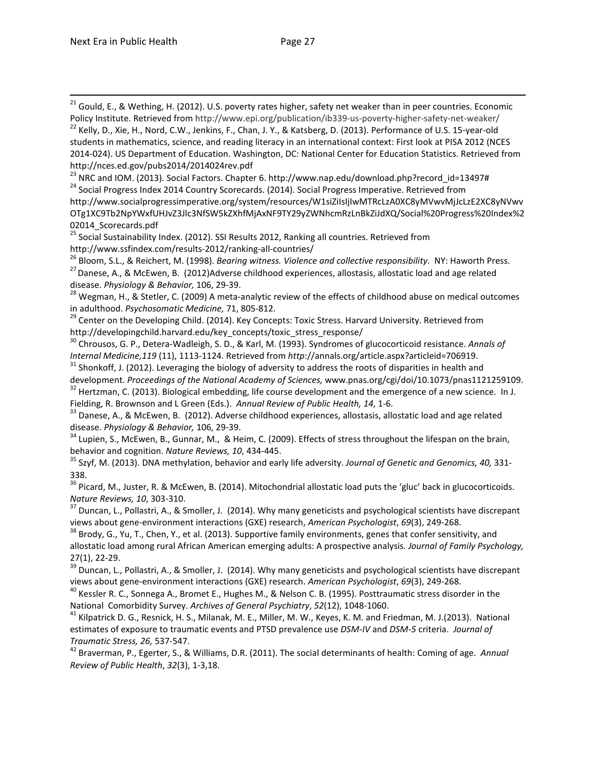[21] Gould, E., & Wething, H. (2012). U.S. poverty rates higher, safety net weaker than in peer countries. Economic Policy Institute. Retrieved from http://www.epi.org/publication/ib339-us-poverty-higher-safety-net-weaker/

[22] Kelly, D., Xie, H., Nord, C.W., Jenkins, F., Chan, J. Y., & Katsberg, D. (2013). Performance of U.S. 15-year-old students in mathematics, science, and reading literacy in an international context: First look at PISA 2012 (NCES 2014-024). US Department of Education. Washington, DC: National Center for Education Statistics. Retrieved from http://nces.ed.gov/pubs2014/2014024rev.pdf

[23] NRC and IOM. (2013). Social Factors. Chapter 6. http://www.nap.edu/download.php?record_id=13497#

[24] Social Progress Index 2014 Country Scorecards. (2014). Social Progress Imperative. Retrieved from http://www.socialprogressimperative.org/system/resources/W1siZiIsIjIwMTRcLzA0XC8yMVwvMjJcLzE2XC8yNVwvOTg1XC9Tb2NpYWxfUHJvZ3Jlc3NfSW5kZXhfMjAxNF9TY29yZWNhcmRzLnBkZiJdXQ/Social%20Progress%20Index%202014_Scorecards.pdf

[25] Social Sustainability Index. (2012). SSI Results 2012, Ranking all countries. Retrieved from http://www.ssfindex.com/results-2012/ranking-all-countries/

[26] Bloom, S.L., & Reichert, M. (1998). *Bearing witness. Violence and collective responsibility*. NY: Haworth Press.

[27] Danese, A., & McEwen, B. (2012)Adverse childhood experiences, allostasis, allostatic load and age related disease. *Physiology & Behavior,* 106, 29-39.

[28] Wegman, H., & Stetler, C. (2009) A meta-analytic review of the effects of childhood abuse on medical outcomes in adulthood. *Psychosomatic Medicine,* 71, 805-812.

[29] Center on the Developing Child. (2014). Key Concepts: Toxic Stress. Harvard University. Retrieved from http://developingchild.harvard.edu/key_concepts/toxic_stress_response/

[30] Chrousos, G. P., Detera-Wadleigh, S. D., & Karl, M. (1993). Syndromes of glucocorticoid resistance. *Annals of Internal Medicine,119* (11), 1113-1124. Retrieved from *http*://annals.org/article.aspx?articleid=706919.

[31] Shonkoff, J. (2012). Leveraging the biology of adversity to address the roots of disparities in health and development. *Proceedings of the National Academy of Sciences,* www.pnas.org/cgi/doi/10.1073/pnas1121259109.

[32] Hertzman, C. (2013). Biological embedding, life course development and the emergence of a new science. In J. Fielding, R. Brownson and L Green (Eds.). *Annual Review of Public Health, 14*, 1-6.

[33] Danese, A., & McEwen, B. (2012). Adverse childhood experiences, allostasis, allostatic load and age related disease. *Physiology & Behavior,* 106, 29-39.

[34] Lupien, S., McEwen, B., Gunnar, M., & Heim, C. (2009). Effects of stress throughout the lifespan on the brain, behavior and cognition. *Nature Reviews, 10*, 434-445.

[35] Szyf, M. (2013). DNA methylation, behavior and early life adversity. *Journal of Genetic and Genomics, 40,* 331-338.

[36] Picard, M., Juster, R. & McEwen, B. (2014). Mitochondrial allostatic load puts the 'gluc' back in glucocorticoids. *Nature Reviews, 10*, 303-310.

[37] Duncan, L., Pollastri, A., & Smoller, J. (2014). Why many geneticists and psychological scientists have discrepant views about gene-environment interactions (GXE) research, *American Psychologist*, *69*(3), 249-268.

[38] Brody, G., Yu, T., Chen, Y., et al. (2013). Supportive family environments, genes that confer sensitivity, and allostatic load among rural African American emerging adults: A prospective analysis. *Journal of Family Psychology,* 27(1), 22-29.

[39] Duncan, L., Pollastri, A., & Smoller, J. (2014). Why many geneticists and psychological scientists have discrepant views about gene-environment interactions (GXE) research. *American Psychologist*, *69*(3), 249-268.

[40] Kessler R. C., Sonnega A., Bromet E., Hughes M., & Nelson C. B. (1995). Posttraumatic stress disorder in the National Comorbidity Survey. *Archives of General Psychiatry*, *52*(12), 1048-1060.

[41] Kilpatrick D. G., Resnick, H. S., Milanak, M. E., Miller, M. W., Keyes, K. M. and Friedman, M. J.(2013). National estimates of exposure to traumatic events and PTSD prevalence use *DSM-IV* and *DSM-5* criteria. *Journal of Traumatic Stress, 26,* 537-547.

[42] Braverman, P., Egerter, S., & Williams, D.R. (2011). The social determinants of health: Coming of age. *Annual Review of Public Health*, *32*(3), 1-3,18.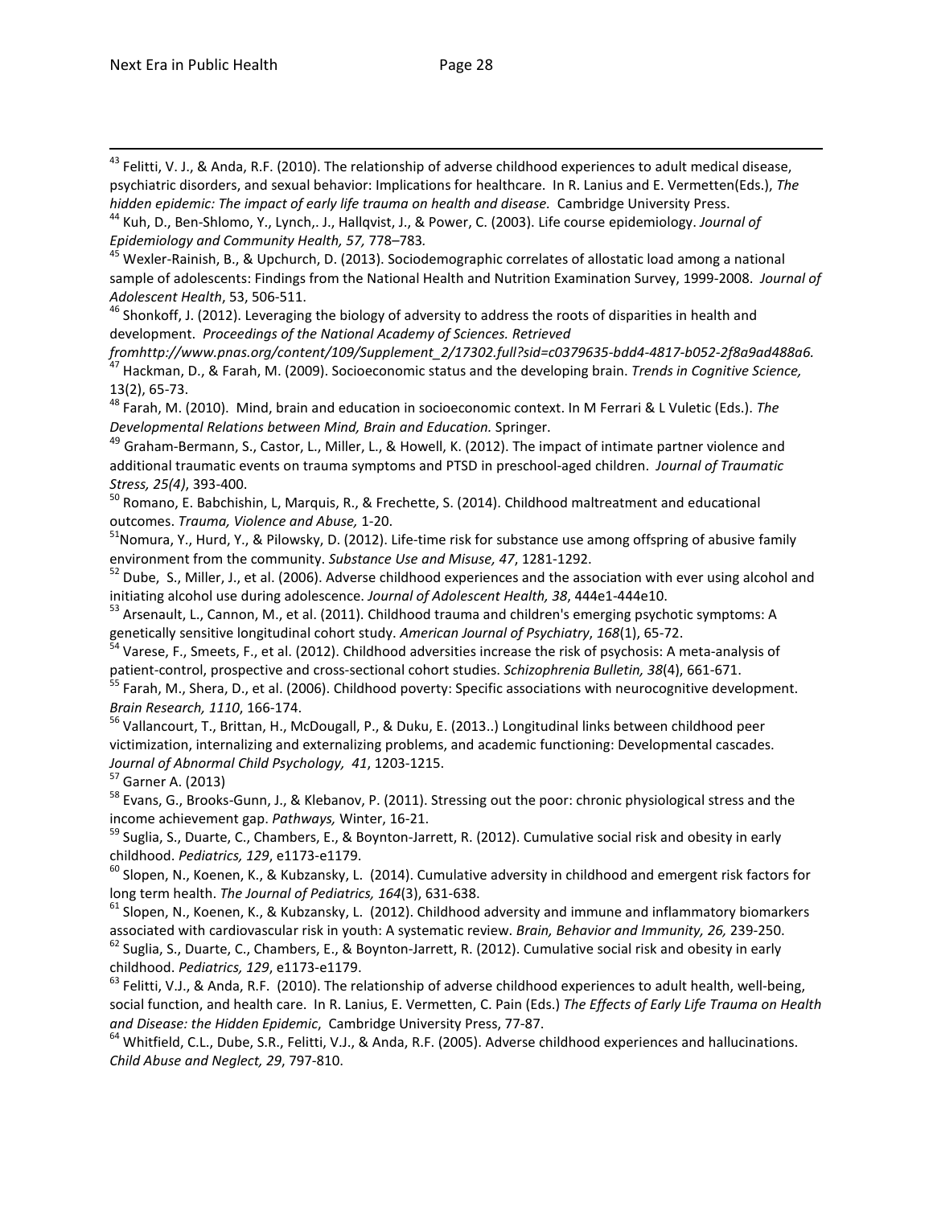[43] Felitti, V. J., & Anda, R.F. (2010). The relationship of adverse childhood experiences to adult medical disease, psychiatric disorders, and sexual behavior: Implications for healthcare. In R. Lanius and E. Vermetten(Eds.), *The hidden epidemic: The impact of early life trauma on health and disease.* Cambridge University Press.

[44] Kuh, D., Ben-Shlomo, Y., Lynch,. J., Hallqvist, J., & Power, C. (2003). Life course epidemiology. *Journal of Epidemiology and Community Health, 57,* 778–783*.*

[45] Wexler-Rainish, B., & Upchurch, D. (2013). Sociodemographic correlates of allostatic load among a national sample of adolescents: Findings from the National Health and Nutrition Examination Survey, 1999-2008. *Journal of Adolescent Health*, 53, 506-511.

[46] Shonkoff, J. (2012). Leveraging the biology of adversity to address the roots of disparities in health and development. *Proceedings of the National Academy of Sciences. Retrieved fromhttp://www.pnas.org/content/109/Supplement_2/17302.full?sid=c0379635-bdd4-4817-b052-2f8a9ad488a6.*

[47] Hackman, D., & Farah, M. (2009). Socioeconomic status and the developing brain. *Trends in Cognitive Science,* 13(2), 65-73.

[48] Farah, M. (2010). Mind, brain and education in socioeconomic context. In M Ferrari & L Vuletic (Eds.). *The Developmental Relations between Mind, Brain and Education.* Springer.

[49] Graham-Bermann, S., Castor, L., Miller, L., & Howell, K. (2012). The impact of intimate partner violence and additional traumatic events on trauma symptoms and PTSD in preschool-aged children. *Journal of Traumatic Stress, 25(4)*, 393-400.

[50] Romano, E. Babchishin, L, Marquis, R., & Frechette, S. (2014). Childhood maltreatment and educational outcomes. *Trauma, Violence and Abuse,* 1-20.

[51] Nomura, Y., Hurd, Y., & Pilowsky, D. (2012). Life-time risk for substance use among offspring of abusive family environment from the community. *Substance Use and Misuse, 47*, 1281-1292.

[52] Dube, S., Miller, J., et al. (2006). Adverse childhood experiences and the association with ever using alcohol and initiating alcohol use during adolescence. *Journal of Adolescent Health, 38*, 444e1-444e10.

[53] Arsenault, L., Cannon, M., et al. (2011). Childhood trauma and children's emerging psychotic symptoms: A genetically sensitive longitudinal cohort study. *American Journal of Psychiatry*, *168*(1), 65-72.

[54] Varese, F., Smeets, F., et al. (2012). Childhood adversities increase the risk of psychosis: A meta-analysis of patient-control, prospective and cross-sectional cohort studies. *Schizophrenia Bulletin, 38*(4), 661-671.

[55] Farah, M., Shera, D., et al. (2006). Childhood poverty: Specific associations with neurocognitive development. *Brain Research, 1110*, 166-174.

[56] Vallancourt, T., Brittan, H., McDougall, P., & Duku, E. (2013..) Longitudinal links between childhood peer victimization, internalizing and externalizing problems, and academic functioning: Developmental cascades. *Journal of Abnormal Child Psychology, 41*, 1203-1215.

[57] Garner A. (2013)

[58] Evans, G., Brooks-Gunn, J., & Klebanov, P. (2011). Stressing out the poor: chronic physiological stress and the income achievement gap. *Pathways,* Winter, 16-21.

[59] Suglia, S., Duarte, C., Chambers, E., & Boynton-Jarrett, R. (2012). Cumulative social risk and obesity in early childhood. *Pediatrics, 129*, e1173-e1179.

[60] Slopen, N., Koenen, K., & Kubzansky, L. (2014). Cumulative adversity in childhood and emergent risk factors for long term health. *The Journal of Pediatrics, 164*(3), 631-638.

[61] Slopen, N., Koenen, K., & Kubzansky, L. (2012). Childhood adversity and immune and inflammatory biomarkers associated with cardiovascular risk in youth: A systematic review. *Brain, Behavior and Immunity, 26,* 239-250.

[62] Suglia, S., Duarte, C., Chambers, E., & Boynton-Jarrett, R. (2012). Cumulative social risk and obesity in early childhood. *Pediatrics, 129*, e1173-e1179.

[63] Felitti, V.J., & Anda, R.F. (2010). The relationship of adverse childhood experiences to adult health, well-being, social function, and health care. In R. Lanius, E. Vermetten, C. Pain (Eds.) *The Effects of Early Life Trauma on Health and Disease: the Hidden Epidemic*, Cambridge University Press, 77-87.

[64] Whitfield, C.L., Dube, S.R., Felitti, V.J., & Anda, R.F. (2005). Adverse childhood experiences and hallucinations. *Child Abuse and Neglect, 29*, 797-810.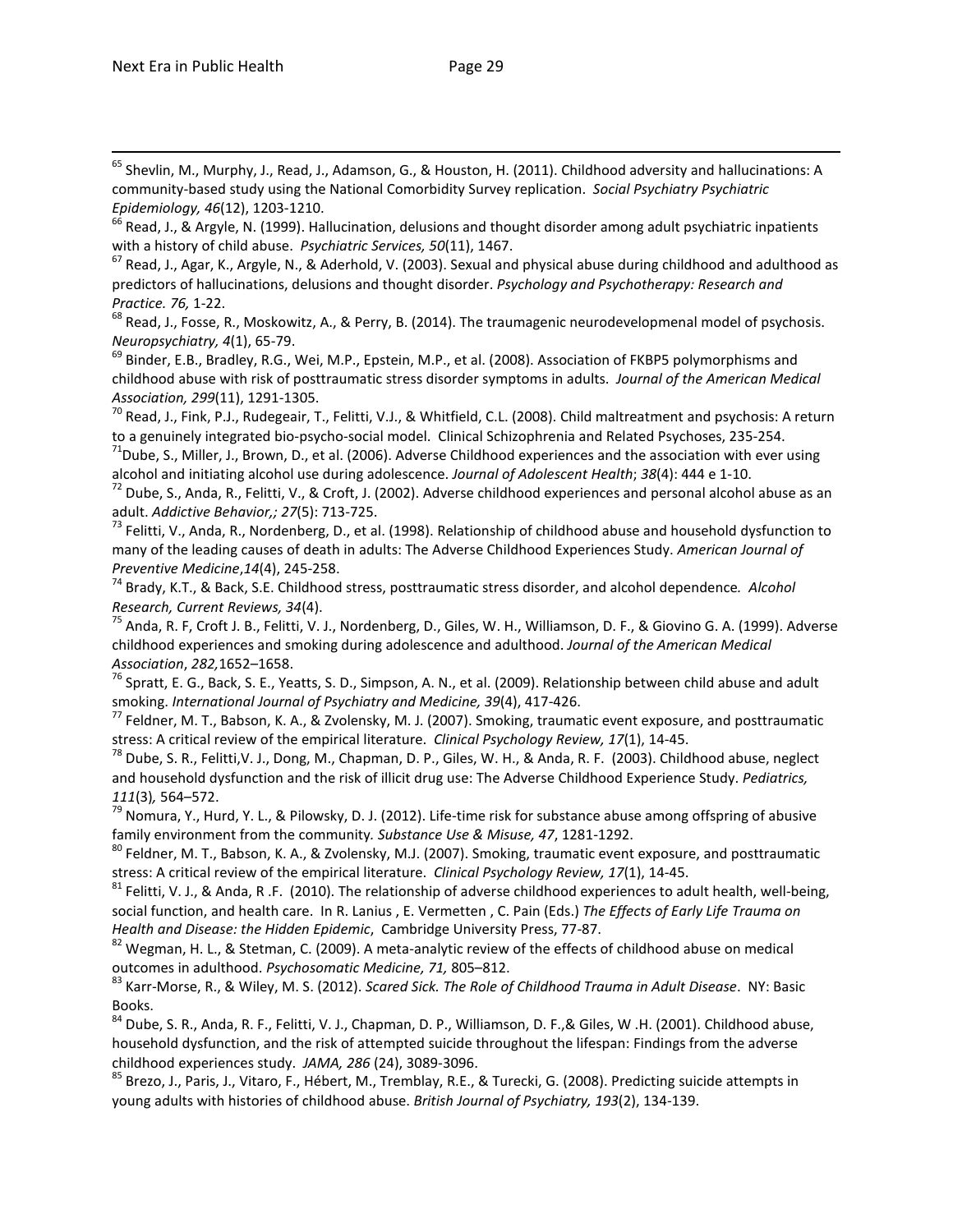[65] Shevlin, M., Murphy, J., Read, J., Adamson, G., & Houston, H. (2011). Childhood adversity and hallucinations: A community-based study using the National Comorbidity Survey replication. *Social Psychiatry Psychiatric Epidemiology, 46*(12), 1203-1210.

[66] Read, J., & Argyle, N. (1999). Hallucination, delusions and thought disorder among adult psychiatric inpatients with a history of child abuse. *Psychiatric Services, 50*(11), 1467.

[67] Read, J., Agar, K., Argyle, N., & Aderhold, V. (2003). Sexual and physical abuse during childhood and adulthood as predictors of hallucinations, delusions and thought disorder. *Psychology and Psychotherapy: Research and Practice. 76,* 1-22.

[68] Read, J., Fosse, R., Moskowitz, A., & Perry, B. (2014). The traumagenic neurodevelopmenal model of psychosis. *Neuropsychiatry, 4*(1), 65-79.

[69] Binder, E.B., Bradley, R.G., Wei, M.P., Epstein, M.P., et al. (2008). Association of FKBP5 polymorphisms and childhood abuse with risk of posttraumatic stress disorder symptoms in adults. *Journal of the American Medical Association, 299*(11), 1291-1305.

[70] Read, J., Fink, P.J., Rudegeair, T., Felitti, V.J., & Whitfield, C.L. (2008). Child maltreatment and psychosis: A return to a genuinely integrated bio-psycho-social model. Clinical Schizophrenia and Related Psychoses, 235-254.

[71] Dube, S., Miller, J., Brown, D., et al. (2006). Adverse Childhood experiences and the association with ever using alcohol and initiating alcohol use during adolescence. *Journal of Adolescent Health*; *38*(4): 444 e 1-10.

[72] Dube, S., Anda, R., Felitti, V., & Croft, J. (2002). Adverse childhood experiences and personal alcohol abuse as an adult. *Addictive Behavior,; 27*(5): 713-725.

[73] Felitti, V., Anda, R., Nordenberg, D., et al. (1998). Relationship of childhood abuse and household dysfunction to many of the leading causes of death in adults: The Adverse Childhood Experiences Study. *American Journal of Preventive Medicine*,*14*(4), 245-258.

[74] Brady, K.T., & Back, S.E. Childhood stress, posttraumatic stress disorder, and alcohol dependence*. Alcohol Research, Current Reviews, 34*(4).

[75] Anda, R. F, Croft J. B., Felitti, V. J., Nordenberg, D., Giles, W. H., Williamson, D. F., & Giovino G. A. (1999). Adverse childhood experiences and smoking during adolescence and adulthood. *Journal of the American Medical Association*, *282,*1652–1658.

[76] Spratt, E. G., Back, S. E., Yeatts, S. D., Simpson, A. N., et al. (2009). Relationship between child abuse and adult smoking. *International Journal of Psychiatry and Medicine, 39*(4), 417-426.

[77] Feldner, M. T., Babson, K. A., & Zvolensky, M. J. (2007). Smoking, traumatic event exposure, and posttraumatic stress: A critical review of the empirical literature. *Clinical Psychology Review, 17*(1), 14-45.

[78] Dube, S. R., Felitti,V. J., Dong, M., Chapman, D. P., Giles, W. H., & Anda, R. F. (2003). Childhood abuse, neglect and household dysfunction and the risk of illicit drug use: The Adverse Childhood Experience Study. *Pediatrics, 111*(3)*,* 564–572.

[79] Nomura, Y., Hurd, Y. L., & Pilowsky, D. J. (2012). Life-time risk for substance abuse among offspring of abusive family environment from the community. *Substance Use & Misuse, 47*, 1281-1292.

[80] Feldner, M. T., Babson, K. A., & Zvolensky, M.J. (2007). Smoking, traumatic event exposure, and posttraumatic stress: A critical review of the empirical literature. *Clinical Psychology Review, 17*(1), 14-45.

[81] Felitti, V. J., & Anda, R .F. (2010). The relationship of adverse childhood experiences to adult health, well-being, social function, and health care. In R. Lanius , E. Vermetten , C. Pain (Eds.) *The Effects of Early Life Trauma on Health and Disease: the Hidden Epidemic*, Cambridge University Press, 77-87.

[82] Wegman, H. L., & Stetman, C. (2009). A meta-analytic review of the effects of childhood abuse on medical outcomes in adulthood. *Psychosomatic Medicine, 71,* 805–812.

[83] Karr-Morse, R., & Wiley, M. S. (2012). *Scared Sick. The Role of Childhood Trauma in Adult Disease*. NY: Basic Books.

[84] Dube, S. R., Anda, R. F., Felitti, V. J., Chapman, D. P., Williamson, D. F.,& Giles, W .H. (2001). Childhood abuse, household dysfunction, and the risk of attempted suicide throughout the lifespan: Findings from the adverse childhood experiences study. *JAMA, 286* (24), 3089-3096.

[85] Brezo, J., Paris, J., Vitaro, F., Hébert, M., Tremblay, R.E., & Turecki, G. (2008). Predicting suicide attempts in young adults with histories of childhood abuse. *British Journal of Psychiatry, 193*(2), 134-139.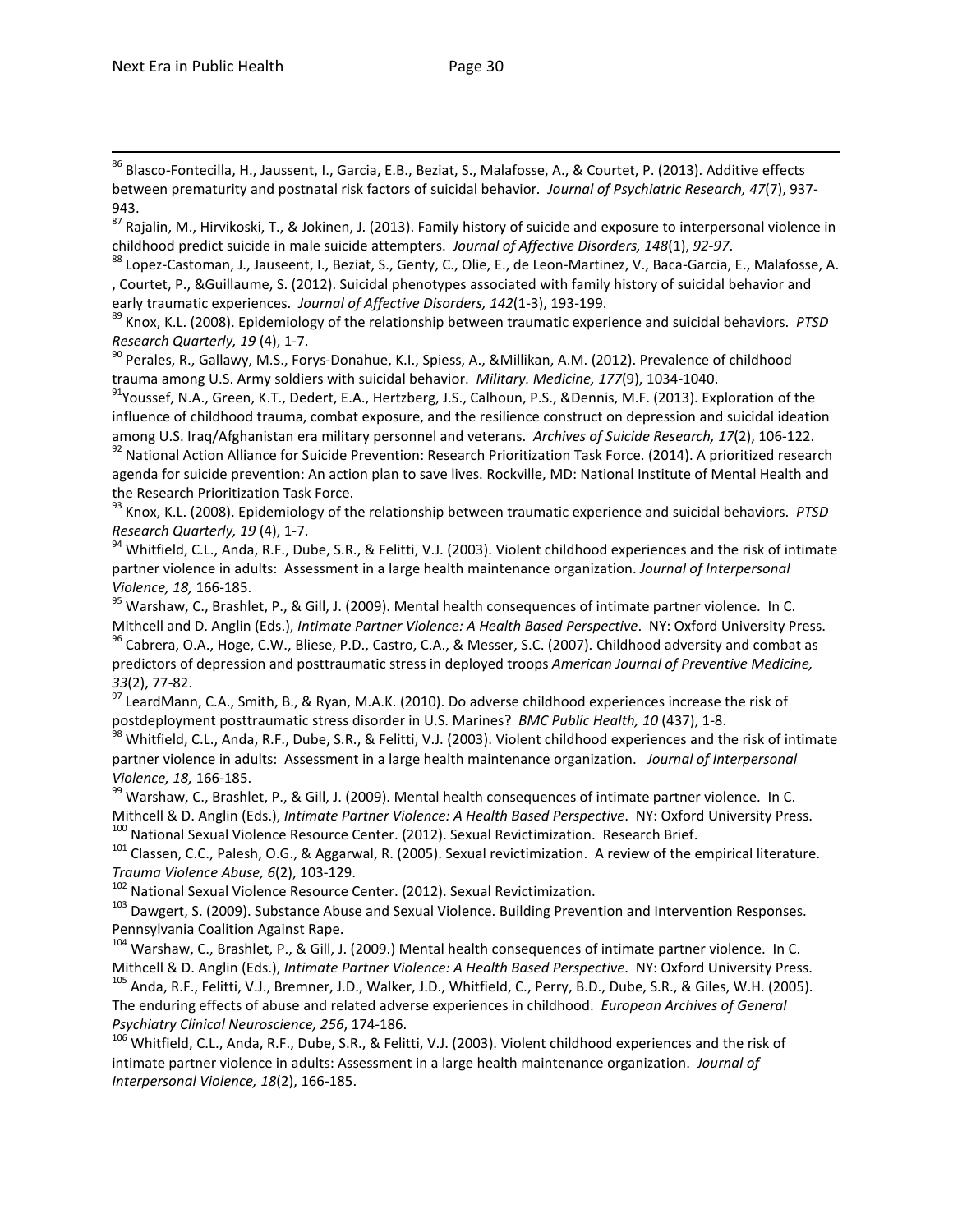[86] Blasco-Fontecilla, H., Jaussent, I., Garcia, E.B., Beziat, S., Malafosse, A., & Courtet, P. (2013). Additive effects between prematurity and postnatal risk factors of suicidal behavior. *Journal of Psychiatric Research, 47*(7), 937-943.

[87] Rajalin, M., Hirvikoski, T., & Jokinen, J. (2013). Family history of suicide and exposure to interpersonal violence in childhood predict suicide in male suicide attempters. *Journal of Affective Disorders, 148*(1), *92-97*.

[88] Lopez-Castoman, J., Jauseent, I., Beziat, S., Genty, C., Olie, E., de Leon-Martinez, V., Baca-Garcia, E., Malafosse, A. , Courtet, P., &Guillaume, S. (2012). Suicidal phenotypes associated with family history of suicidal behavior and early traumatic experiences. *Journal of Affective Disorders, 142*(1-3), 193-199.

[89] Knox, K.L. (2008). Epidemiology of the relationship between traumatic experience and suicidal behaviors. *PTSD Research Quarterly, 19* (4), 1-7.

[90] Perales, R., Gallawy, M.S., Forys-Donahue, K.I., Spiess, A., &Millikan, A.M. (2012). Prevalence of childhood trauma among U.S. Army soldiers with suicidal behavior. *Military. Medicine, 177*(9), 1034-1040.

[91] Youssef, N.A., Green, K.T., Dedert, E.A., Hertzberg, J.S., Calhoun, P.S., &Dennis, M.F. (2013). Exploration of the influence of childhood trauma, combat exposure, and the resilience construct on depression and suicidal ideation among U.S. Iraq/Afghanistan era military personnel and veterans. *Archives of Suicide Research, 17*(2), 106-122.

[92] National Action Alliance for Suicide Prevention: Research Prioritization Task Force. (2014). A prioritized research agenda for suicide prevention: An action plan to save lives. Rockville, MD: National Institute of Mental Health and the Research Prioritization Task Force.

[93] Knox, K.L. (2008). Epidemiology of the relationship between traumatic experience and suicidal behaviors. *PTSD Research Quarterly, 19* (4), 1-7.

[94] Whitfield, C.L., Anda, R.F., Dube, S.R., & Felitti, V.J. (2003). Violent childhood experiences and the risk of intimate partner violence in adults: Assessment in a large health maintenance organization. *Journal of Interpersonal Violence, 18,* 166-185.

[95] Warshaw, C., Brashlet, P., & Gill, J. (2009). Mental health consequences of intimate partner violence. In C. Mithcell and D. Anglin (Eds.), *Intimate Partner Violence: A Health Based Perspective*. NY: Oxford University Press.

[96] Cabrera, O.A., Hoge, C.W., Bliese, P.D., Castro, C.A., & Messer, S.C. (2007). Childhood adversity and combat as predictors of depression and posttraumatic stress in deployed troops *American Journal of Preventive Medicine, 33*(2), 77-82.

[97] LeardMann, C.A., Smith, B., & Ryan, M.A.K. (2010). Do adverse childhood experiences increase the risk of postdeployment posttraumatic stress disorder in U.S. Marines? *BMC Public Health, 10* (437), 1-8.

[98] Whitfield, C.L., Anda, R.F., Dube, S.R., & Felitti, V.J. (2003). Violent childhood experiences and the risk of intimate partner violence in adults: Assessment in a large health maintenance organization. *Journal of Interpersonal Violence, 18,* 166-185.

[99] Warshaw, C., Brashlet, P., & Gill, J. (2009). Mental health consequences of intimate partner violence. In C. Mithcell & D. Anglin (Eds.), *Intimate Partner Violence: A Health Based Perspective*. NY: Oxford University Press.

[100] National Sexual Violence Resource Center. (2012). Sexual Revictimization. Research Brief.

[101] Classen, C.C., Palesh, O.G., & Aggarwal, R. (2005). Sexual revictimization. A review of the empirical literature. *Trauma Violence Abuse, 6*(2), 103-129.

[102] National Sexual Violence Resource Center. (2012). Sexual Revictimization.

[103] Dawgert, S. (2009). Substance Abuse and Sexual Violence. Building Prevention and Intervention Responses. Pennsylvania Coalition Against Rape.

[104] Warshaw, C., Brashlet, P., & Gill, J. (2009.) Mental health consequences of intimate partner violence. In C. Mithcell & D. Anglin (Eds.), *Intimate Partner Violence: A Health Based Perspective*. NY: Oxford University Press.

[105] Anda, R.F., Felitti, V.J., Bremner, J.D., Walker, J.D., Whitfield, C., Perry, B.D., Dube, S.R., & Giles, W.H. (2005). The enduring effects of abuse and related adverse experiences in childhood. *European Archives of General Psychiatry Clinical Neuroscience, 256*, 174-186.

[106] Whitfield, C.L., Anda, R.F., Dube, S.R., & Felitti, V.J. (2003). Violent childhood experiences and the risk of intimate partner violence in adults: Assessment in a large health maintenance organization. *Journal of Interpersonal Violence, 18*(2), 166-185.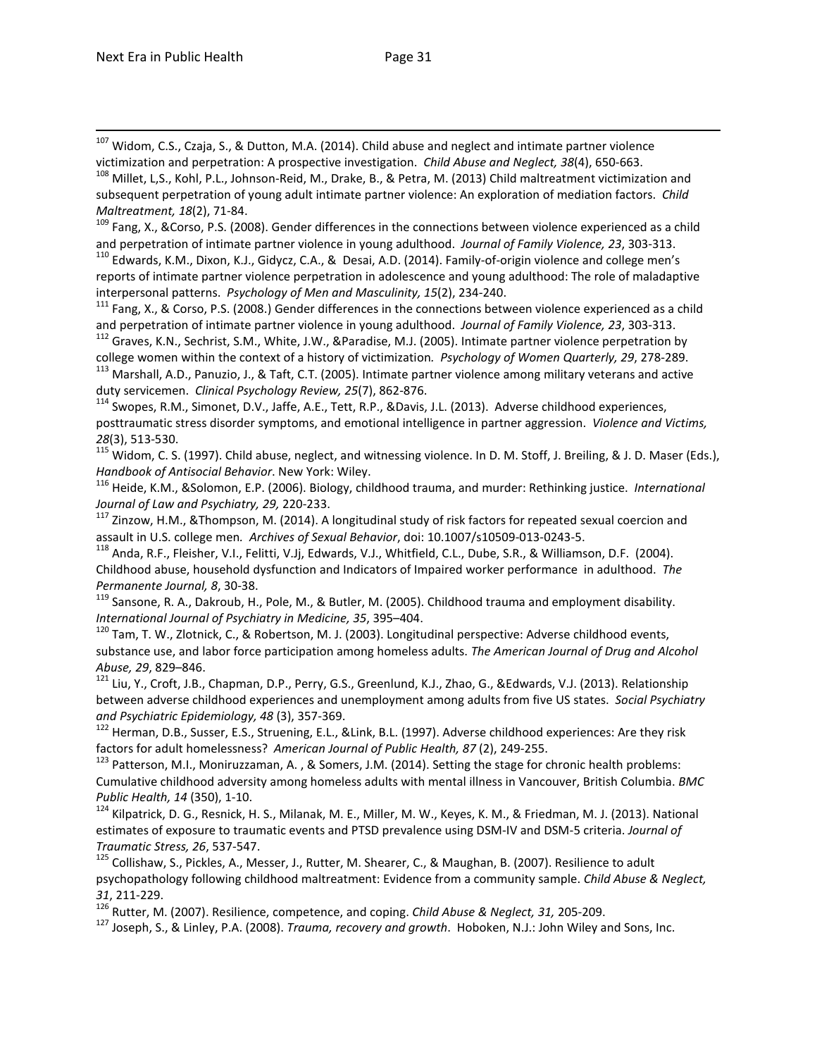[107] Widom, C.S., Czaja, S., & Dutton, M.A. (2014). Child abuse and neglect and intimate partner violence victimization and perpetration: A prospective investigation. *Child Abuse and Neglect, 38*(4), 650-663.

[108] Millet, L,S., Kohl, P.L., Johnson-Reid, M., Drake, B., & Petra, M. (2013) Child maltreatment victimization and subsequent perpetration of young adult intimate partner violence: An exploration of mediation factors. *Child Maltreatment, 18*(2), 71-84.

[109] Fang, X., &Corso, P.S. (2008). Gender differences in the connections between violence experienced as a child and perpetration of intimate partner violence in young adulthood. *Journal of Family Violence, 23*, 303-313.

[110] Edwards, K.M., Dixon, K.J., Gidycz, C.A., & Desai, A.D. (2014). Family-of-origin violence and college men's reports of intimate partner violence perpetration in adolescence and young adulthood: The role of maladaptive interpersonal patterns. *Psychology of Men and Masculinity, 15*(2), 234-240.

[111] Fang, X., & Corso, P.S. (2008.) Gender differences in the connections between violence experienced as a child and perpetration of intimate partner violence in young adulthood. *Journal of Family Violence, 23*, 303-313.

[112] Graves, K.N., Sechrist, S.M., White, J.W., &Paradise, M.J. (2005). Intimate partner violence perpetration by college women within the context of a history of victimization. *Psychology of Women Quarterly, 29*, 278-289.

[113] Marshall, A.D., Panuzio, J., & Taft, C.T. (2005). Intimate partner violence among military veterans and active duty servicemen. *Clinical Psychology Review, 25*(7), 862-876.

[114] Swopes, R.M., Simonet, D.V., Jaffe, A.E., Tett, R.P., &Davis, J.L. (2013). Adverse childhood experiences, posttraumatic stress disorder symptoms, and emotional intelligence in partner aggression. *Violence and Victims, 28*(3), 513-530.

[115] Widom, C. S. (1997). Child abuse, neglect, and witnessing violence. In D. M. Stoff, J. Breiling, & J. D. Maser (Eds.), *Handbook of Antisocial Behavior*. New York: Wiley.

[116] Heide, K.M., &Solomon, E.P. (2006). Biology, childhood trauma, and murder: Rethinking justice. *International Journal of Law and Psychiatry, 29,* 220-233.

[117] Zinzow, H.M., &Thompson, M. (2014). A longitudinal study of risk factors for repeated sexual coercion and assault in U.S. college men. *Archives of Sexual Behavior*, doi: 10.1007/s10509-013-0243-5.

[118] Anda, R.F., Fleisher, V.I., Felitti, V.Jj, Edwards, V.J., Whitfield, C.L., Dube, S.R., & Williamson, D.F. (2004). Childhood abuse, household dysfunction and Indicators of Impaired worker performance in adulthood. *The Permanente Journal, 8*, 30-38.

[119] Sansone, R. A., Dakroub, H., Pole, M., & Butler, M. (2005). Childhood trauma and employment disability. *International Journal of Psychiatry in Medicine, 35*, 395–404.

[120] Tam, T. W., Zlotnick, C., & Robertson, M. J. (2003). Longitudinal perspective: Adverse childhood events, substance use, and labor force participation among homeless adults. *The American Journal of Drug and Alcohol Abuse, 29*, 829–846.

[121] Liu, Y., Croft, J.B., Chapman, D.P., Perry, G.S., Greenlund, K.J., Zhao, G., &Edwards, V.J. (2013). Relationship between adverse childhood experiences and unemployment among adults from five US states. *Social Psychiatry and Psychiatric Epidemiology, 48* (3), 357-369.

[122] Herman, D.B., Susser, E.S., Struening, E.L., &Link, B.L. (1997). Adverse childhood experiences: Are they risk factors for adult homelessness? *American Journal of Public Health, 87* (2), 249-255.

[123] Patterson, M.I., Moniruzzaman, A. , & Somers, J.M. (2014). Setting the stage for chronic health problems: Cumulative childhood adversity among homeless adults with mental illness in Vancouver, British Columbia. *BMC Public Health, 14* (350), 1-10.

[124] Kilpatrick, D. G., Resnick, H. S., Milanak, M. E., Miller, M. W., Keyes, K. M., & Friedman, M. J. (2013). National estimates of exposure to traumatic events and PTSD prevalence using DSM-IV and DSM-5 criteria. *Journal of Traumatic Stress, 26*, 537-547.

[125] Collishaw, S., Pickles, A., Messer, J., Rutter, M. Shearer, C., & Maughan, B. (2007). Resilience to adult psychopathology following childhood maltreatment: Evidence from a community sample. *Child Abuse & Neglect, 31*, 211-229.

[126] Rutter, M. (2007). Resilience, competence, and coping. *Child Abuse & Neglect, 31,* 205-209.

[127] Joseph, S., & Linley, P.A. (2008). *Trauma, recovery and growth*. Hoboken, N.J.: John Wiley and Sons, Inc.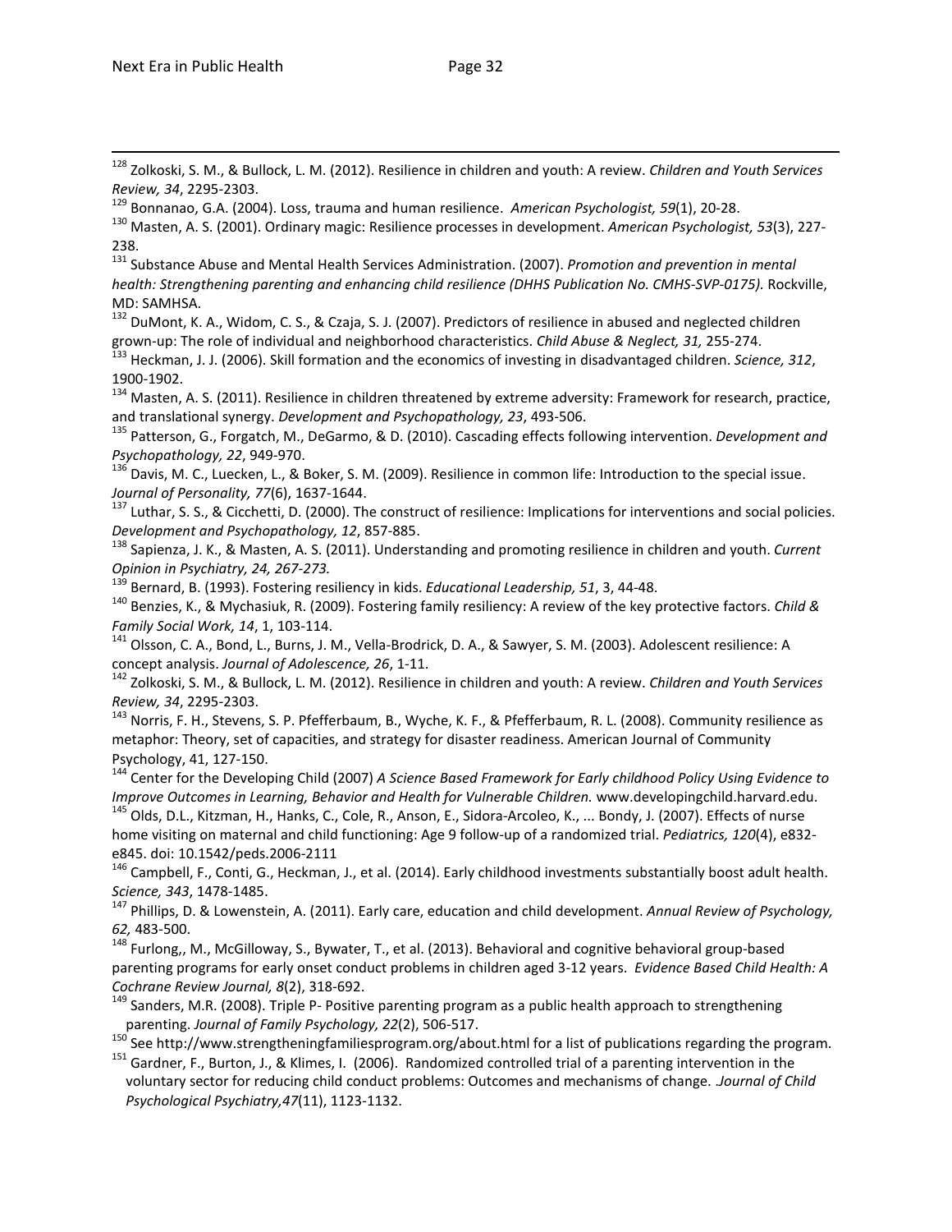[128] Zolkoski, S. M., & Bullock, L. M. (2012). Resilience in children and youth: A review. *Children and Youth Services Review, 34*, 2295-2303.

[129] Bonnanao, G.A. (2004). Loss, trauma and human resilience. *American Psychologist, 59*(1), 20-28.

[130] Masten, A. S. (2001). Ordinary magic: Resilience processes in development. *American Psychologist, 53*(3), 227-238.

[131] Substance Abuse and Mental Health Services Administration. (2007). *Promotion and prevention in mental health: Strengthening parenting and enhancing child resilience (DHHS Publication No. CMHS-SVP-0175).* Rockville, MD: SAMHSA.

[132] DuMont, K. A., Widom, C. S., & Czaja, S. J. (2007). Predictors of resilience in abused and neglected children grown-up: The role of individual and neighborhood characteristics. *Child Abuse & Neglect, 31,* 255-274.

[133] Heckman, J. J. (2006). Skill formation and the economics of investing in disadvantaged children. *Science, 312*, 1900-1902.

[134] Masten, A. S. (2011). Resilience in children threatened by extreme adversity: Framework for research, practice, and translational synergy. *Development and Psychopathology, 23*, 493-506.

[135] Patterson, G., Forgatch, M., DeGarmo, & D. (2010). Cascading effects following intervention. *Development and Psychopathology, 22*, 949-970.

[136] Davis, M. C., Luecken, L., & Boker, S. M. (2009). Resilience in common life: Introduction to the special issue. *Journal of Personality, 77*(6), 1637-1644.

[137] Luthar, S. S., & Cicchetti, D. (2000). The construct of resilience: Implications for interventions and social policies. *Development and Psychopathology, 12*, 857-885.

[138] Sapienza, J. K., & Masten, A. S. (2011). Understanding and promoting resilience in children and youth. *Current Opinion in Psychiatry, 24, 267-273.*

[139] Bernard, B. (1993). Fostering resiliency in kids. *Educational Leadership, 51*, 3, 44-48.

[140] Benzies, K., & Mychasiuk, R. (2009). Fostering family resiliency: A review of the key protective factors. *Child & Family Social Work, 14*, 1, 103-114.

[141] Olsson, C. A., Bond, L., Burns, J. M., Vella-Brodrick, D. A., & Sawyer, S. M. (2003). Adolescent resilience: A concept analysis. *Journal of Adolescence, 26*, 1-11.

[142] Zolkoski, S. M., & Bullock, L. M. (2012). Resilience in children and youth: A review. *Children and Youth Services Review, 34*, 2295-2303.

[143] Norris, F. H., Stevens, S. P. Pfefferbaum, B., Wyche, K. F., & Pfefferbaum, R. L. (2008). Community resilience as metaphor: Theory, set of capacities, and strategy for disaster readiness. American Journal of Community Psychology, 41, 127-150.

[144] Center for the Developing Child (2007) *A Science Based Framework for Early childhood Policy Using Evidence to Improve Outcomes in Learning, Behavior and Health for Vulnerable Children.* www.developingchild.harvard.edu.

[145] Olds, D.L., Kitzman, H., Hanks, C., Cole, R., Anson, E., Sidora-Arcoleo, K., ... Bondy, J. (2007). Effects of nurse home visiting on maternal and child functioning: Age 9 follow-up of a randomized trial. *Pediatrics, 120*(4), e832-e845. doi: 10.1542/peds.2006-2111

[146] Campbell, F., Conti, G., Heckman, J., et al. (2014). Early childhood investments substantially boost adult health. *Science, 343*, 1478-1485.

[147] Phillips, D. & Lowenstein, A. (2011). Early care, education and child development. *Annual Review of Psychology, 62,* 483-500.

[148] Furlong,, M., McGilloway, S., Bywater, T., et al. (2013). Behavioral and cognitive behavioral group-based parenting programs for early onset conduct problems in children aged 3-12 years. *Evidence Based Child Health: A Cochrane Review Journal, 8*(2), 318-692.

[149] Sanders, M.R. (2008). Triple P- Positive parenting program as a public health approach to strengthening parenting. *Journal of Family Psychology, 22*(2), 506-517.

[150] See http://www.strengtheningfamiliesprogram.org/about.html for a list of publications regarding the program.

[151] Gardner, F., Burton, J., & Klimes, I. (2006). Randomized controlled trial of a parenting intervention in the voluntary sector for reducing child conduct problems: Outcomes and mechanisms of change. *Journal of Child Psychological Psychiatry,47*(11), 1123-1132.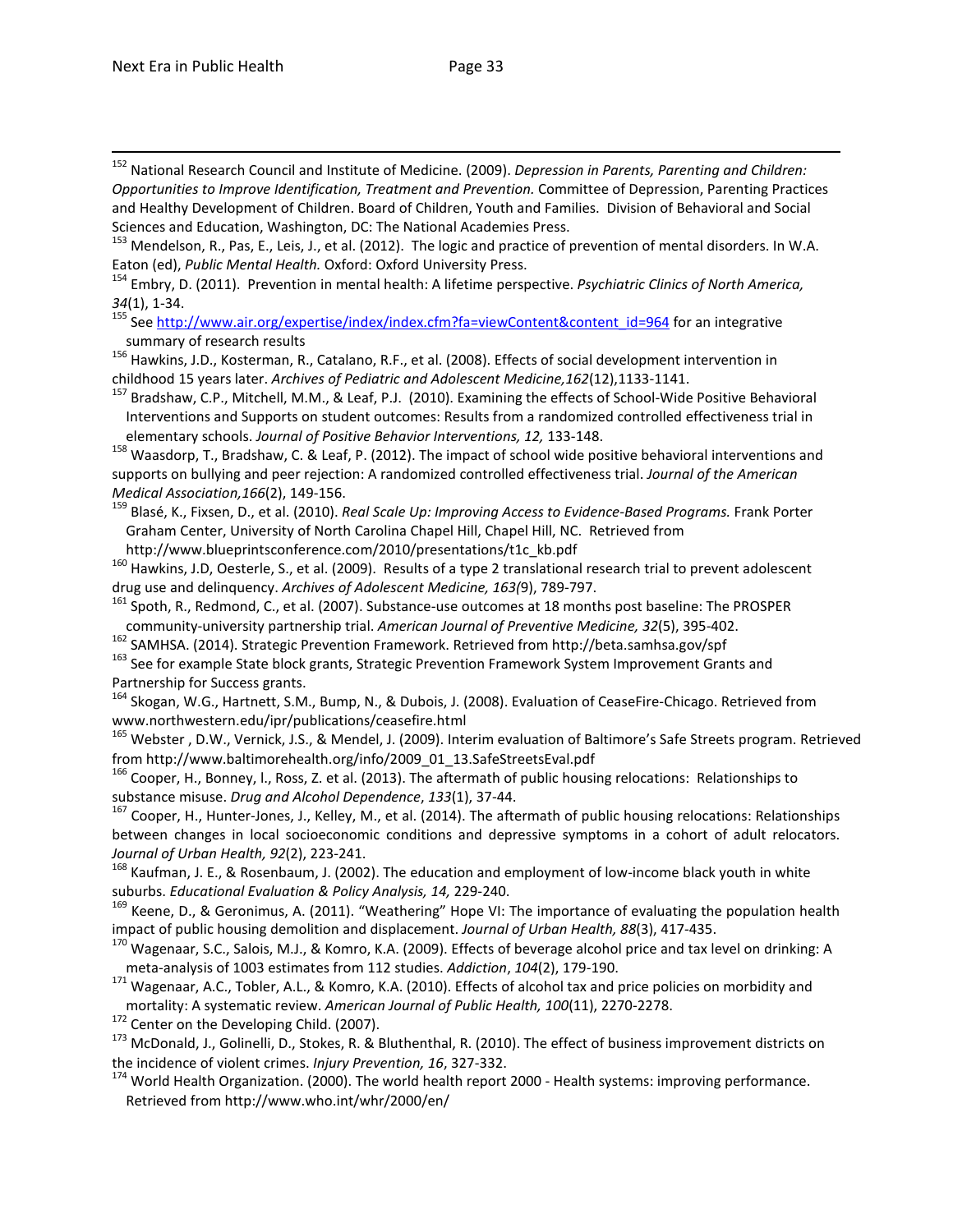[152] National Research Council and Institute of Medicine. (2009). *Depression in Parents, Parenting and Children: Opportunities to Improve Identification, Treatment and Prevention.* Committee of Depression, Parenting Practices and Healthy Development of Children. Board of Children, Youth and Families. Division of Behavioral and Social Sciences and Education, Washington, DC: The National Academies Press.

[153] Mendelson, R., Pas, E., Leis, J., et al. (2012). The logic and practice of prevention of mental disorders. In W.A. Eaton (ed), *Public Mental Health.* Oxford: Oxford University Press.

[154] Embry, D. (2011). Prevention in mental health: A lifetime perspective. *Psychiatric Clinics of North America, 34*(1), 1-34.

[155] See http://www.air.org/expertise/index/index.cfm?fa=viewContent&content_id=964 for an integrative summary of research results

[156] Hawkins, J.D., Kosterman, R., Catalano, R.F., et al. (2008). Effects of social development intervention in childhood 15 years later. *Archives of Pediatric and Adolescent Medicine,162*(12),1133-1141.

[157] Bradshaw, C.P., Mitchell, M.M., & Leaf, P.J. (2010). Examining the effects of School-Wide Positive Behavioral Interventions and Supports on student outcomes: Results from a randomized controlled effectiveness trial in elementary schools. *Journal of Positive Behavior Interventions, 12,* 133-148.

[158] Waasdorp, T., Bradshaw, C. & Leaf, P. (2012). The impact of school wide positive behavioral interventions and supports on bullying and peer rejection: A randomized controlled effectiveness trial. *Journal of the American Medical Association,166*(2), 149-156.

[159] Blasé, K., Fixsen, D., et al. (2010). *Real Scale Up: Improving Access to Evidence-Based Programs.* Frank Porter Graham Center, University of North Carolina Chapel Hill, Chapel Hill, NC. Retrieved from http://www.blueprintsconference.com/2010/presentations/t1c_kb.pdf

[160] Hawkins, J.D, Oesterle, S., et al. (2009). Results of a type 2 translational research trial to prevent adolescent drug use and delinquency. *Archives of Adolescent Medicine, 163(*9), 789-797.

[161] Spoth, R., Redmond, C., et al. (2007). Substance-use outcomes at 18 months post baseline: The PROSPER community-university partnership trial. *American Journal of Preventive Medicine, 32*(5), 395-402.

[162] SAMHSA. (2014). Strategic Prevention Framework. Retrieved from http://beta.samhsa.gov/spf

[163] See for example State block grants, Strategic Prevention Framework System Improvement Grants and Partnership for Success grants.

[164] Skogan, W.G., Hartnett, S.M., Bump, N., & Dubois, J. (2008). Evaluation of CeaseFire-Chicago. Retrieved from www.northwestern.edu/ipr/publications/ceasefire.html

[165] Webster , D.W., Vernick, J.S., & Mendel, J. (2009). Interim evaluation of Baltimore's Safe Streets program. Retrieved from http://www.baltimorehealth.org/info/2009_01_13.SafeStreetsEval.pdf

[166] Cooper, H., Bonney, l., Ross, Z. et al. (2013). The aftermath of public housing relocations: Relationships to substance misuse. *Drug and Alcohol Dependence*, *133*(1), 37-44.

[167] Cooper, H., Hunter-Jones, J., Kelley, M., et al. (2014). The aftermath of public housing relocations: Relationships between changes in local socioeconomic conditions and depressive symptoms in a cohort of adult relocators. *Journal of Urban Health, 92*(2), 223-241.

[168] Kaufman, J. E., & Rosenbaum, J. (2002). The education and employment of low-income black youth in white suburbs. *Educational Evaluation & Policy Analysis, 14,* 229-240.

[169] Keene, D., & Geronimus, A. (2011). "Weathering" Hope VI: The importance of evaluating the population health impact of public housing demolition and displacement. *Journal of Urban Health, 88*(3), 417-435.

[170] Wagenaar, S.C., Salois, M.J., & Komro, K.A. (2009). Effects of beverage alcohol price and tax level on drinking: A meta-analysis of 1003 estimates from 112 studies. *Addiction*, *104*(2), 179-190.

[171] Wagenaar, A.C., Tobler, A.L., & Komro, K.A. (2010). Effects of alcohol tax and price policies on morbidity and mortality: A systematic review. *American Journal of Public Health, 100*(11), 2270-2278.

[172] Center on the Developing Child. (2007).

[173] McDonald, J., Golinelli, D., Stokes, R. & Bluthenthal, R. (2010). The effect of business improvement districts on the incidence of violent crimes. *Injury Prevention, 16*, 327-332.

[174] World Health Organization. (2000). The world health report 2000 - Health systems: improving performance. Retrieved from http://www.who.int/whr/2000/en/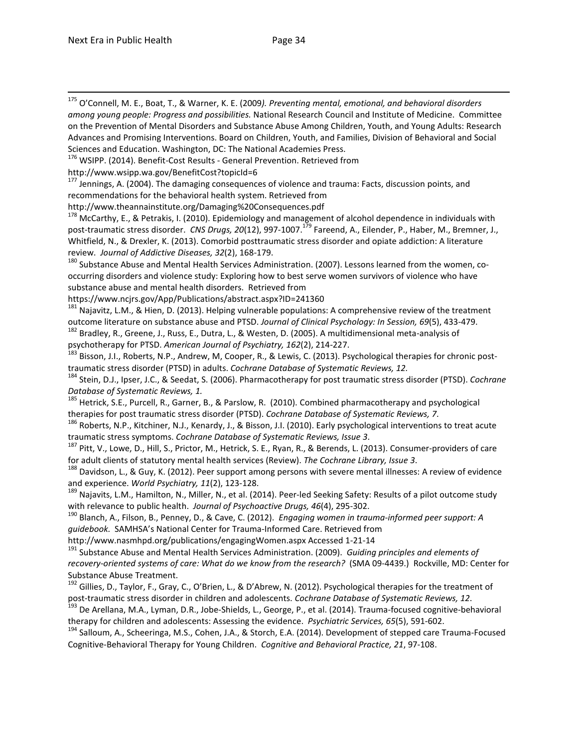[175] O'Connell, M. E., Boat, T., & Warner, K. E. (2009*). Preventing mental, emotional, and behavioral disorders among young people: Progress and possibilities.* National Research Council and Institute of Medicine. Committee on the Prevention of Mental Disorders and Substance Abuse Among Children, Youth, and Young Adults: Research Advances and Promising Interventions. Board on Children, Youth, and Families, Division of Behavioral and Social Sciences and Education. Washington, DC: The National Academies Press.

[176] WSIPP. (2014). Benefit-Cost Results - General Prevention. Retrieved from http://www.wsipp.wa.gov/BenefitCost?topicId=6

[177] Jennings, A. (2004). The damaging consequences of violence and trauma: Facts, discussion points, and recommendations for the behavioral health system. Retrieved from http://www.theannainstitute.org/Damaging%20Consequences.pdf

[178] McCarthy, E., & Petrakis, I. (2010). Epidemiology and management of alcohol dependence in individuals with post-traumatic stress disorder. *CNS Drugs, 20*(12), 997-1007.[179] Fareend, A., Eilender, P., Haber, M., Bremner, J., Whitfield, N., & Drexler, K. (2013). Comorbid posttraumatic stress disorder and opiate addiction: A literature review. *Journal of Addictive Diseases, 32*(2), 168-179.

[180] Substance Abuse and Mental Health Services Administration. (2007). Lessons learned from the women, co-occurring disorders and violence study: Exploring how to best serve women survivors of violence who have substance abuse and mental health disorders. Retrieved from https://www.ncjrs.gov/App/Publications/abstract.aspx?ID=241360

[181] Najavitz, L.M., & Hien, D. (2013). Helping vulnerable populations: A comprehensive review of the treatment outcome literature on substance abuse and PTSD. *Journal of Clinical Psychology: In Session, 69*(5), 433-479.

[182] Bradley, R., Greene, J., Russ, E., Dutra, L., & Westen, D. (2005). A multidimensional meta-analysis of psychotherapy for PTSD. *American Journal of Psychiatry, 162*(2), 214-227.

[183] Bisson, J.I., Roberts, N.P., Andrew, M, Cooper, R., & Lewis, C. (2013). Psychological therapies for chronic post-traumatic stress disorder (PTSD) in adults. *Cochrane Database of Systematic Reviews, 12.*

[184] Stein, D.J., Ipser, J.C., & Seedat, S. (2006). Pharmacotherapy for post traumatic stress disorder (PTSD). *Cochrane Database of Systematic Reviews, 1.*

[185] Hetrick, S.E., Purcell, R., Garner, B., & Parslow, R. (2010). Combined pharmacotherapy and psychological therapies for post traumatic stress disorder (PTSD). *Cochrane Database of Systematic Reviews, 7*.

[186] Roberts, N.P., Kitchiner, N.J., Kenardy, J., & Bisson, J.I. (2010). Early psychological interventions to treat acute traumatic stress symptoms. *Cochrane Database of Systematic Reviews, Issue 3*.

[187] Pitt, V., Lowe, D., Hill, S., Prictor, M., Hetrick, S. E., Ryan, R., & Berends, L. (2013). Consumer-providers of care for adult clients of statutory mental health services (Review). *The Cochrane Library, Issue 3*.

[188] Davidson, L., & Guy, K. (2012). Peer support among persons with severe mental illnesses: A review of evidence and experience. *World Psychiatry, 11*(2), 123-128.

[189] Najavits, L.M., Hamilton, N., Miller, N., et al. (2014). Peer-led Seeking Safety: Results of a pilot outcome study with relevance to public health. *Journal of Psychoactive Drugs, 46*(4), 295-302.

[190] Blanch, A., Filson, B., Penney, D., & Cave, C. (2012). *Engaging women in trauma-informed peer support: A guidebook.* SAMHSA's National Center for Trauma-Informed Care. Retrieved from http://www.nasmhpd.org/publications/engagingWomen.aspx Accessed 1-21-14

[191] Substance Abuse and Mental Health Services Administration. (2009). *Guiding principles and elements of recovery-oriented systems of care: What do we know from the research?* (SMA 09-4439.) Rockville, MD: Center for Substance Abuse Treatment.

[192] Gillies, D., Taylor, F., Gray, C., O'Brien, L., & D'Abrew, N. (2012). Psychological therapies for the treatment of post-traumatic stress disorder in children and adolescents. *Cochrane Database of Systematic Reviews, 12*.

[193] De Arellana, M.A., Lyman, D.R., Jobe-Shields, L., George, P., et al. (2014). Trauma-focused cognitive-behavioral therapy for children and adolescents: Assessing the evidence. *Psychiatric Services, 65*(5), 591-602.

[194] Salloum, A., Scheeringa, M.S., Cohen, J.A., & Storch, E.A. (2014). Development of stepped care Trauma-Focused Cognitive-Behavioral Therapy for Young Children. *Cognitive and Behavioral Practice, 21*, 97-108.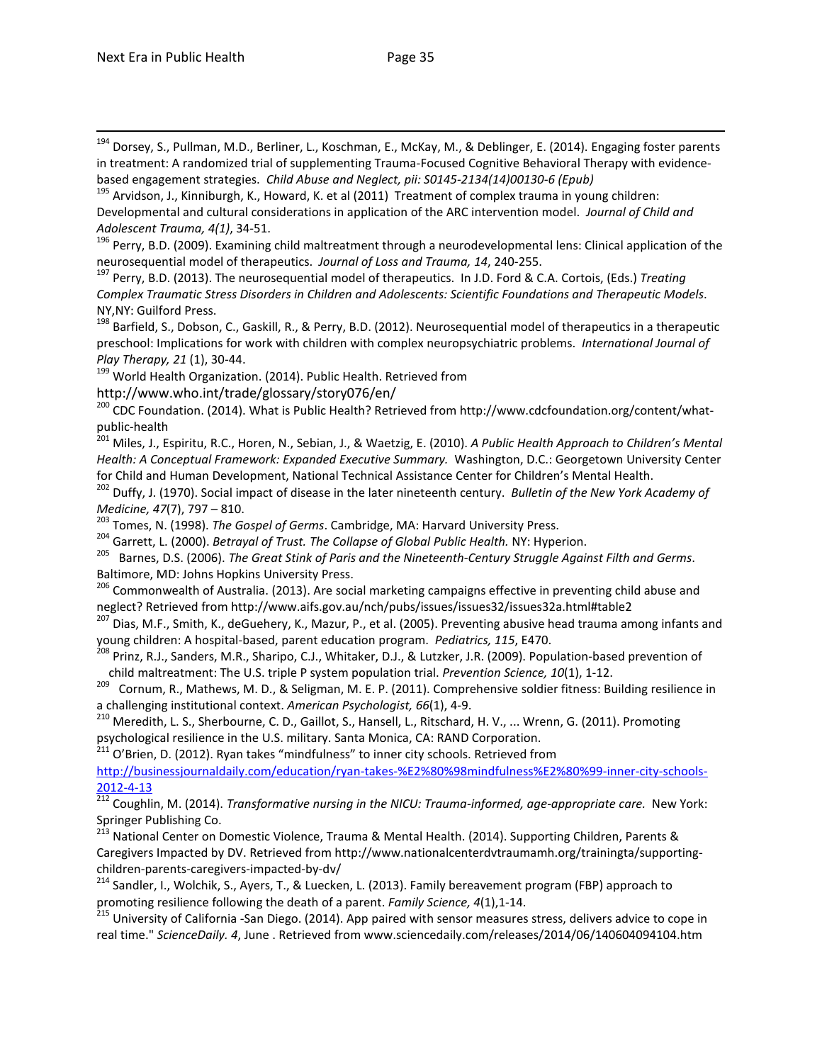[194] Dorsey, S., Pullman, M.D., Berliner, L., Koschman, E., McKay, M., & Deblinger, E. (2014). Engaging foster parents in treatment: A randomized trial of supplementing Trauma-Focused Cognitive Behavioral Therapy with evidence-based engagement strategies. *Child Abuse and Neglect, pii: S0145-2134(14)00130-6 (Epub)*

[195] Arvidson, J., Kinniburgh, K., Howard, K. et al (2011) Treatment of complex trauma in young children: Developmental and cultural considerations in application of the ARC intervention model. *Journal of Child and Adolescent Trauma, 4(1)*, 34-51.

[196] Perry, B.D. (2009). Examining child maltreatment through a neurodevelopmental lens: Clinical application of the neurosequential model of therapeutics. *Journal of Loss and Trauma, 14*, 240-255.

[197] Perry, B.D. (2013). The neurosequential model of therapeutics. In J.D. Ford & C.A. Cortois, (Eds.) *Treating Complex Traumatic Stress Disorders in Children and Adolescents: Scientific Foundations and Therapeutic Models*. NY,NY: Guilford Press.

[198] Barfield, S., Dobson, C., Gaskill, R., & Perry, B.D. (2012). Neurosequential model of therapeutics in a therapeutic preschool: Implications for work with children with complex neuropsychiatric problems. *International Journal of Play Therapy, 21* (1), 30-44.

[199] World Health Organization. (2014). Public Health. Retrieved from http://www.who.int/trade/glossary/story076/en/

[200] CDC Foundation. (2014). What is Public Health? Retrieved from http://www.cdcfoundation.org/content/what-public-health

[201] Miles, J., Espiritu, R.C., Horen, N., Sebian, J., & Waetzig, E. (2010). *A Public Health Approach to Children's Mental Health: A Conceptual Framework: Expanded Executive Summary.* Washington, D.C.: Georgetown University Center for Child and Human Development, National Technical Assistance Center for Children's Mental Health.

[202] Duffy, J. (1970). Social impact of disease in the later nineteenth century. *Bulletin of the New York Academy of Medicine, 47*(7), 797 – 810.

[203] Tomes, N. (1998). *The Gospel of Germs*. Cambridge, MA: Harvard University Press.

[204] Garrett, L. (2000). *Betrayal of Trust. The Collapse of Global Public Health.* NY: Hyperion.

[205] Barnes, D.S. (2006). *The Great Stink of Paris and the Nineteenth-Century Struggle Against Filth and Germs*. Baltimore, MD: Johns Hopkins University Press.

[206] Commonwealth of Australia. (2013). Are social marketing campaigns effective in preventing child abuse and neglect? Retrieved from http://www.aifs.gov.au/nch/pubs/issues/issues32/issues32a.html#table2

[207] Dias, M.F., Smith, K., deGuehery, K., Mazur, P., et al. (2005). Preventing abusive head trauma among infants and young children: A hospital-based, parent education program. *Pediatrics, 115*, E470.

[208] Prinz, R.J., Sanders, M.R., Sharipo, C.J., Whitaker, D.J., & Lutzker, J.R. (2009). Population-based prevention of child maltreatment: The U.S. triple P system population trial. *Prevention Science, 10*(1), 1-12.

[209] Cornum, R., Mathews, M. D., & Seligman, M. E. P. (2011). Comprehensive soldier fitness: Building resilience in a challenging institutional context. *American Psychologist, 66*(1), 4-9.

[210] Meredith, L. S., Sherbourne, C. D., Gaillot, S., Hansell, L., Ritschard, H. V., ... Wrenn, G. (2011). Promoting psychological resilience in the U.S. military. Santa Monica, CA: RAND Corporation.

[211] O'Brien, D. (2012). Ryan takes "mindfulness" to inner city schools. Retrieved from http://businessjournaldaily.com/education/ryan-takes-%E2%80%98mindfulness%E2%80%99-inner-city-schools-2012-4-13

[212] Coughlin, M. (2014). *Transformative nursing in the NICU: Trauma-informed, age-appropriate care.* New York: Springer Publishing Co.

[213] National Center on Domestic Violence, Trauma & Mental Health. (2014). Supporting Children, Parents & Caregivers Impacted by DV. Retrieved from http://www.nationalcenterdvtraumamh.org/trainingta/supporting-children-parents-caregivers-impacted-by-dv/

[214] Sandler, I., Wolchik, S., Ayers, T., & Luecken, L. (2013). Family bereavement program (FBP) approach to promoting resilience following the death of a parent. *Family Science, 4*(1),1-14.

[215] University of California -San Diego. (2014). App paired with sensor measures stress, delivers advice to cope in real time." *ScienceDaily. 4*, June . Retrieved from www.sciencedaily.com/releases/2014/06/140604094104.htm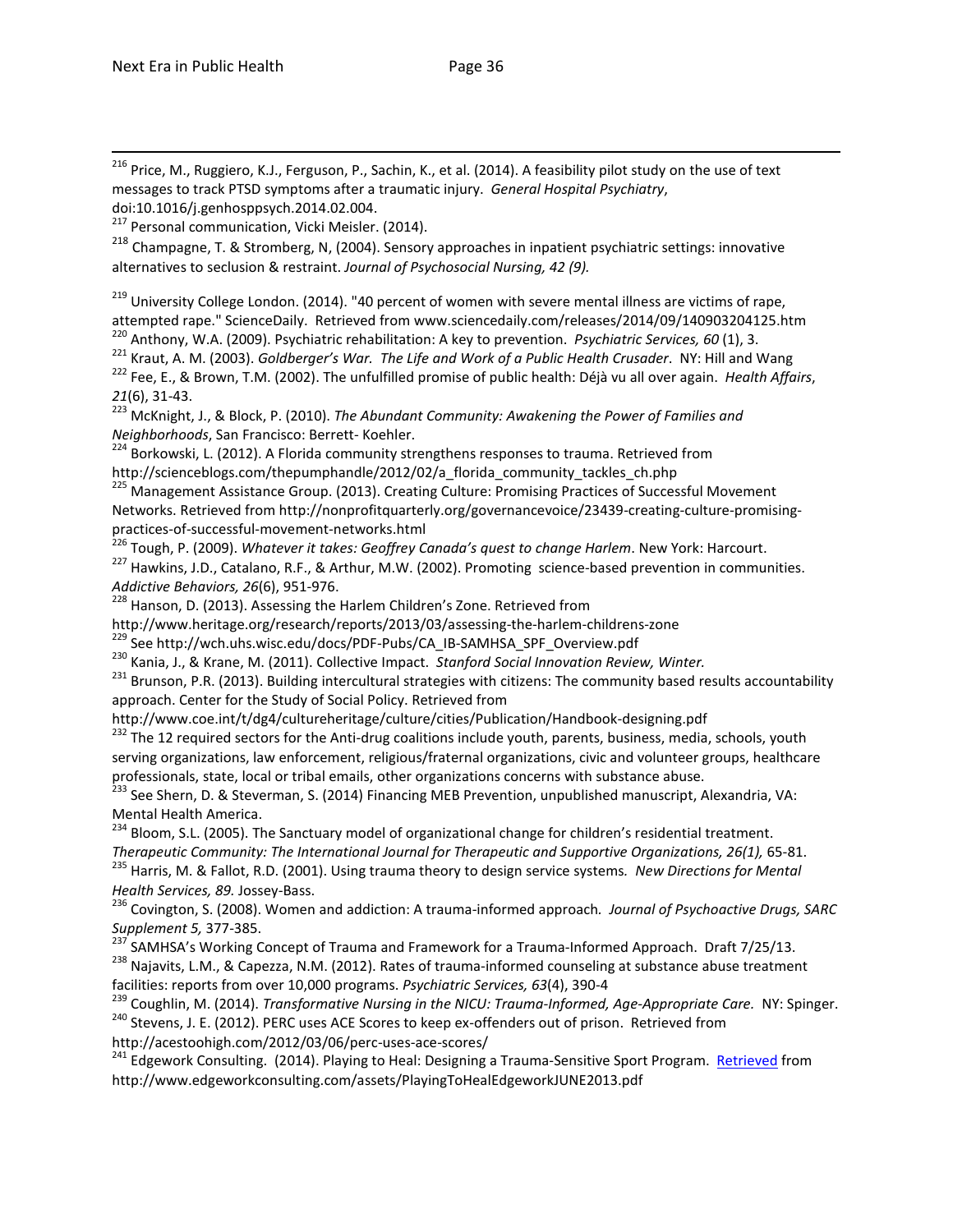[216] Price, M., Ruggiero, K.J., Ferguson, P., Sachin, K., et al. (2014). A feasibility pilot study on the use of text messages to track PTSD symptoms after a traumatic injury. *General Hospital Psychiatry*, doi:10.1016/j.genhosppsych.2014.02.004.

[217] Personal communication, Vicki Meisler. (2014).

[218] Champagne, T. & Stromberg, N, (2004). Sensory approaches in inpatient psychiatric settings: innovative alternatives to seclusion & restraint. *Journal of Psychosocial Nursing, 42 (9).*

[219] University College London. (2014). "40 percent of women with severe mental illness are victims of rape, attempted rape." ScienceDaily. Retrieved from www.sciencedaily.com/releases/2014/09/140903204125.htm

[220] Anthony, W.A. (2009). Psychiatric rehabilitation: A key to prevention. *Psychiatric Services, 60* (1), 3.

[221] Kraut, A. M. (2003). *Goldberger's War. The Life and Work of a Public Health Crusader*. NY: Hill and Wang

[222] Fee, E., & Brown, T.M. (2002). The unfulfilled promise of public health: Déjà vu all over again. *Health Affairs*, *21*(6), 31-43.

[223] McKnight, J., & Block, P. (2010). *The Abundant Community: Awakening the Power of Families and Neighborhoods*, San Francisco: Berrett- Koehler.

[224] Borkowski, L. (2012). A Florida community strengthens responses to trauma. Retrieved from http://scienceblogs.com/thepumphandle/2012/02/a_florida_community_tackles_ch.php

[225] Management Assistance Group. (2013). Creating Culture: Promising Practices of Successful Movement Networks. Retrieved from http://nonprofitquarterly.org/governancevoice/23439-creating-culture-promising-practices-of-successful-movement-networks.html

[226] Tough, P. (2009). *Whatever it takes: Geoffrey Canada's quest to change Harlem*. New York: Harcourt.

[227] Hawkins, J.D., Catalano, R.F., & Arthur, M.W. (2002). Promoting science-based prevention in communities. *Addictive Behaviors, 26*(6), 951-976.

[228] Hanson, D. (2013). Assessing the Harlem Children's Zone. Retrieved from http://www.heritage.org/research/reports/2013/03/assessing-the-harlem-childrens-zone

[229] See http://wch.uhs.wisc.edu/docs/PDF-Pubs/CA_IB-SAMHSA_SPF_Overview.pdf

[230] Kania, J., & Krane, M. (2011). Collective Impact. *Stanford Social Innovation Review, Winter.*

[231] Brunson, P.R. (2013). Building intercultural strategies with citizens: The community based results accountability approach. Center for the Study of Social Policy. Retrieved from http://www.coe.int/t/dg4/cultureheritage/culture/cities/Publication/Handbook-designing.pdf

[232] The 12 required sectors for the Anti-drug coalitions include youth, parents, business, media, schools, youth serving organizations, law enforcement, religious/fraternal organizations, civic and volunteer groups, healthcare professionals, state, local or tribal emails, other organizations concerns with substance abuse.

[233] See Shern, D. & Steverman, S. (2014) Financing MEB Prevention, unpublished manuscript, Alexandria, VA: Mental Health America.

[234] Bloom, S.L. (2005). The Sanctuary model of organizational change for children's residential treatment. *Therapeutic Community: The International Journal for Therapeutic and Supportive Organizations, 26(1),* 65-81.

[235] Harris, M. & Fallot, R.D. (2001). Using trauma theory to design service systems*. New Directions for Mental Health Services, 89.* Jossey-Bass.

[236] Covington, S. (2008). Women and addiction: A trauma-informed approach*. Journal of Psychoactive Drugs, SARC Supplement 5,* 377-385.

[237] SAMHSA's Working Concept of Trauma and Framework for a Trauma-Informed Approach. Draft 7/25/13.

[238] Najavits, L.M., & Capezza, N.M. (2012). Rates of trauma-informed counseling at substance abuse treatment facilities: reports from over 10,000 programs. *Psychiatric Services, 63*(4), 390-4

[239] Coughlin, M. (2014). *Transformative Nursing in the NICU: Trauma-Informed, Age-Appropriate Care.* NY: Spinger.

[240] Stevens, J. E. (2012). PERC uses ACE Scores to keep ex-offenders out of prison. Retrieved from http://acestoohigh.com/2012/03/06/perc-uses-ace-scores/

[241] Edgework Consulting. (2014). Playing to Heal: Designing a Trauma-Sensitive Sport Program. Retrieved from http://www.edgeworkconsulting.com/assets/PlayingToHealEdgeworkJUNE2013.pdf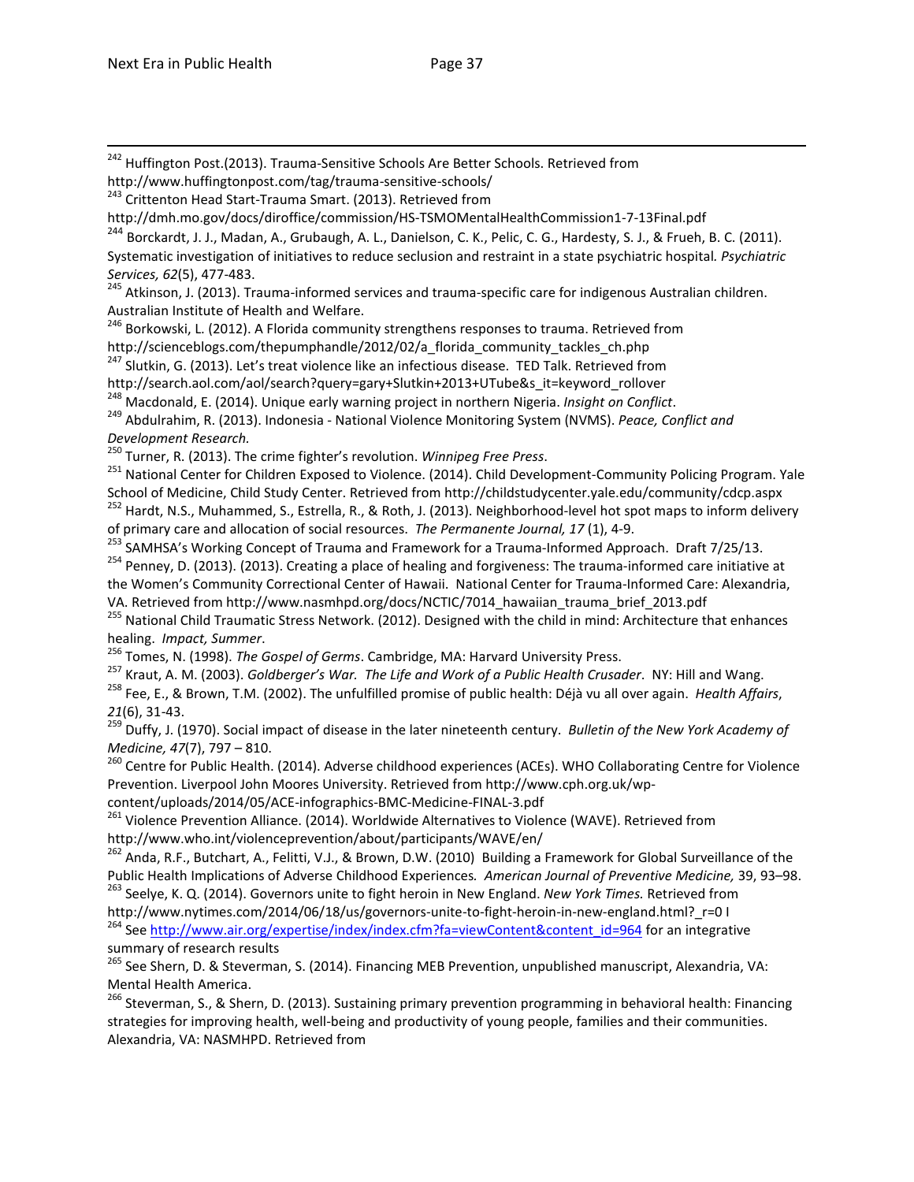[242] Huffington Post.(2013). Trauma-Sensitive Schools Are Better Schools. Retrieved from http://www.huffingtonpost.com/tag/trauma-sensitive-schools/

[243] Crittenton Head Start-Trauma Smart. (2013). Retrieved from http://dmh.mo.gov/docs/diroffice/commission/HS-TSMOMentalHealthCommission1-7-13Final.pdf

[244] Borckardt, J. J., Madan, A., Grubaugh, A. L., Danielson, C. K., Pelic, C. G., Hardesty, S. J., & Frueh, B. C. (2011). Systematic investigation of initiatives to reduce seclusion and restraint in a state psychiatric hospital*. Psychiatric Services, 62*(5), 477-483.

[245] Atkinson, J. (2013). Trauma-informed services and trauma-specific care for indigenous Australian children. Australian Institute of Health and Welfare.

[246] Borkowski, L. (2012). A Florida community strengthens responses to trauma. Retrieved from http://scienceblogs.com/thepumphandle/2012/02/a_florida_community_tackles_ch.php

[247] Slutkin, G. (2013). Let's treat violence like an infectious disease. TED Talk. Retrieved from http://search.aol.com/aol/search?query=gary+Slutkin+2013+UTube&s_it=keyword_rollover

[248] Macdonald, E. (2014). Unique early warning project in northern Nigeria. *Insight on Conflict*.

[249] Abdulrahim, R. (2013). Indonesia - National Violence Monitoring System (NVMS). *Peace, Conflict and Development Research.*

[250] Turner, R. (2013). The crime fighter's revolution. *Winnipeg Free Press*.

[251] National Center for Children Exposed to Violence. (2014). Child Development-Community Policing Program. Yale School of Medicine, Child Study Center. Retrieved from http://childstudycenter.yale.edu/community/cdcp.aspx

[252] Hardt, N.S., Muhammed, S., Estrella, R., & Roth, J. (2013). Neighborhood-level hot spot maps to inform delivery of primary care and allocation of social resources. *The Permanente Journal, 17* (1), 4-9.

[253] SAMHSA's Working Concept of Trauma and Framework for a Trauma-Informed Approach. Draft 7/25/13.

[254] Penney, D. (2013). (2013). Creating a place of healing and forgiveness: The trauma-informed care initiative at the Women's Community Correctional Center of Hawaii. National Center for Trauma-Informed Care: Alexandria, VA. Retrieved from http://www.nasmhpd.org/docs/NCTIC/7014_hawaiian_trauma_brief_2013.pdf

[255] National Child Traumatic Stress Network. (2012). Designed with the child in mind: Architecture that enhances healing. *Impact, Summer*.

[256] Tomes, N. (1998). *The Gospel of Germs*. Cambridge, MA: Harvard University Press.

[257] Kraut, A. M. (2003). *Goldberger's War. The Life and Work of a Public Health Crusader*. NY: Hill and Wang.

[258] Fee, E., & Brown, T.M. (2002). The unfulfilled promise of public health: Déjà vu all over again. *Health Affairs*, *21*(6), 31-43.

[259] Duffy, J. (1970). Social impact of disease in the later nineteenth century. *Bulletin of the New York Academy of Medicine, 47*(7), 797 – 810.

[260] Centre for Public Health. (2014). Adverse childhood experiences (ACEs). WHO Collaborating Centre for Violence Prevention. Liverpool John Moores University. Retrieved from http://www.cph.org.uk/wp-content/uploads/2014/05/ACE-infographics-BMC-Medicine-FINAL-3.pdf

[261] Violence Prevention Alliance. (2014). Worldwide Alternatives to Violence (WAVE). Retrieved from http://www.who.int/violenceprevention/about/participants/WAVE/en/

[262] Anda, R.F., Butchart, A., Felitti, V.J., & Brown, D.W. (2010) Building a Framework for Global Surveillance of the Public Health Implications of Adverse Childhood Experiences*. American Journal of Preventive Medicine,* 39, 93–98.

[263] Seelye, K. Q. (2014). Governors unite to fight heroin in New England. *New York Times.* Retrieved from http://www.nytimes.com/2014/06/18/us/governors-unite-to-fight-heroin-in-new-england.html?_r=0 I

[264] See http://www.air.org/expertise/index/index.cfm?fa=viewContent&content_id=964 for an integrative summary of research results

[265] See Shern, D. & Steverman, S. (2014). Financing MEB Prevention, unpublished manuscript, Alexandria, VA: Mental Health America.

[266] Steverman, S., & Shern, D. (2013). Sustaining primary prevention programming in behavioral health: Financing strategies for improving health, well-being and productivity of young people, families and their communities. Alexandria, VA: NASMHPD. Retrieved from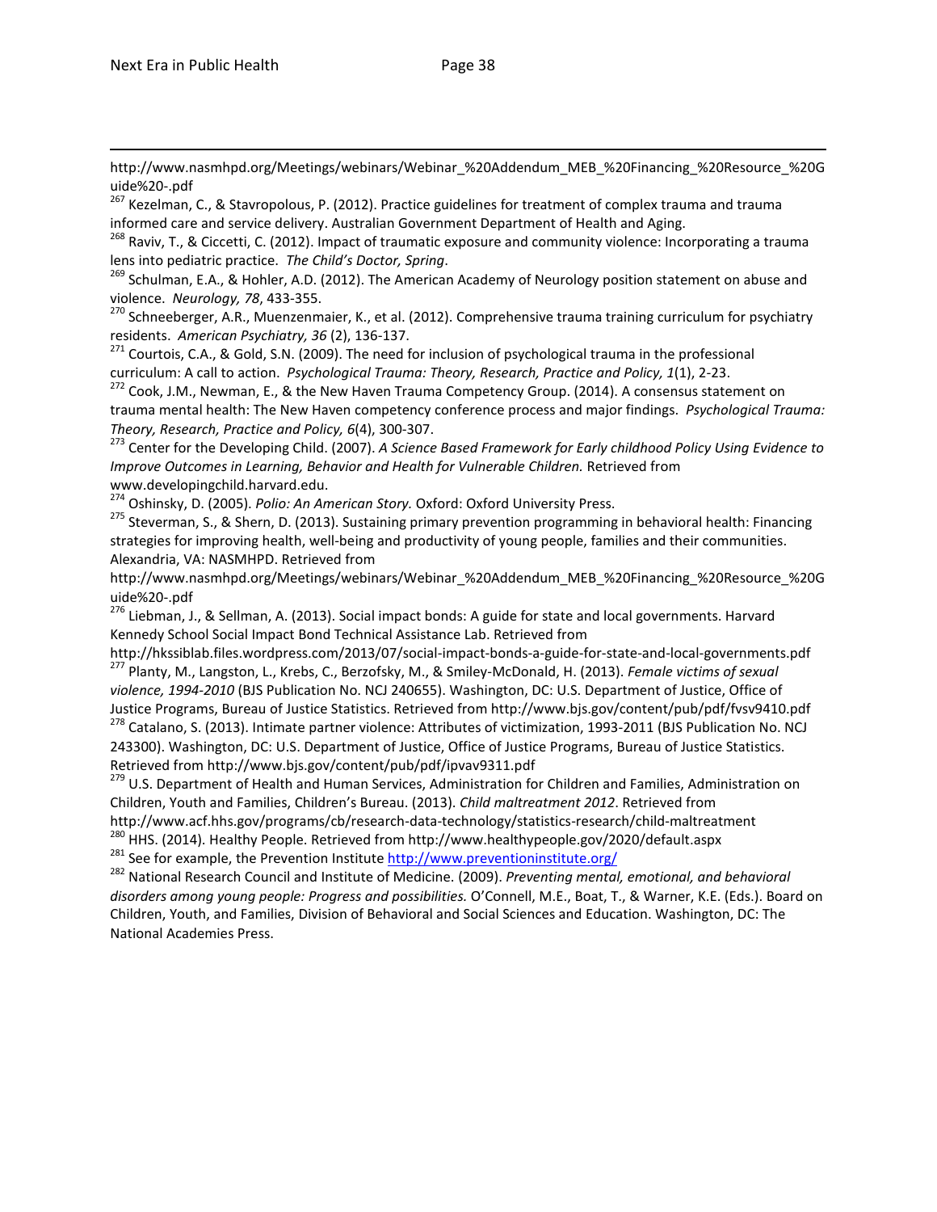http://www.nasmhpd.org/Meetings/webinars/Webinar_%20Addendum_MEB_%20Financing_%20Resource_%20Guide%20-.pdf

[267] Kezelman, C., & Stavropolous, P. (2012). Practice guidelines for treatment of complex trauma and trauma informed care and service delivery. Australian Government Department of Health and Aging.

[268] Raviv, T., & Ciccetti, C. (2012). Impact of traumatic exposure and community violence: Incorporating a trauma lens into pediatric practice. *The Child's Doctor, Spring*.

[269] Schulman, E.A., & Hohler, A.D. (2012). The American Academy of Neurology position statement on abuse and violence. *Neurology, 78*, 433-355.

[270] Schneeberger, A.R., Muenzenmaier, K., et al. (2012). Comprehensive trauma training curriculum for psychiatry residents. *American Psychiatry, 36* (2), 136-137.

[271] Courtois, C.A., & Gold, S.N. (2009). The need for inclusion of psychological trauma in the professional curriculum: A call to action. *Psychological Trauma: Theory, Research, Practice and Policy, 1*(1), 2-23.

[272] Cook, J.M., Newman, E., & the New Haven Trauma Competency Group. (2014). A consensus statement on trauma mental health: The New Haven competency conference process and major findings. *Psychological Trauma: Theory, Research, Practice and Policy, 6*(4), 300-307.

[273] Center for the Developing Child. (2007). *A Science Based Framework for Early childhood Policy Using Evidence to Improve Outcomes in Learning, Behavior and Health for Vulnerable Children.* Retrieved from www.developingchild.harvard.edu.

[274] Oshinsky, D. (2005). *Polio: An American Story.* Oxford: Oxford University Press.

[275] Steverman, S., & Shern, D. (2013). Sustaining primary prevention programming in behavioral health: Financing strategies for improving health, well-being and productivity of young people, families and their communities. Alexandria, VA: NASMHPD. Retrieved from http://www.nasmhpd.org/Meetings/webinars/Webinar_%20Addendum_MEB_%20Financing_%20Resource_%20Guide%20-.pdf

[276] Liebman, J., & Sellman, A. (2013). Social impact bonds: A guide for state and local governments. Harvard Kennedy School Social Impact Bond Technical Assistance Lab. Retrieved from http://hkssiblab.files.wordpress.com/2013/07/social-impact-bonds-a-guide-for-state-and-local-governments.pdf

[277] Planty, M., Langston, L., Krebs, C., Berzofsky, M., & Smiley-McDonald, H. (2013). *Female victims of sexual violence, 1994-2010* (BJS Publication No. NCJ 240655). Washington, DC: U.S. Department of Justice, Office of Justice Programs, Bureau of Justice Statistics. Retrieved from http://www.bjs.gov/content/pub/pdf/fvsv9410.pdf

[278] Catalano, S. (2013). Intimate partner violence: Attributes of victimization, 1993-2011 (BJS Publication No. NCJ 243300). Washington, DC: U.S. Department of Justice, Office of Justice Programs, Bureau of Justice Statistics. Retrieved from http://www.bjs.gov/content/pub/pdf/ipvav9311.pdf

[279] U.S. Department of Health and Human Services, Administration for Children and Families, Administration on Children, Youth and Families, Children's Bureau. (2013). *Child maltreatment 2012*. Retrieved from http://www.acf.hhs.gov/programs/cb/research-data-technology/statistics-research/child-maltreatment

[280] HHS. (2014). Healthy People. Retrieved from http://www.healthypeople.gov/2020/default.aspx

[281] See for example, the Prevention Institute http://www.preventioninstitute.org/

[282] National Research Council and Institute of Medicine. (2009). *Preventing mental, emotional, and behavioral disorders among young people: Progress and possibilities.* O'Connell, M.E., Boat, T., & Warner, K.E. (Eds.). Board on Children, Youth, and Families, Division of Behavioral and Social Sciences and Education. Washington, DC: The National Academies Press.